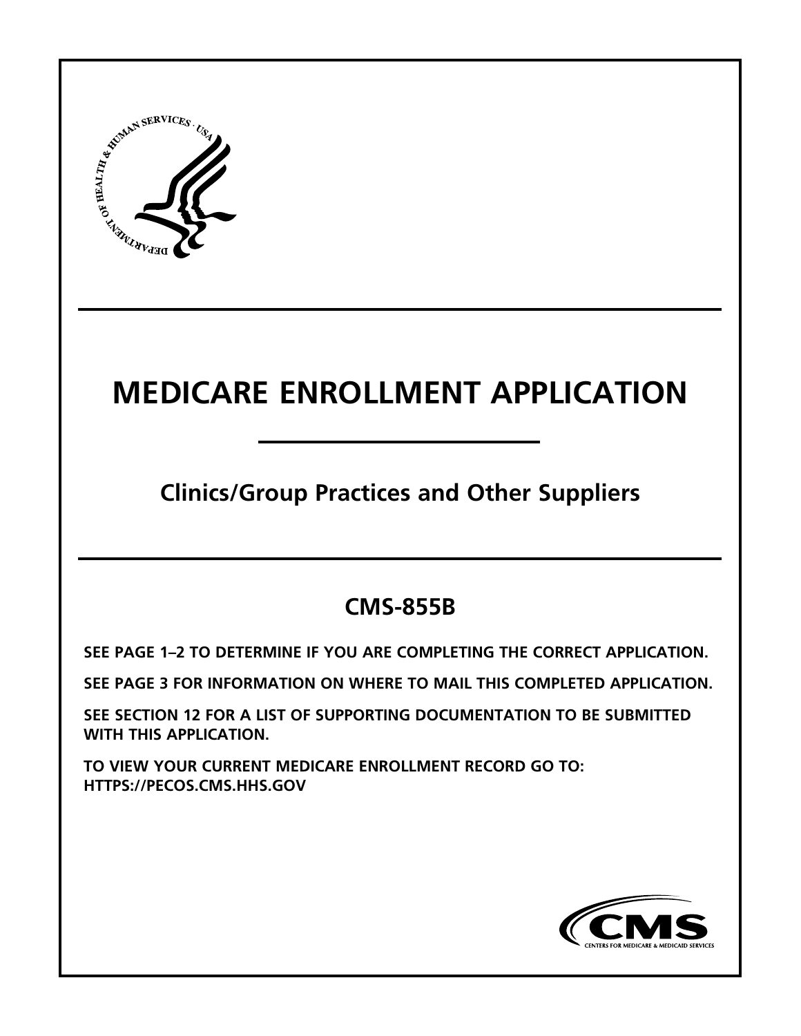# MEDICARE ENROLLMENT APPLICATION

## Clinics/Group Practices and Other Suppliers

## CMS-855B

**SEE PAGE 1–2 TO DETERMINE IF YOU ARE COMPLETING THE CORRECT APPLICATION.**

**SEE PAGE 3 FOR INFORMATION ON WHERE TO MAIL THIS COMPLETED APPLICATION.**

**SEE SECTION 12 FOR A LIST OF SUPPORTING DOCUMENTATION TO BE SUBMITTED WITH THIS APPLICATION.**

**TO VIEW YOUR CURRENT MEDICARE ENROLLMENT RECORD GO TO: HTTPS://PECOS.CMS.HHS.GOV**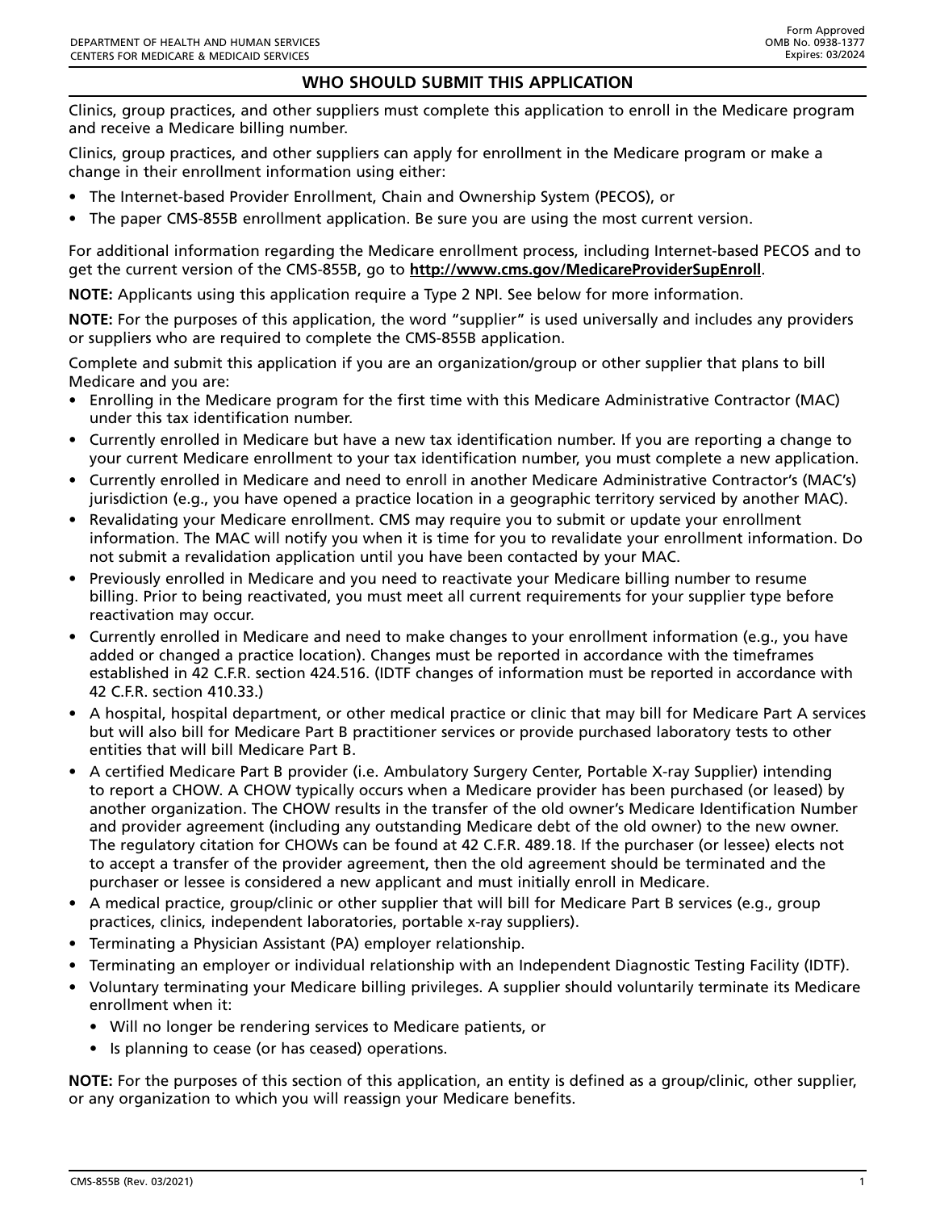## WHO SHOULD SUBMIT THIS APPLICATION

Clinics, group practices, and other suppliers must complete this application to enroll in the Medicare program and receive a Medicare billing number.

Clinics, group practices, and other suppliers can apply for enrollment in the Medicare program or make a change in their enrollment information using either:

- The Internet-based Provider Enrollment, Chain and Ownership System (PECOS), or
- The paper CMS-855B enrollment application. Be sure you are using the most current version.

For additional information regarding the Medicare enrollment process, including Internet-based PECOS and to get the current version of the CMS-855B, go to **http://www.cms.gov/MedicareProviderSupEnroll**.

**NOTE:** Applicants using this application require a Type 2 NPI. See below for more information.

**NOTE:** For the purposes of this application, the word "supplier" is used universally and includes any providers or suppliers who are required to complete the CMS-855B application.

Complete and submit this application if you are an organization/group or other supplier that plans to bill Medicare and you are:

- Enrolling in the Medicare program for the first time with this Medicare Administrative Contractor (MAC) under this tax identification number.
- Currently enrolled in Medicare but have a new tax identification number. If you are reporting a change to your current Medicare enrollment to your tax identification number, you must complete a new application.
- Currently enrolled in Medicare and need to enroll in another Medicare Administrative Contractor's (MAC's) jurisdiction (e.g., you have opened a practice location in a geographic territory serviced by another MAC).
- Revalidating your Medicare enrollment. CMS may require you to submit or update your enrollment information. The MAC will notify you when it is time for you to revalidate your enrollment information. Do not submit a revalidation application until you have been contacted by your MAC.
- Previously enrolled in Medicare and you need to reactivate your Medicare billing number to resume billing. Prior to being reactivated, you must meet all current requirements for your supplier type before reactivation may occur.
- Currently enrolled in Medicare and need to make changes to your enrollment information (e.g., you have added or changed a practice location). Changes must be reported in accordance with the timeframes established in 42 C.F.R. section 424.516. (IDTF changes of information must be reported in accordance with 42 C.F.R. section 410.33.)
- A hospital, hospital department, or other medical practice or clinic that may bill for Medicare Part A services but will also bill for Medicare Part B practitioner services or provide purchased laboratory tests to other entities that will bill Medicare Part B.
- A certified Medicare Part B provider (i.e. Ambulatory Surgery Center, Portable X-ray Supplier) intending to report a CHOW. A CHOW typically occurs when a Medicare provider has been purchased (or leased) by another organization. The CHOW results in the transfer of the old owner's Medicare Identification Number and provider agreement (including any outstanding Medicare debt of the old owner) to the new owner. The regulatory citation for CHOWs can be found at 42 C.F.R. 489.18. If the purchaser (or lessee) elects not to accept a transfer of the provider agreement, then the old agreement should be terminated and the purchaser or lessee is considered a new applicant and must initially enroll in Medicare.
- A medical practice, group/clinic or other supplier that will bill for Medicare Part B services (e.g., group practices, clinics, independent laboratories, portable x-ray suppliers).
- Terminating a Physician Assistant (PA) employer relationship.
- Terminating an employer or individual relationship with an Independent Diagnostic Testing Facility (IDTF).
- Voluntary terminating your Medicare billing privileges. A supplier should voluntarily terminate its Medicare enrollment when it:
  - Will no longer be rendering services to Medicare patients, or
  - Is planning to cease (or has ceased) operations.

**NOTE:** For the purposes of this section of this application, an entity is defined as a group/clinic, other supplier, or any organization to which you will reassign your Medicare benefits.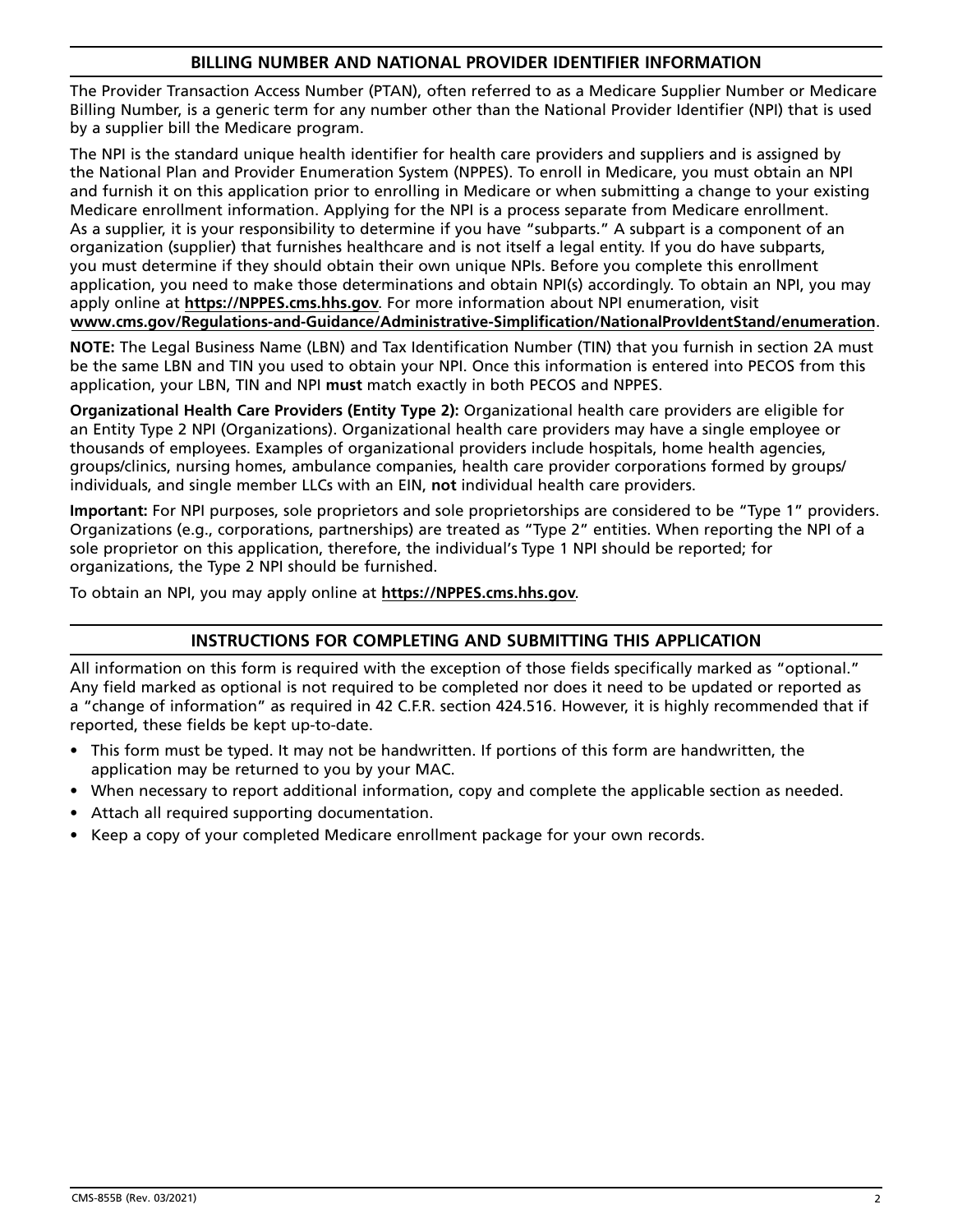## BILLING NUMBER AND NATIONAL PROVIDER IDENTIFIER INFORMATION

The Provider Transaction Access Number (PTAN), often referred to as a Medicare Supplier Number or Medicare Billing Number, is a generic term for any number other than the National Provider Identifier (NPI) that is used by a supplier bill the Medicare program.

The NPI is the standard unique health identifier for health care providers and suppliers and is assigned by the National Plan and Provider Enumeration System (NPPES). To enroll in Medicare, you must obtain an NPI and furnish it on this application prior to enrolling in Medicare or when submitting a change to your existing Medicare enrollment information. Applying for the NPI is a process separate from Medicare enrollment. As a supplier, it is your responsibility to determine if you have "subparts." A subpart is a component of an organization (supplier) that furnishes healthcare and is not itself a legal entity. If you do have subparts, you must determine if they should obtain their own unique NPIs. Before you complete this enrollment application, you need to make those determinations and obtain NPI(s) accordingly. To obtain an NPI, you may apply online at **https://NPPES.cms.hhs.gov**. For more information about NPI enumeration, visit **www.cms.gov/Regulations-and-Guidance/Administrative-Simplification/NationalProvIdentStand/enumeration**.

**NOTE:** The Legal Business Name (LBN) and Tax Identification Number (TIN) that you furnish in section 2A must be the same LBN and TIN you used to obtain your NPI. Once this information is entered into PECOS from this application, your LBN, TIN and NPI **must** match exactly in both PECOS and NPPES.

**Organizational Health Care Providers (Entity Type 2):** Organizational health care providers are eligible for an Entity Type 2 NPI (Organizations). Organizational health care providers may have a single employee or thousands of employees. Examples of organizational providers include hospitals, home health agencies, groups/clinics, nursing homes, ambulance companies, health care provider corporations formed by groups/individuals, and single member LLCs with an EIN**, not** individual health care providers.

**Important:** For NPI purposes, sole proprietors and sole proprietorships are considered to be "Type 1" providers. Organizations (e.g., corporations, partnerships) are treated as "Type 2" entities. When reporting the NPI of a sole proprietor on this application, therefore, the individual's Type 1 NPI should be reported; for organizations, the Type 2 NPI should be furnished.

To obtain an NPI, you may apply online at **https://NPPES.cms.hhs.gov**.

## INSTRUCTIONS FOR COMPLETING AND SUBMITTING THIS APPLICATION

All information on this form is required with the exception of those fields specifically marked as "optional." Any field marked as optional is not required to be completed nor does it need to be updated or reported as a "change of information" as required in 42 C.F.R. section 424.516. However, it is highly recommended that if reported, these fields be kept up-to-date.

- This form must be typed. It may not be handwritten. If portions of this form are handwritten, the application may be returned to you by your MAC.
- When necessary to report additional information, copy and complete the applicable section as needed.
- Attach all required supporting documentation.
- Keep a copy of your completed Medicare enrollment package for your own records.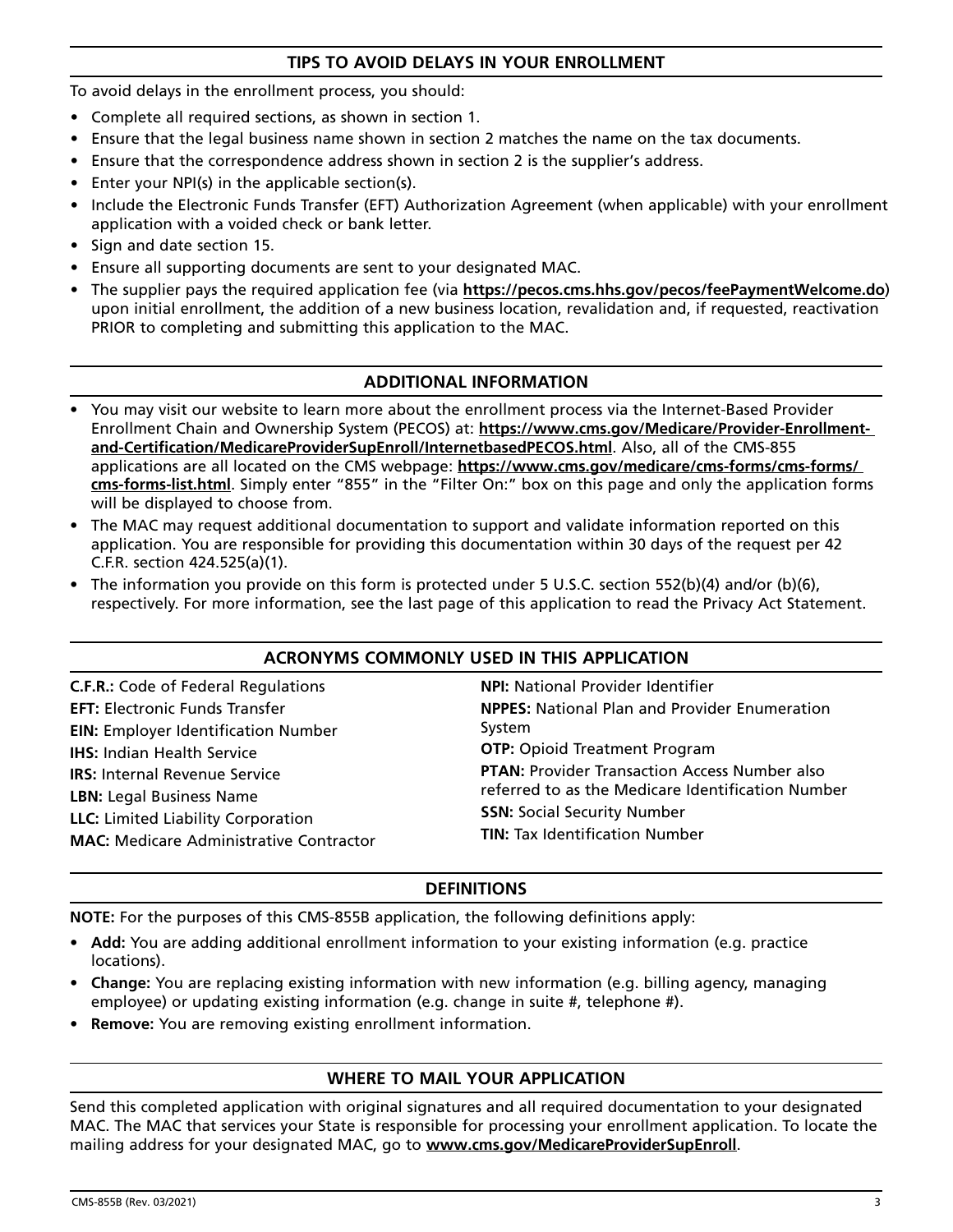## TIPS TO AVOID DELAYS IN YOUR ENROLLMENT

To avoid delays in the enrollment process, you should:

- Complete all required sections, as shown in section 1.
- Ensure that the legal business name shown in section 2 matches the name on the tax documents.
- Ensure that the correspondence address shown in section 2 is the supplier's address.
- Enter your NPI(s) in the applicable section(s).
- Include the Electronic Funds Transfer (EFT) Authorization Agreement (when applicable) with your enrollment application with a voided check or bank letter.
- Sign and date section 15.
- Ensure all supporting documents are sent to your designated MAC.
- The supplier pays the required application fee (via **https://pecos.cms.hhs.gov/pecos/feePaymentWelcome.do**) upon initial enrollment, the addition of a new business location, revalidation and, if requested, reactivation PRIOR to completing and submitting this application to the MAC.

## ADDITIONAL INFORMATION

- You may visit our website to learn more about the enrollment process via the Internet-Based Provider Enrollment Chain and Ownership System (PECOS) at: **https://www.cms.gov/Medicare/Provider-Enrollment-and-Certification/MedicareProviderSupEnroll/InternetbasedPECOS.html**. Also, all of the CMS-855 applications are all located on the CMS webpage: **https://www.cms.gov/medicare/cms-forms/cms-forms/cms-forms-list.html**. Simply enter "855" in the "Filter On:" box on this page and only the application forms will be displayed to choose from.
- The MAC may request additional documentation to support and validate information reported on this application. You are responsible for providing this documentation within 30 days of the request per 42 C.F.R. section 424.525(a)(1).
- The information you provide on this form is protected under 5 U.S.C. section 552(b)(4) and/or (b)(6), respectively. For more information, see the last page of this application to read the Privacy Act Statement.

## ACRONYMS COMMONLY USED IN THIS APPLICATION

**C.F.R.:** Code of Federal Regulations
**EFT:** Electronic Funds Transfer
**EIN:** Employer Identification Number
**IHS:** Indian Health Service
**IRS:** Internal Revenue Service
**LBN:** Legal Business Name
**LLC:** Limited Liability Corporation
**MAC:** Medicare Administrative Contractor
**NPI:** National Provider Identifier
**NPPES:** National Plan and Provider Enumeration System
**OTP:** Opioid Treatment Program
**PTAN:** Provider Transaction Access Number also referred to as the Medicare Identification Number
**SSN:** Social Security Number
**TIN:** Tax Identification Number

## DEFINITIONS

**NOTE:** For the purposes of this CMS-855B application, the following definitions apply:

- **Add:** You are adding additional enrollment information to your existing information (e.g. practice locations).
- **Change:** You are replacing existing information with new information (e.g. billing agency, managing employee) or updating existing information (e.g. change in suite #, telephone #).
- **Remove:** You are removing existing enrollment information.

## WHERE TO MAIL YOUR APPLICATION

Send this completed application with original signatures and all required documentation to your designated MAC. The MAC that services your State is responsible for processing your enrollment application. To locate the mailing address for your designated MAC, go to **www.cms.gov/MedicareProviderSupEnroll**.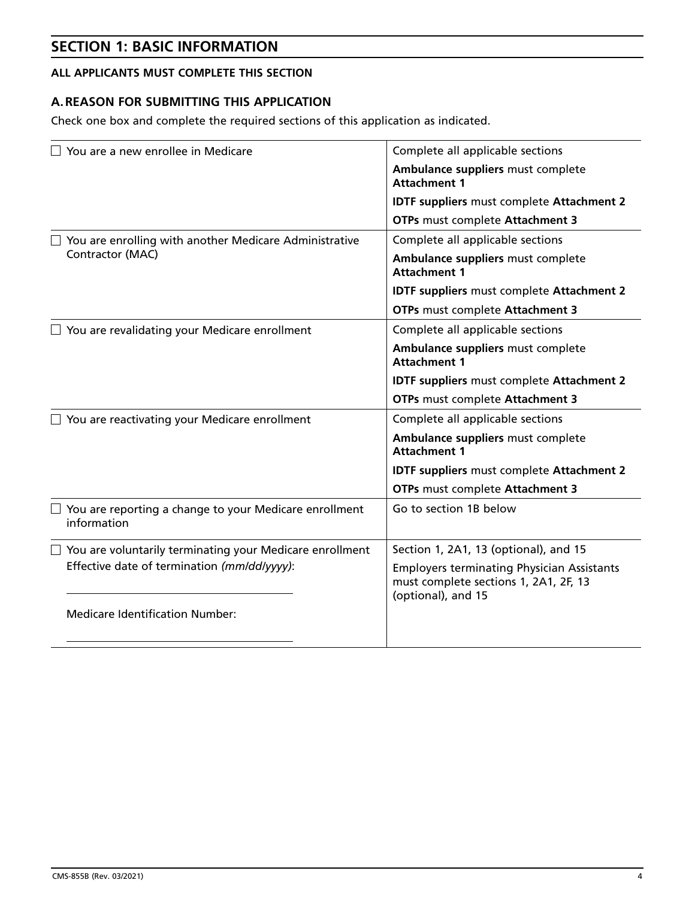## SECTION 1: BASIC INFORMATION

**ALL APPLICANTS MUST COMPLETE THIS SECTION**

### A. REASON FOR SUBMITTING THIS APPLICATION

Check one box and complete the required sections of this application as indicated.

| | |
|---|---|
| ☐ You are a new enrollee in Medicare | Complete all applicable sections<br>**Ambulance suppliers** must complete **Attachment 1**<br>**IDTF suppliers** must complete **Attachment 2**<br>**OTPs** must complete **Attachment 3** |
| ☐ You are enrolling with another Medicare Administrative Contractor (MAC) | Complete all applicable sections<br>**Ambulance suppliers** must complete **Attachment 1**<br>**IDTF suppliers** must complete **Attachment 2**<br>**OTPs** must complete **Attachment 3** |
| ☐ You are revalidating your Medicare enrollment | Complete all applicable sections<br>**Ambulance suppliers** must complete **Attachment 1**<br>**IDTF suppliers** must complete **Attachment 2**<br>**OTPs** must complete **Attachment 3** |
| ☐ You are reactivating your Medicare enrollment | Complete all applicable sections<br>**Ambulance suppliers** must complete **Attachment 1**<br>**IDTF suppliers** must complete **Attachment 2**<br>**OTPs** must complete **Attachment 3** |
| ☐ You are reporting a change to your Medicare enrollment information | Go to section 1B below |
| ☐ You are voluntarily terminating your Medicare enrollment<br>Effective date of termination *(mm/dd/yyyy)*: ____________<br>Medicare Identification Number: ____________ | Section 1, 2A1, 13 (optional), and 15<br>Employers terminating Physician Assistants must complete sections 1, 2A1, 2F, 13 (optional), and 15 |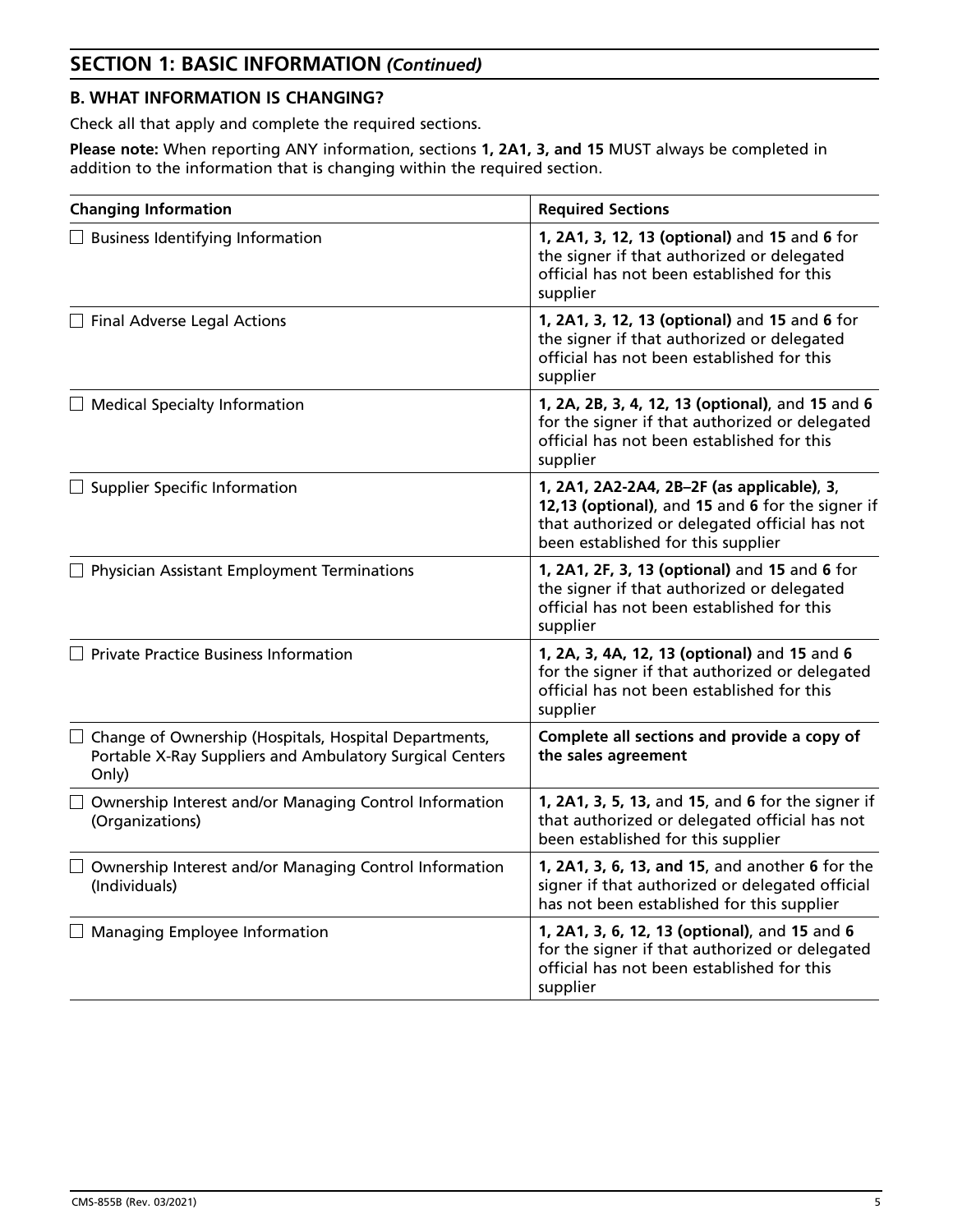## SECTION 1: BASIC INFORMATION *(Continued)*

### B. WHAT INFORMATION IS CHANGING?

Check all that apply and complete the required sections.

**Please note:** When reporting ANY information, sections **1, 2A1, 3, and 15** MUST always be completed in addition to the information that is changing within the required section.

| Changing Information | Required Sections |
|---|---|
| ☐ Business Identifying Information | **1, 2A1, 3, 12, 13 (optional)** and **15** and **6** for the signer if that authorized or delegated official has not been established for this supplier |
| ☐ Final Adverse Legal Actions | **1, 2A1, 3, 12, 13 (optional)** and **15** and **6** for the signer if that authorized or delegated official has not been established for this supplier |
| ☐ Medical Specialty Information | **1, 2A, 2B, 3, 4, 12, 13 (optional)**, and **15** and **6** for the signer if that authorized or delegated official has not been established for this supplier |
| ☐ Supplier Specific Information | **1, 2A1, 2A2-2A4, 2B–2F (as applicable)**, **3**, **12,13 (optional)**, and **15** and **6** for the signer if that authorized or delegated official has not been established for this supplier |
| ☐ Physician Assistant Employment Terminations | **1, 2A1, 2F, 3, 13 (optional)** and **15** and **6** for the signer if that authorized or delegated official has not been established for this supplier |
| ☐ Private Practice Business Information | **1, 2A, 3, 4A, 12, 13 (optional)** and **15** and **6** for the signer if that authorized or delegated official has not been established for this supplier |
| ☐ Change of Ownership (Hospitals, Hospital Departments, Portable X-Ray Suppliers and Ambulatory Surgical Centers Only) | **Complete all sections and provide a copy of the sales agreement** |
| ☐ Ownership Interest and/or Managing Control Information (Organizations) | **1, 2A1, 3, 5, 13,** and **15**, and **6** for the signer if that authorized or delegated official has not been established for this supplier |
| ☐ Ownership Interest and/or Managing Control Information (Individuals) | **1, 2A1, 3, 6, 13, and 15**, and another **6** for the signer if that authorized or delegated official has not been established for this supplier |
| ☐ Managing Employee Information | **1, 2A1, 3, 6, 12, 13 (optional)**, and **15** and **6** for the signer if that authorized or delegated official has not been established for this supplier |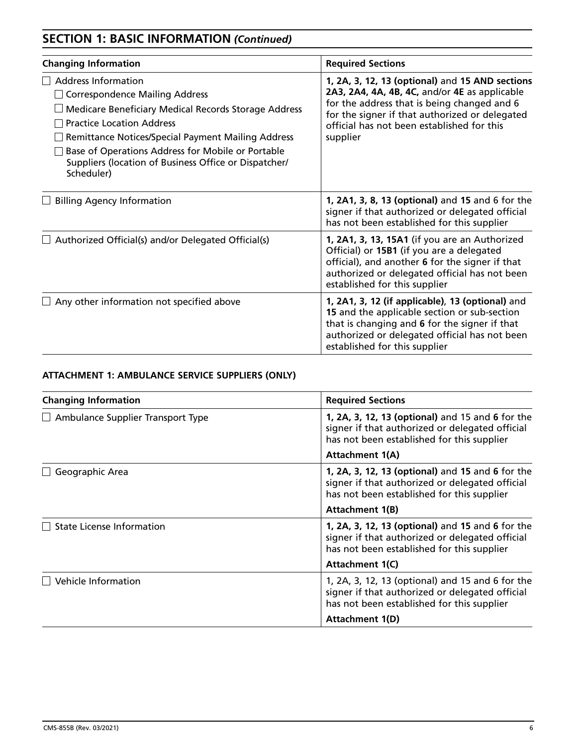## SECTION 1: BASIC INFORMATION *(Continued)*

| Changing Information | Required Sections |
|---|---|
| ☐ Address Information<br>☐ Correspondence Mailing Address<br>☐ Medicare Beneficiary Medical Records Storage Address<br>☐ Practice Location Address<br>☐ Remittance Notices/Special Payment Mailing Address<br>☐ Base of Operations Address for Mobile or Portable Suppliers (location of Business Office or Dispatcher/ Scheduler) | **1, 2A, 3, 12, 13 (optional)** and **15 AND sections 2A3, 2A4, 4A, 4B, 4C,** and/or **4E** as applicable for the address that is being changed and 6 for the signer if that authorized or delegated official has not been established for this supplier |
| ☐ Billing Agency Information | **1, 2A1, 3, 8, 13 (optional)** and **15** and 6 for the signer if that authorized or delegated official has not been established for this supplier |
| ☐ Authorized Official(s) and/or Delegated Official(s) | **1, 2A1, 3, 13, 15A1** (if you are an Authorized Official) or **15B1** (if you are a delegated official), and another **6** for the signer if that authorized or delegated official has not been established for this supplier |
| ☐ Any other information not specified above | **1, 2A1, 3, 12 (if applicable), 13 (optional)** and **15** and the applicable section or sub-section that is changing and **6** for the signer if that authorized or delegated official has not been established for this supplier |

### ATTACHMENT 1: AMBULANCE SERVICE SUPPLIERS (ONLY)

| Changing Information | Required Sections |
|---|---|
| ☐ Ambulance Supplier Transport Type | **1, 2A, 3, 12, 13 (optional)** and 15 and **6** for the signer if that authorized or delegated official has not been established for this supplier<br>**Attachment 1(A)** |
| ☐ Geographic Area | **1, 2A, 3, 12, 13 (optional)** and **15** and **6** for the signer if that authorized or delegated official has not been established for this supplier<br>**Attachment 1(B)** |
| ☐ State License Information | **1, 2A, 3, 12, 13 (optional)** and **15** and **6** for the signer if that authorized or delegated official has not been established for this supplier<br>**Attachment 1(C)** |
| ☐ Vehicle Information | 1, 2A, 3, 12, 13 (optional) and 15 and 6 for the signer if that authorized or delegated official has not been established for this supplier<br>**Attachment 1(D)** |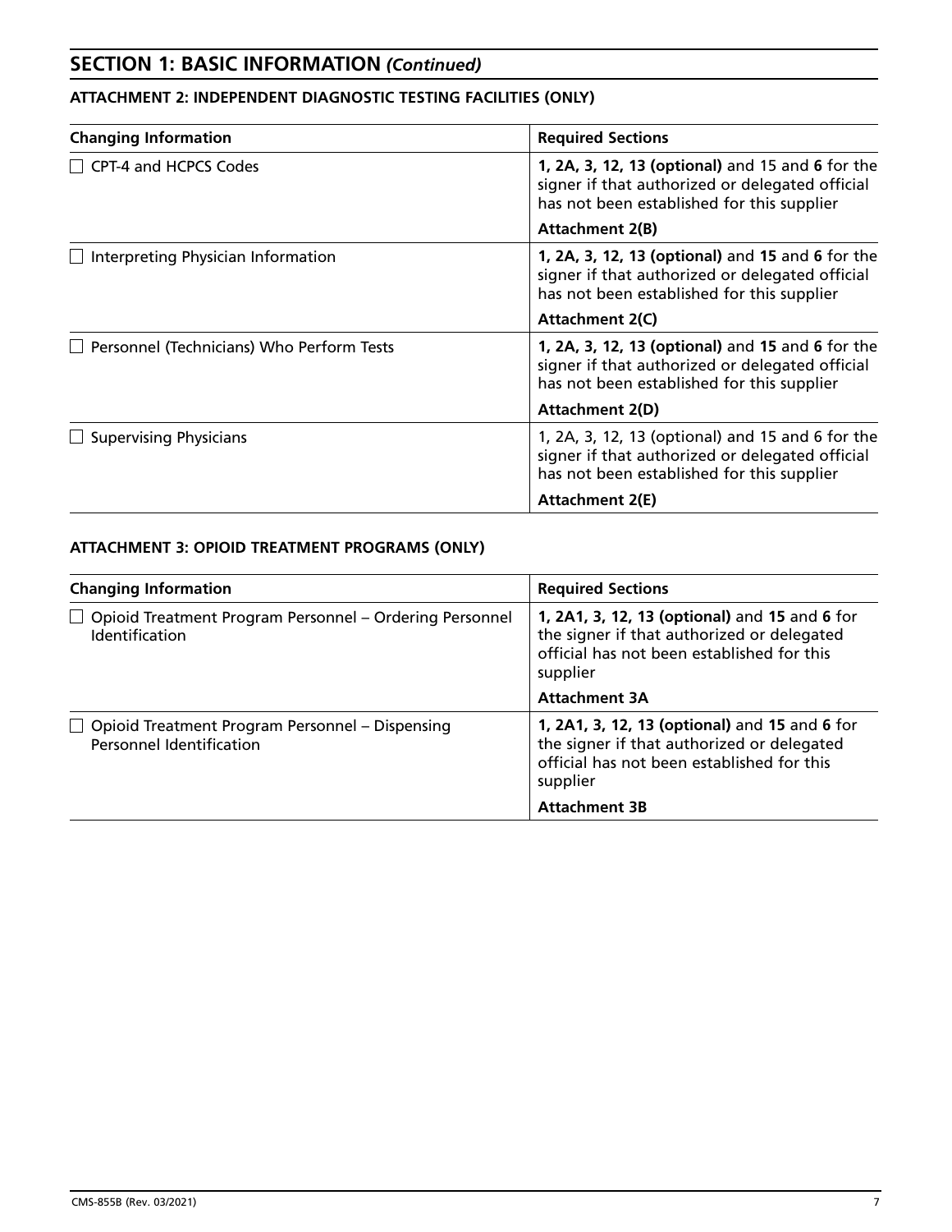## SECTION 1: BASIC INFORMATION *(Continued)*

### ATTACHMENT 2: INDEPENDENT DIAGNOSTIC TESTING FACILITIES (ONLY)

| Changing Information | Required Sections |
| --- | --- |
| ☐ CPT-4 and HCPCS Codes | **1, 2A, 3, 12, 13 (optional)** and 15 and **6** for the signer if that authorized or delegated official has not been established for this supplier<br>**Attachment 2(B)** |
| ☐ Interpreting Physician Information | **1, 2A, 3, 12, 13 (optional)** and **15** and **6** for the signer if that authorized or delegated official has not been established for this supplier<br>**Attachment 2(C)** |
| ☐ Personnel (Technicians) Who Perform Tests | **1, 2A, 3, 12, 13 (optional)** and **15** and **6** for the signer if that authorized or delegated official has not been established for this supplier<br>**Attachment 2(D)** |
| ☐ Supervising Physicians | 1, 2A, 3, 12, 13 (optional) and 15 and 6 for the signer if that authorized or delegated official has not been established for this supplier<br>**Attachment 2(E)** |

### ATTACHMENT 3: OPIOID TREATMENT PROGRAMS (ONLY)

| Changing Information | Required Sections |
| --- | --- |
| ☐ Opioid Treatment Program Personnel – Ordering Personnel Identification | **1, 2A1, 3, 12, 13 (optional)** and **15** and **6** for the signer if that authorized or delegated official has not been established for this supplier<br>**Attachment 3A** |
| ☐ Opioid Treatment Program Personnel – Dispensing Personnel Identification | **1, 2A1, 3, 12, 13 (optional)** and **15** and **6** for the signer if that authorized or delegated official has not been established for this supplier<br>**Attachment 3B** |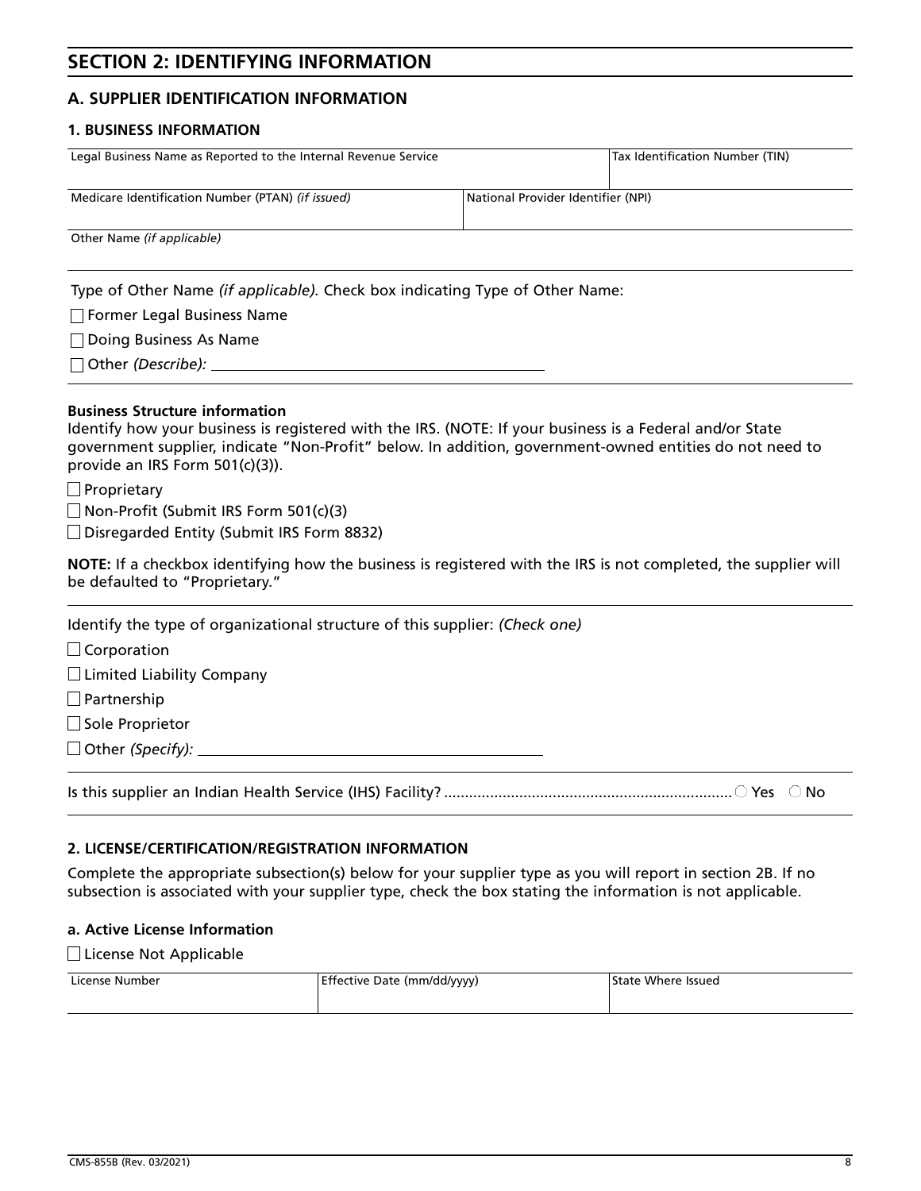## SECTION 2: IDENTIFYING INFORMATION

### A. SUPPLIER IDENTIFICATION INFORMATION

#### 1. BUSINESS INFORMATION

| Legal Business Name as Reported to the Internal Revenue Service | | Tax Identification Number (TIN) |
|---|---|---|
| | | |

| Medicare Identification Number (PTAN) *(if issued)* | National Provider Identifier (NPI) |
|---|---|
| | |

| Other Name *(if applicable)* |
|---|
| |

Type of Other Name *(if applicable).* Check box indicating Type of Other Name:

- ☐ Former Legal Business Name
- ☐ Doing Business As Name
- ☐ Other *(Describe):* ______________________

**Business Structure information**

Identify how your business is registered with the IRS. (NOTE: If your business is a Federal and/or State government supplier, indicate "Non-Profit" below. In addition, government-owned entities do not need to provide an IRS Form 501(c)(3)).

- ☐ Proprietary
- ☐ Non-Profit (Submit IRS Form 501(c)(3)
- ☐ Disregarded Entity (Submit IRS Form 8832)

**NOTE:** If a checkbox identifying how the business is registered with the IRS is not completed, the supplier will be defaulted to "Proprietary."

Identify the type of organizational structure of this supplier: *(Check one)*

- ☐ Corporation
- ☐ Limited Liability Company
- ☐ Partnership
- ☐ Sole Proprietor
- ☐ Other *(Specify):* ______________________

Is this supplier an Indian Health Service (IHS) Facility? .................... ○ Yes ○ No

#### 2. LICENSE/CERTIFICATION/REGISTRATION INFORMATION

Complete the appropriate subsection(s) below for your supplier type as you will report in section 2B. If no subsection is associated with your supplier type, check the box stating the information is not applicable.

**a. Active License Information**

☐ License Not Applicable

| License Number | Effective Date (mm/dd/yyyy) | State Where Issued |
|---|---|---|
| | | |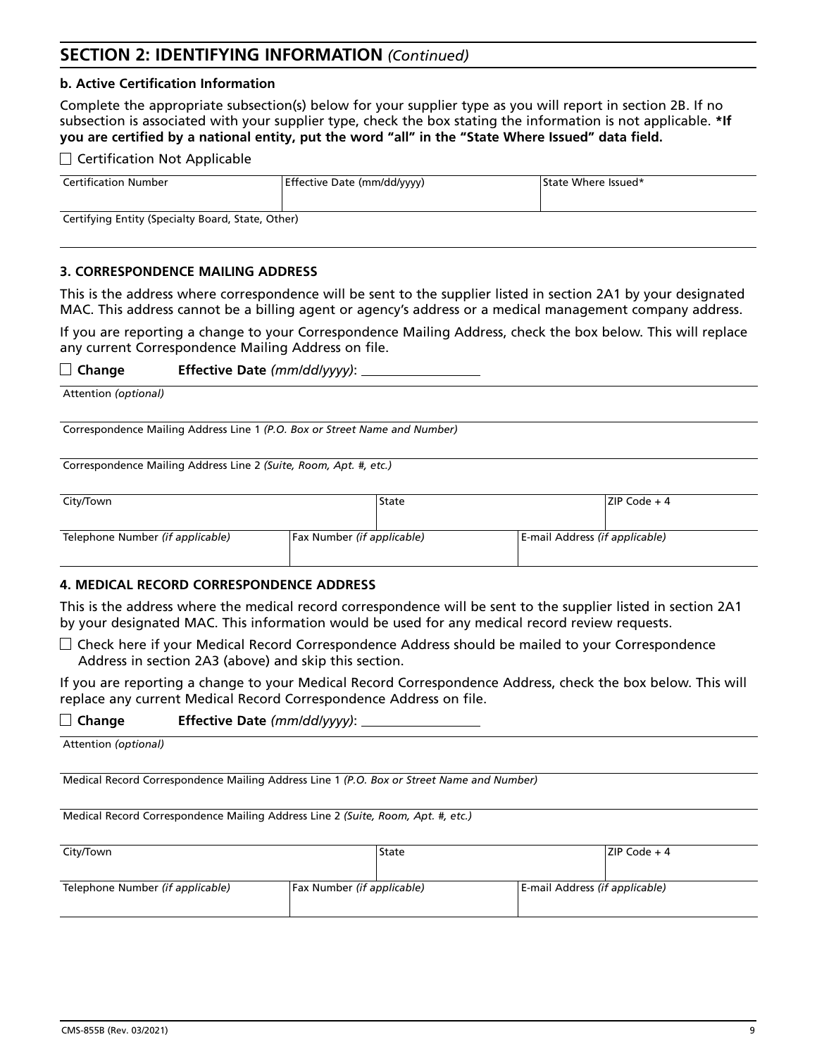## SECTION 2: IDENTIFYING INFORMATION *(Continued)*

### b. Active Certification Information

Complete the appropriate subsection(s) below for your supplier type as you will report in section 2B. If no subsection is associated with your supplier type, check the box stating the information is not applicable. **\*If you are certified by a national entity, put the word "all" in the "State Where Issued" data field.**

☐ Certification Not Applicable

| Certification Number | Effective Date (mm/dd/yyyy) | State Where Issued* |
|---|---|---|
| | | |

| Certifying Entity (Specialty Board, State, Other) |
|---|
| |

### 3. CORRESPONDENCE MAILING ADDRESS

This is the address where correspondence will be sent to the supplier listed in section 2A1 by your designated MAC. This address cannot be a billing agent or agency's address or a medical management company address.

If you are reporting a change to your Correspondence Mailing Address, check the box below. This will replace any current Correspondence Mailing Address on file.

☐ **Change** **Effective Date** *(mm/dd/yyyy)*: _______________

| Attention *(optional)* |
|---|
| |

| Correspondence Mailing Address Line 1 *(P.O. Box or Street Name and Number)* |
|---|
| |

| Correspondence Mailing Address Line 2 *(Suite, Room, Apt. #, etc.)* |
|---|
| |

| City/Town | State | ZIP Code + 4 |
|---|---|---|
| | | |

| Telephone Number *(if applicable)* | Fax Number *(if applicable)* | E-mail Address *(if applicable)* |
|---|---|---|
| | | |

### 4. MEDICAL RECORD CORRESPONDENCE ADDRESS

This is the address where the medical record correspondence will be sent to the supplier listed in section 2A1 by your designated MAC. This information would be used for any medical record review requests.

☐ Check here if your Medical Record Correspondence Address should be mailed to your Correspondence Address in section 2A3 (above) and skip this section.

If you are reporting a change to your Medical Record Correspondence Address, check the box below. This will replace any current Medical Record Correspondence Address on file.

☐ **Change** **Effective Date** *(mm/dd/yyyy)*: _______________

| Attention *(optional)* |
|---|
| |

| Medical Record Correspondence Mailing Address Line 1 *(P.O. Box or Street Name and Number)* |
|---|
| |

| Medical Record Correspondence Mailing Address Line 2 *(Suite, Room, Apt. #, etc.)* |
|---|
| |

| City/Town | State | ZIP Code + 4 |
|---|---|---|
| | | |

| Telephone Number *(if applicable)* | Fax Number *(if applicable)* | E-mail Address *(if applicable)* |
|---|---|---|
| | | |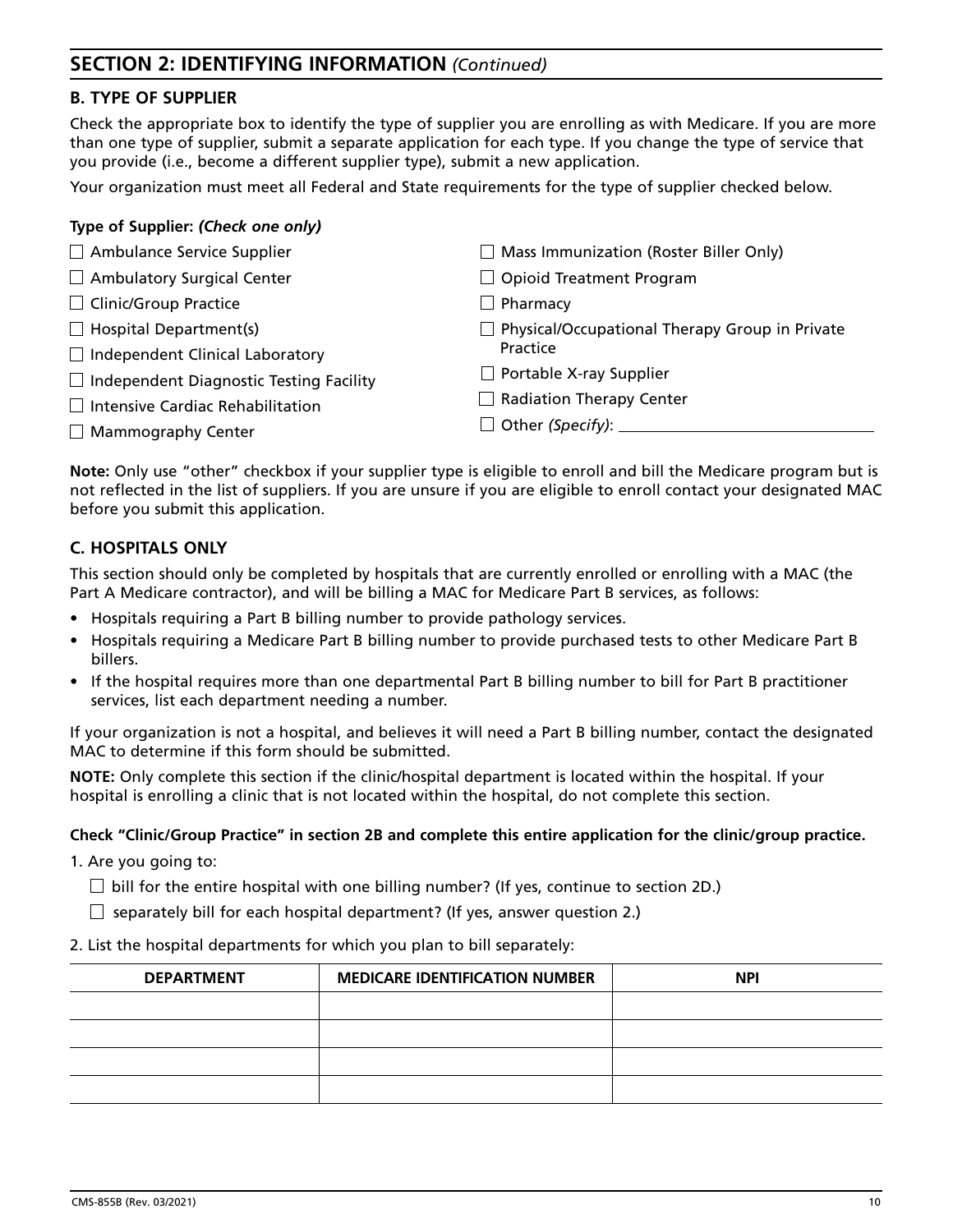## SECTION 2: IDENTIFYING INFORMATION *(Continued)*

### B. TYPE OF SUPPLIER

Check the appropriate box to identify the type of supplier you are enrolling as with Medicare. If you are more than one type of supplier, submit a separate application for each type. If you change the type of service that you provide (i.e., become a different supplier type), submit a new application.

Your organization must meet all Federal and State requirements for the type of supplier checked below.

**Type of Supplier:** ***(Check one only)***

- ☐ Ambulance Service Supplier
- ☐ Ambulatory Surgical Center
- ☐ Clinic/Group Practice
- ☐ Hospital Department(s)
- ☐ Independent Clinical Laboratory
- ☐ Independent Diagnostic Testing Facility
- ☐ Intensive Cardiac Rehabilitation
- ☐ Mammography Center
- ☐ Mass Immunization (Roster Biller Only)
- ☐ Opioid Treatment Program
- ☐ Pharmacy
- ☐ Physical/Occupational Therapy Group in Private Practice
- ☐ Portable X-ray Supplier
- ☐ Radiation Therapy Center
- ☐ Other *(Specify)*: ______________________________

**Note:** Only use "other" checkbox if your supplier type is eligible to enroll and bill the Medicare program but is not reflected in the list of suppliers. If you are unsure if you are eligible to enroll contact your designated MAC before you submit this application.

### C. HOSPITALS ONLY

This section should only be completed by hospitals that are currently enrolled or enrolling with a MAC (the Part A Medicare contractor), and will be billing a MAC for Medicare Part B services, as follows:

- Hospitals requiring a Part B billing number to provide pathology services.
- Hospitals requiring a Medicare Part B billing number to provide purchased tests to other Medicare Part B billers.
- If the hospital requires more than one departmental Part B billing number to bill for Part B practitioner services, list each department needing a number.

If your organization is not a hospital, and believes it will need a Part B billing number, contact the designated MAC to determine if this form should be submitted.

**NOTE:** Only complete this section if the clinic/hospital department is located within the hospital. If your hospital is enrolling a clinic that is not located within the hospital, do not complete this section.

**Check "Clinic/Group Practice" in section 2B and complete this entire application for the clinic/group practice.**

1. Are you going to:

   ☐ bill for the entire hospital with one billing number? (If yes, continue to section 2D.)

   ☐ separately bill for each hospital department? (If yes, answer question 2.)

2. List the hospital departments for which you plan to bill separately:

| DEPARTMENT | MEDICARE IDENTIFICATION NUMBER | NPI |
|---|---|---|
| | | |
| | | |
| | | |
| | | |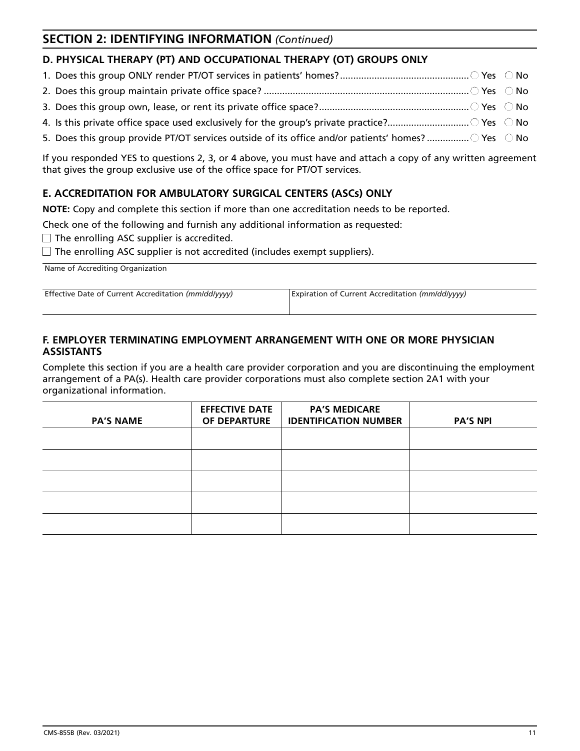## SECTION 2: IDENTIFYING INFORMATION *(Continued)*

### D. PHYSICAL THERAPY (PT) AND OCCUPATIONAL THERAPY (OT) GROUPS ONLY

1. Does this group ONLY render PT/OT services in patients' homes? ○ Yes ○ No
2. Does this group maintain private office space? ○ Yes ○ No
3. Does this group own, lease, or rent its private office space? ○ Yes ○ No
4. Is this private office space used exclusively for the group's private practice? ○ Yes ○ No
5. Does this group provide PT/OT services outside of its office and/or patients' homes? ○ Yes ○ No

If you responded YES to questions 2, 3, or 4 above, you must have and attach a copy of any written agreement that gives the group exclusive use of the office space for PT/OT services.

### E. ACCREDITATION FOR AMBULATORY SURGICAL CENTERS (ASCs) ONLY

**NOTE:** Copy and complete this section if more than one accreditation needs to be reported.

Check one of the following and furnish any additional information as requested:

☐ The enrolling ASC supplier is accredited.

☐ The enrolling ASC supplier is not accredited (includes exempt suppliers).

| Name of Accrediting Organization | |
|---|---|
| Effective Date of Current Accreditation *(mm/dd/yyyy)* | Expiration of Current Accreditation *(mm/dd/yyyy)* |

### F. EMPLOYER TERMINATING EMPLOYMENT ARRANGEMENT WITH ONE OR MORE PHYSICIAN ASSISTANTS

Complete this section if you are a health care provider corporation and you are discontinuing the employment arrangement of a PA(s). Health care provider corporations must also complete section 2A1 with your organizational information.

| PA'S NAME | EFFECTIVE DATE OF DEPARTURE | PA'S MEDICARE IDENTIFICATION NUMBER | PA'S NPI |
|---|---|---|---|
| | | | |
| | | | |
| | | | |
| | | | |
| | | | |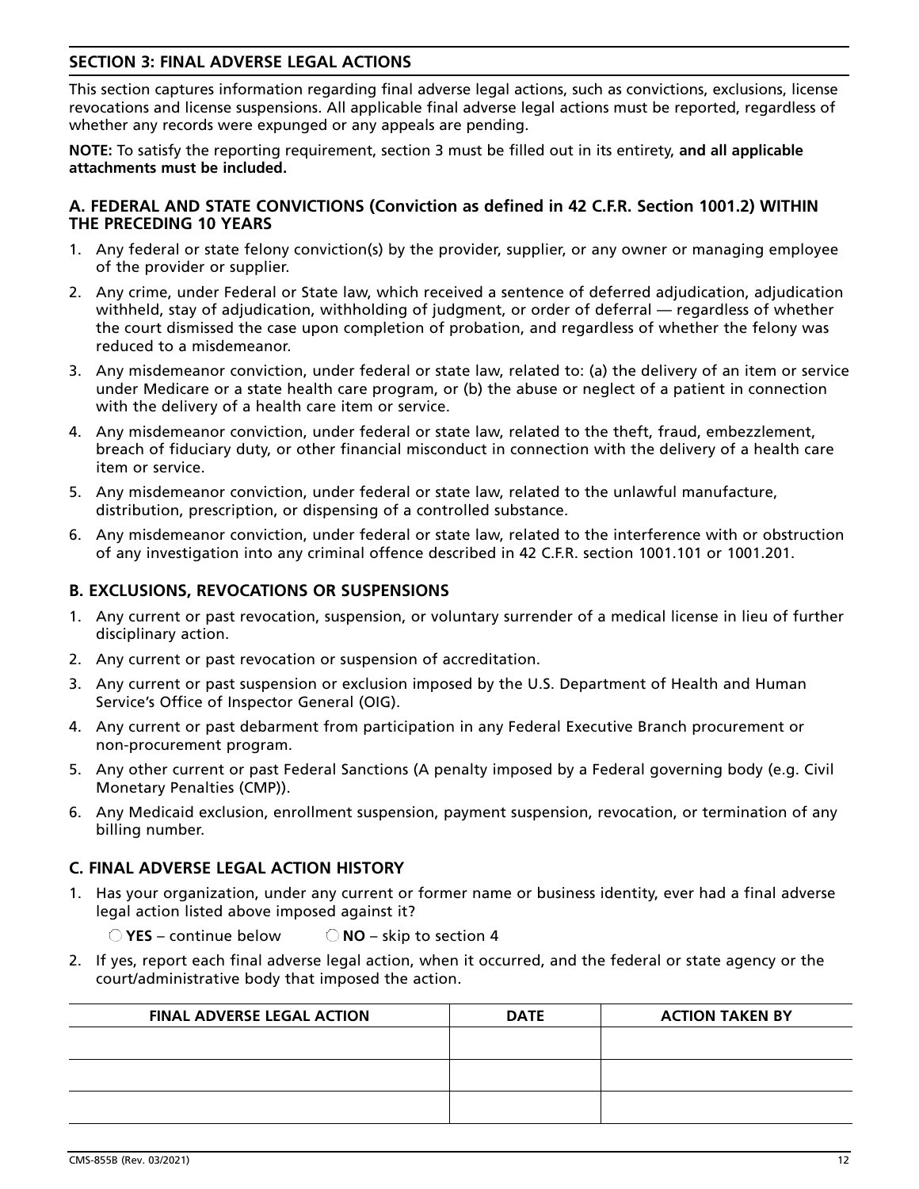## SECTION 3: FINAL ADVERSE LEGAL ACTIONS

This section captures information regarding final adverse legal actions, such as convictions, exclusions, license revocations and license suspensions. All applicable final adverse legal actions must be reported, regardless of whether any records were expunged or any appeals are pending.

**NOTE:** To satisfy the reporting requirement, section 3 must be filled out in its entirety, **and all applicable attachments must be included.**

### A. FEDERAL AND STATE CONVICTIONS (Conviction as defined in 42 C.F.R. Section 1001.2) WITHIN THE PRECEDING 10 YEARS

1. Any federal or state felony conviction(s) by the provider, supplier, or any owner or managing employee of the provider or supplier.
2. Any crime, under Federal or State law, which received a sentence of deferred adjudication, adjudication withheld, stay of adjudication, withholding of judgment, or order of deferral — regardless of whether the court dismissed the case upon completion of probation, and regardless of whether the felony was reduced to a misdemeanor.
3. Any misdemeanor conviction, under federal or state law, related to: (a) the delivery of an item or service under Medicare or a state health care program, or (b) the abuse or neglect of a patient in connection with the delivery of a health care item or service.
4. Any misdemeanor conviction, under federal or state law, related to the theft, fraud, embezzlement, breach of fiduciary duty, or other financial misconduct in connection with the delivery of a health care item or service.
5. Any misdemeanor conviction, under federal or state law, related to the unlawful manufacture, distribution, prescription, or dispensing of a controlled substance.
6. Any misdemeanor conviction, under federal or state law, related to the interference with or obstruction of any investigation into any criminal offence described in 42 C.F.R. section 1001.101 or 1001.201.

### B. EXCLUSIONS, REVOCATIONS OR SUSPENSIONS

1. Any current or past revocation, suspension, or voluntary surrender of a medical license in lieu of further disciplinary action.
2. Any current or past revocation or suspension of accreditation.
3. Any current or past suspension or exclusion imposed by the U.S. Department of Health and Human Service's Office of Inspector General (OIG).
4. Any current or past debarment from participation in any Federal Executive Branch procurement or non-procurement program.
5. Any other current or past Federal Sanctions (A penalty imposed by a Federal governing body (e.g. Civil Monetary Penalties (CMP)).
6. Any Medicaid exclusion, enrollment suspension, payment suspension, revocation, or termination of any billing number.

### C. FINAL ADVERSE LEGAL ACTION HISTORY

1. Has your organization, under any current or former name or business identity, ever had a final adverse legal action listed above imposed against it?

   ○ **YES** – continue below ○ **NO** – skip to section 4

2. If yes, report each final adverse legal action, when it occurred, and the federal or state agency or the court/administrative body that imposed the action.

| FINAL ADVERSE LEGAL ACTION | DATE | ACTION TAKEN BY |
|---|---|---|
| | | |
| | | |
| | | |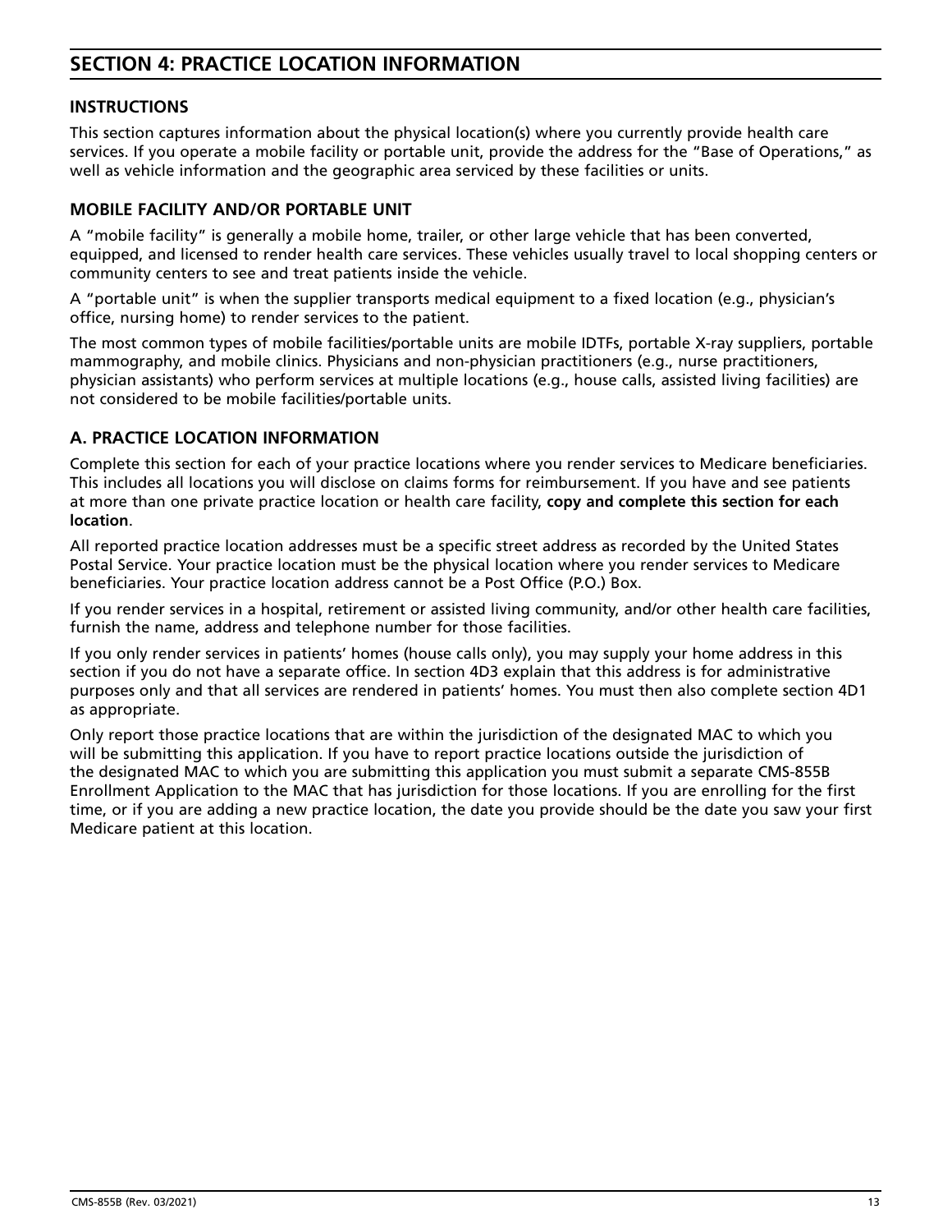# SECTION 4: PRACTICE LOCATION INFORMATION

## INSTRUCTIONS

This section captures information about the physical location(s) where you currently provide health care services. If you operate a mobile facility or portable unit, provide the address for the "Base of Operations," as well as vehicle information and the geographic area serviced by these facilities or units.

## MOBILE FACILITY AND/OR PORTABLE UNIT

A "mobile facility" is generally a mobile home, trailer, or other large vehicle that has been converted, equipped, and licensed to render health care services. These vehicles usually travel to local shopping centers or community centers to see and treat patients inside the vehicle.

A "portable unit" is when the supplier transports medical equipment to a fixed location (e.g., physician's office, nursing home) to render services to the patient.

The most common types of mobile facilities/portable units are mobile IDTFs, portable X-ray suppliers, portable mammography, and mobile clinics. Physicians and non-physician practitioners (e.g., nurse practitioners, physician assistants) who perform services at multiple locations (e.g., house calls, assisted living facilities) are not considered to be mobile facilities/portable units.

## A. PRACTICE LOCATION INFORMATION

Complete this section for each of your practice locations where you render services to Medicare beneficiaries. This includes all locations you will disclose on claims forms for reimbursement. If you have and see patients at more than one private practice location or health care facility, **copy and complete this section for each location**.

All reported practice location addresses must be a specific street address as recorded by the United States Postal Service. Your practice location must be the physical location where you render services to Medicare beneficiaries. Your practice location address cannot be a Post Office (P.O.) Box.

If you render services in a hospital, retirement or assisted living community, and/or other health care facilities, furnish the name, address and telephone number for those facilities.

If you only render services in patients' homes (house calls only), you may supply your home address in this section if you do not have a separate office. In section 4D3 explain that this address is for administrative purposes only and that all services are rendered in patients' homes. You must then also complete section 4D1 as appropriate.

Only report those practice locations that are within the jurisdiction of the designated MAC to which you will be submitting this application. If you have to report practice locations outside the jurisdiction of the designated MAC to which you are submitting this application you must submit a separate CMS-855B Enrollment Application to the MAC that has jurisdiction for those locations. If you are enrolling for the first time, or if you are adding a new practice location, the date you provide should be the date you saw your first Medicare patient at this location.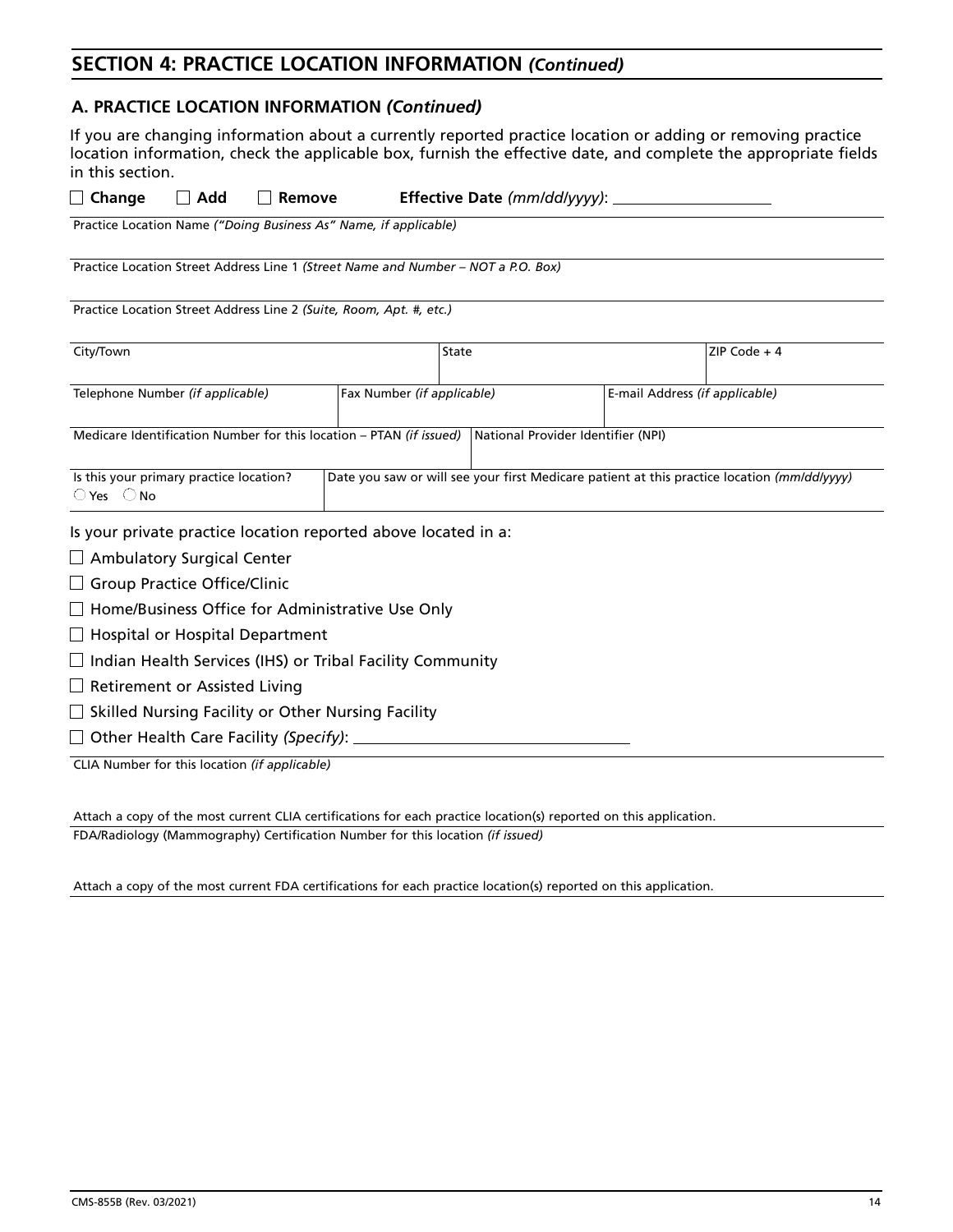## SECTION 4: PRACTICE LOCATION INFORMATION *(Continued)*

### A. PRACTICE LOCATION INFORMATION *(Continued)*

If you are changing information about a currently reported practice location or adding or removing practice location information, check the applicable box, furnish the effective date, and complete the appropriate fields in this section.

☐ **Change** ☐ **Add** ☐ **Remove** **Effective Date** *(mm/dd/yyyy)*: \_\_\_\_\_\_\_\_\_\_\_\_\_\_\_\_\_\_\_\_

| Practice Location Name *("Doing Business As" Name, if applicable)* | | | | |
|---|---|---|---|---|
| Practice Location Street Address Line 1 *(Street Name and Number – NOT a P.O. Box)* | | | | |
| Practice Location Street Address Line 2 *(Suite, Room, Apt. #, etc.)* | | | | |
| City/Town | | State | | ZIP Code + 4 |
| Telephone Number *(if applicable)* | Fax Number *(if applicable)* | | E-mail Address *(if applicable)* | |
| Medicare Identification Number for this location – PTAN *(if issued)* | | National Provider Identifier (NPI) | | |
| Is this your primary practice location? ◯ Yes ◯ No | Date you saw or will see your first Medicare patient at this practice location *(mm/dd/yyyy)* | | | |

Is your private practice location reported above located in a:

☐ Ambulatory Surgical Center

☐ Group Practice Office/Clinic

☐ Home/Business Office for Administrative Use Only

☐ Hospital or Hospital Department

☐ Indian Health Services (IHS) or Tribal Facility Community

☐ Retirement or Assisted Living

☐ Skilled Nursing Facility or Other Nursing Facility

☐ Other Health Care Facility *(Specify)*: \_\_\_\_\_\_\_\_\_\_\_\_\_\_\_\_\_\_\_\_\_\_\_\_\_\_\_\_\_\_\_\_

CLIA Number for this location *(if applicable)*

Attach a copy of the most current CLIA certifications for each practice location(s) reported on this application.

FDA/Radiology (Mammography) Certification Number for this location *(if issued)*

Attach a copy of the most current FDA certifications for each practice location(s) reported on this application.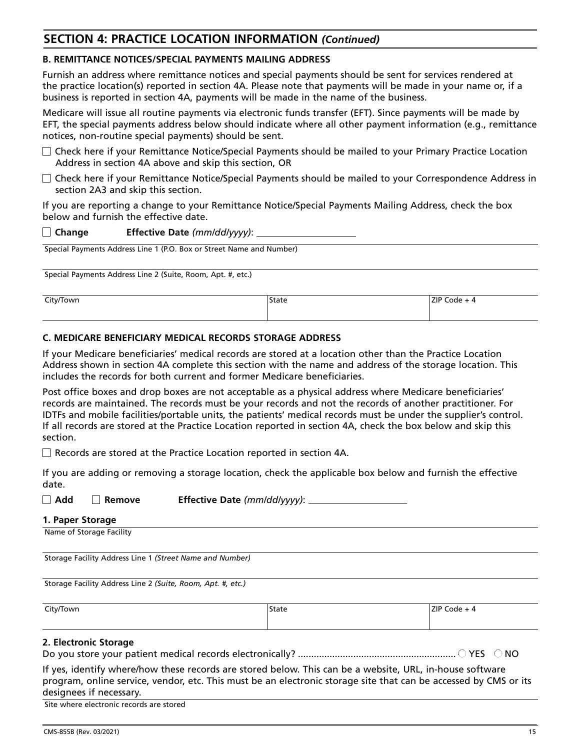## SECTION 4: PRACTICE LOCATION INFORMATION *(Continued)*

### B. REMITTANCE NOTICES/SPECIAL PAYMENTS MAILING ADDRESS

Furnish an address where remittance notices and special payments should be sent for services rendered at the practice location(s) reported in section 4A. Please note that payments will be made in your name or, if a business is reported in section 4A, payments will be made in the name of the business.

Medicare will issue all routine payments via electronic funds transfer (EFT). Since payments will be made by EFT, the special payments address below should indicate where all other payment information (e.g., remittance notices, non-routine special payments) should be sent.

☐ Check here if your Remittance Notice/Special Payments should be mailed to your Primary Practice Location Address in section 4A above and skip this section, OR

☐ Check here if your Remittance Notice/Special Payments should be mailed to your Correspondence Address in section 2A3 and skip this section.

If you are reporting a change to your Remittance Notice/Special Payments Mailing Address, check the box below and furnish the effective date.

☐ **Change** **Effective Date** *(mm/dd/yyyy)*: ____________________

| Special Payments Address Line 1 (P.O. Box or Street Name and Number) | | |
|---|---|---|
| Special Payments Address Line 2 (Suite, Room, Apt. #, etc.) | | |
| City/Town | State | ZIP Code + 4 |

### C. MEDICARE BENEFICIARY MEDICAL RECORDS STORAGE ADDRESS

If your Medicare beneficiaries' medical records are stored at a location other than the Practice Location Address shown in section 4A complete this section with the name and address of the storage location. This includes the records for both current and former Medicare beneficiaries.

Post office boxes and drop boxes are not acceptable as a physical address where Medicare beneficiaries' records are maintained. The records must be your records and not the records of another practitioner. For IDTFs and mobile facilities/portable units, the patients' medical records must be under the supplier's control. If all records are stored at the Practice Location reported in section 4A, check the box below and skip this section.

☐ Records are stored at the Practice Location reported in section 4A.

If you are adding or removing a storage location, check the applicable box below and furnish the effective date.

☐ **Add** ☐ **Remove** **Effective Date** *(mm/dd/yyyy)*: ____________________

**1. Paper Storage**

| Name of Storage Facility | | |
|---|---|---|
| Storage Facility Address Line 1 *(Street Name and Number)* | | |
| Storage Facility Address Line 2 *(Suite, Room, Apt. #, etc.)* | | |
| City/Town | State | ZIP Code + 4 |

**2. Electronic Storage**

Do you store your patient medical records electronically? ............................................................ ◯ YES ◯ NO

If yes, identify where/how these records are stored below. This can be a website, URL, in-house software program, online service, vendor, etc. This must be an electronic storage site that can be accessed by CMS or its designees if necessary.

Site where electronic records are stored

CMS-855B (Rev. 03/2021)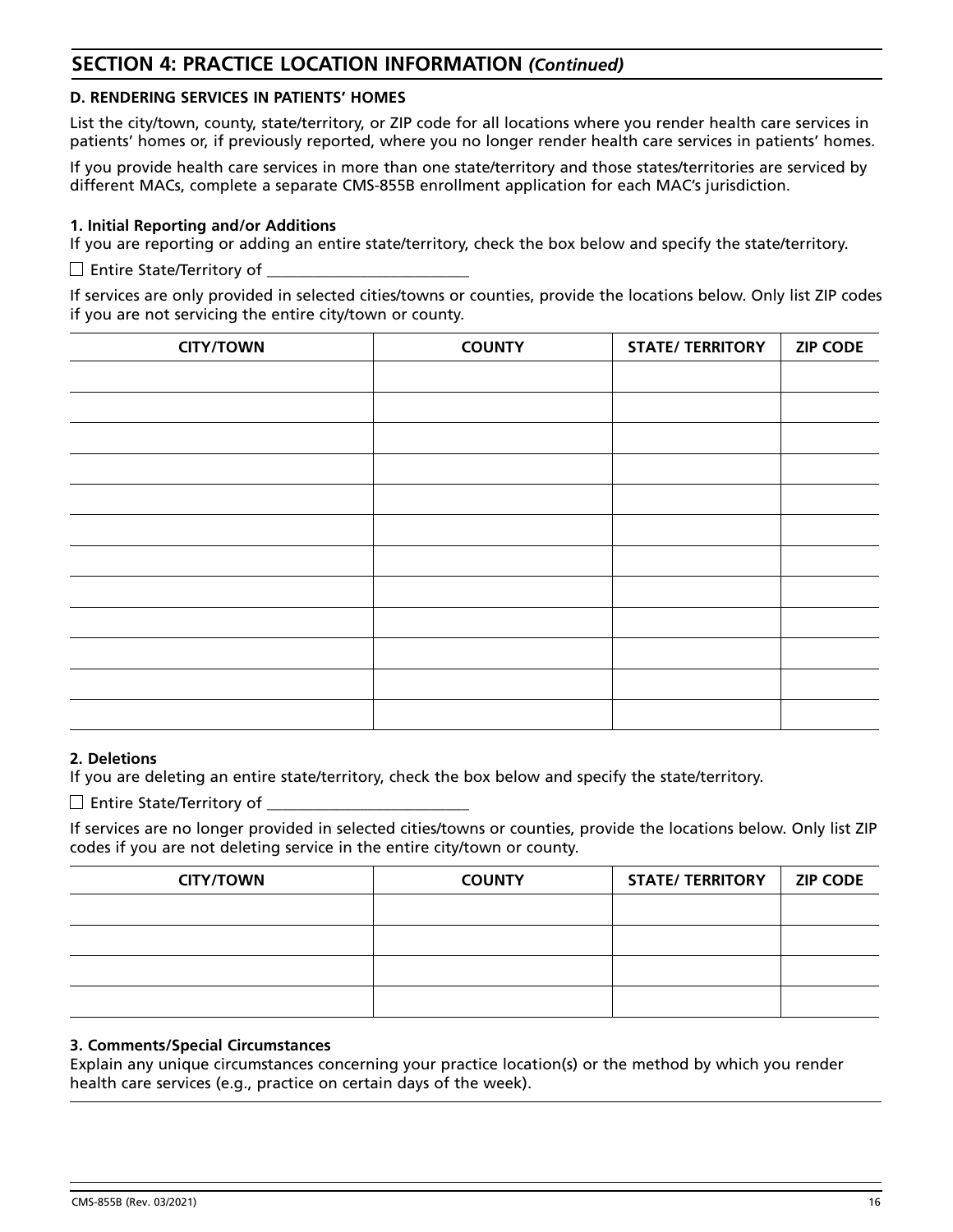## SECTION 4: PRACTICE LOCATION INFORMATION *(Continued)*

### D. RENDERING SERVICES IN PATIENTS' HOMES

List the city/town, county, state/territory, or ZIP code for all locations where you render health care services in patients' homes or, if previously reported, where you no longer render health care services in patients' homes.

If you provide health care services in more than one state/territory and those states/territories are serviced by different MACs, complete a separate CMS-855B enrollment application for each MAC's jurisdiction.

**1. Initial Reporting and/or Additions**

If you are reporting or adding an entire state/territory, check the box below and specify the state/territory.

☐ Entire State/Territory of ___________________________

If services are only provided in selected cities/towns or counties, provide the locations below. Only list ZIP codes if you are not servicing the entire city/town or county.

| CITY/TOWN | COUNTY | STATE/ TERRITORY | ZIP CODE |
|---|---|---|---|
| | | | |
| | | | |
| | | | |
| | | | |
| | | | |
| | | | |
| | | | |
| | | | |
| | | | |
| | | | |
| | | | |
| | | | |

**2. Deletions**

If you are deleting an entire state/territory, check the box below and specify the state/territory.

☐ Entire State/Territory of ___________________________

If services are no longer provided in selected cities/towns or counties, provide the locations below. Only list ZIP codes if you are not deleting service in the entire city/town or county.

| CITY/TOWN | COUNTY | STATE/ TERRITORY | ZIP CODE |
|---|---|---|---|
| | | | |
| | | | |
| | | | |
| | | | |

**3. Comments/Special Circumstances**

Explain any unique circumstances concerning your practice location(s) or the method by which you render health care services (e.g., practice on certain days of the week).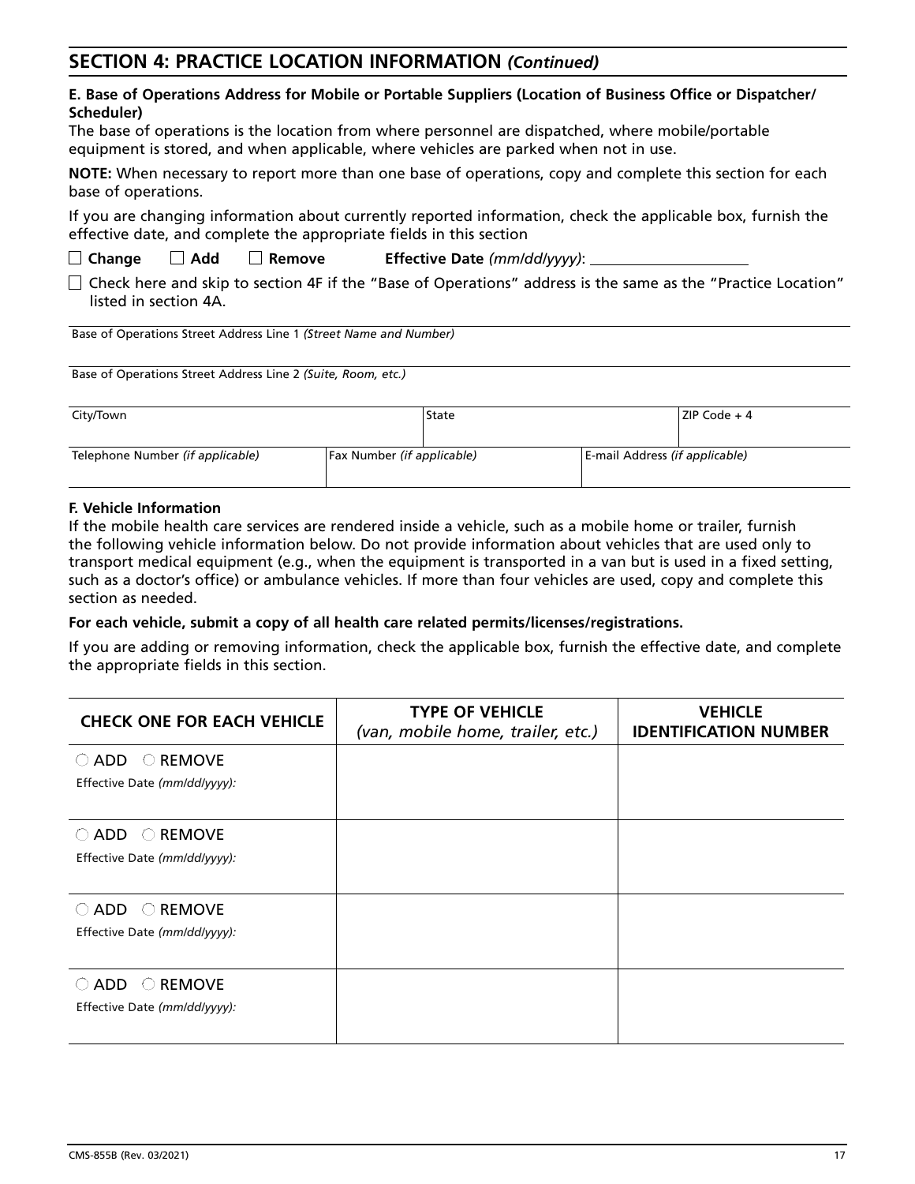## SECTION 4: PRACTICE LOCATION INFORMATION *(Continued)*

**E. Base of Operations Address for Mobile or Portable Suppliers (Location of Business Office or Dispatcher/ Scheduler)**

The base of operations is the location from where personnel are dispatched, where mobile/portable equipment is stored, and when applicable, where vehicles are parked when not in use.

**NOTE:** When necessary to report more than one base of operations, copy and complete this section for each base of operations.

If you are changing information about currently reported information, check the applicable box, furnish the effective date, and complete the appropriate fields in this section

☐ **Change** ☐ **Add** ☐ **Remove** **Effective Date** *(mm/dd/yyyy)*: ____________________

☐ Check here and skip to section 4F if the "Base of Operations" address is the same as the "Practice Location" listed in section 4A.

| Base of Operations Street Address Line 1 *(Street Name and Number)* | | | |
|---|---|---|---|
| Base of Operations Street Address Line 2 *(Suite, Room, etc.)* | | | |
| City/Town | State | | ZIP Code + 4 |
| Telephone Number *(if applicable)* | Fax Number *(if applicable)* | E-mail Address *(if applicable)* | |

**F. Vehicle Information**

If the mobile health care services are rendered inside a vehicle, such as a mobile home or trailer, furnish the following vehicle information below. Do not provide information about vehicles that are used only to transport medical equipment (e.g., when the equipment is transported in a van but is used in a fixed setting, such as a doctor's office) or ambulance vehicles. If more than four vehicles are used, copy and complete this section as needed.

**For each vehicle, submit a copy of all health care related permits/licenses/registrations.**

If you are adding or removing information, check the applicable box, furnish the effective date, and complete the appropriate fields in this section.

| CHECK ONE FOR EACH VEHICLE | TYPE OF VEHICLE *(van, mobile home, trailer, etc.)* | VEHICLE IDENTIFICATION NUMBER |
|---|---|---|
| ○ ADD ○ REMOVE<br>Effective Date *(mm/dd/yyyy)*: | | |
| ○ ADD ○ REMOVE<br>Effective Date *(mm/dd/yyyy)*: | | |
| ○ ADD ○ REMOVE<br>Effective Date *(mm/dd/yyyy)*: | | |
| ○ ADD ○ REMOVE<br>Effective Date *(mm/dd/yyyy)*: | | |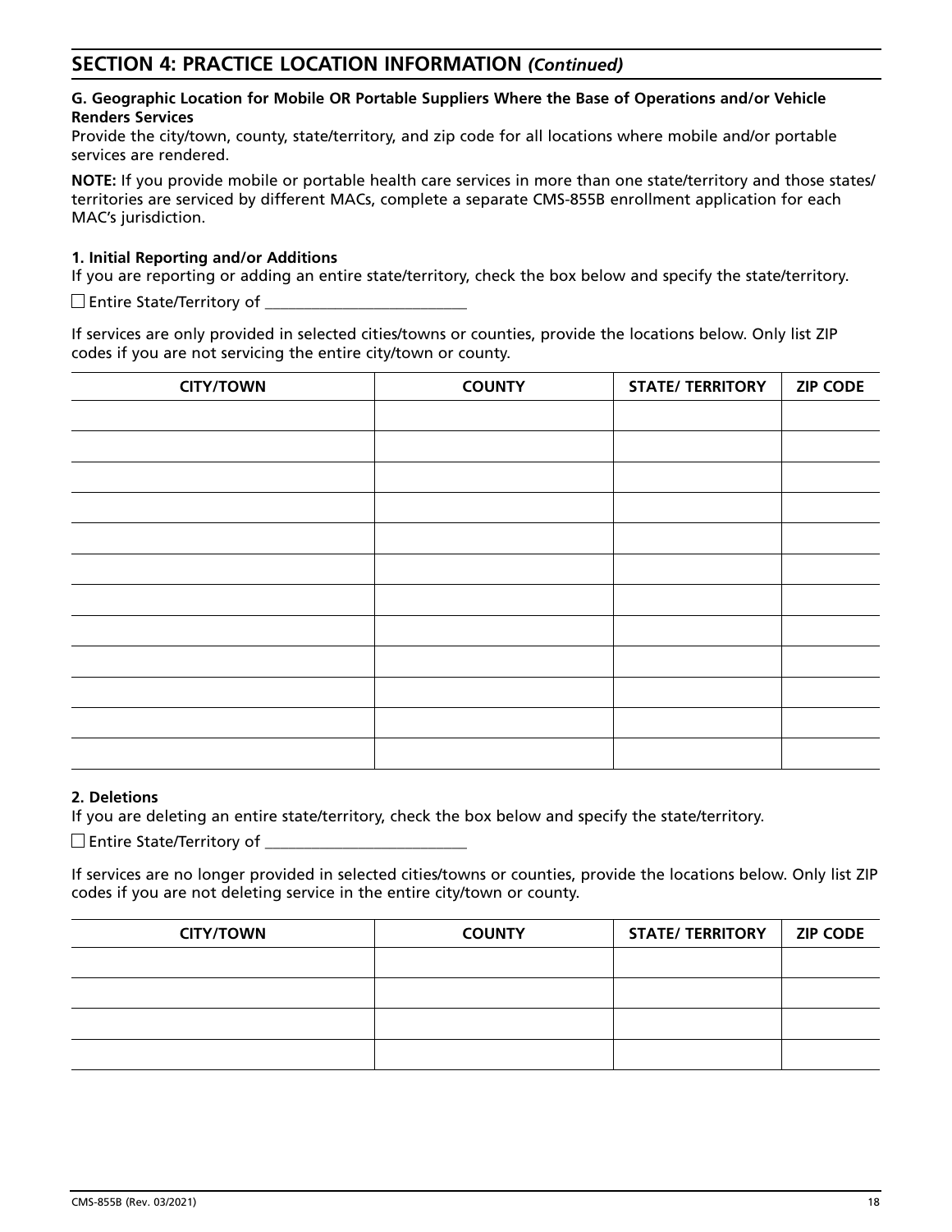## SECTION 4: PRACTICE LOCATION INFORMATION *(Continued)*

**G. Geographic Location for Mobile OR Portable Suppliers Where the Base of Operations and/or Vehicle Renders Services**

Provide the city/town, county, state/territory, and zip code for all locations where mobile and/or portable services are rendered.

**NOTE:** If you provide mobile or portable health care services in more than one state/territory and those states/territories are serviced by different MACs, complete a separate CMS-855B enrollment application for each MAC's jurisdiction.

**1. Initial Reporting and/or Additions**

If you are reporting or adding an entire state/territory, check the box below and specify the state/territory.

☐ Entire State/Territory of ___________________________

If services are only provided in selected cities/towns or counties, provide the locations below. Only list ZIP codes if you are not servicing the entire city/town or county.

| CITY/TOWN | COUNTY | STATE/ TERRITORY | ZIP CODE |
|---|---|---|---|
| | | | |
| | | | |
| | | | |
| | | | |
| | | | |
| | | | |
| | | | |
| | | | |
| | | | |
| | | | |
| | | | |
| | | | |

**2. Deletions**

If you are deleting an entire state/territory, check the box below and specify the state/territory.

☐ Entire State/Territory of ___________________________

If services are no longer provided in selected cities/towns or counties, provide the locations below. Only list ZIP codes if you are not deleting service in the entire city/town or county.

| CITY/TOWN | COUNTY | STATE/ TERRITORY | ZIP CODE |
|---|---|---|---|
| | | | |
| | | | |
| | | | |
| | | | |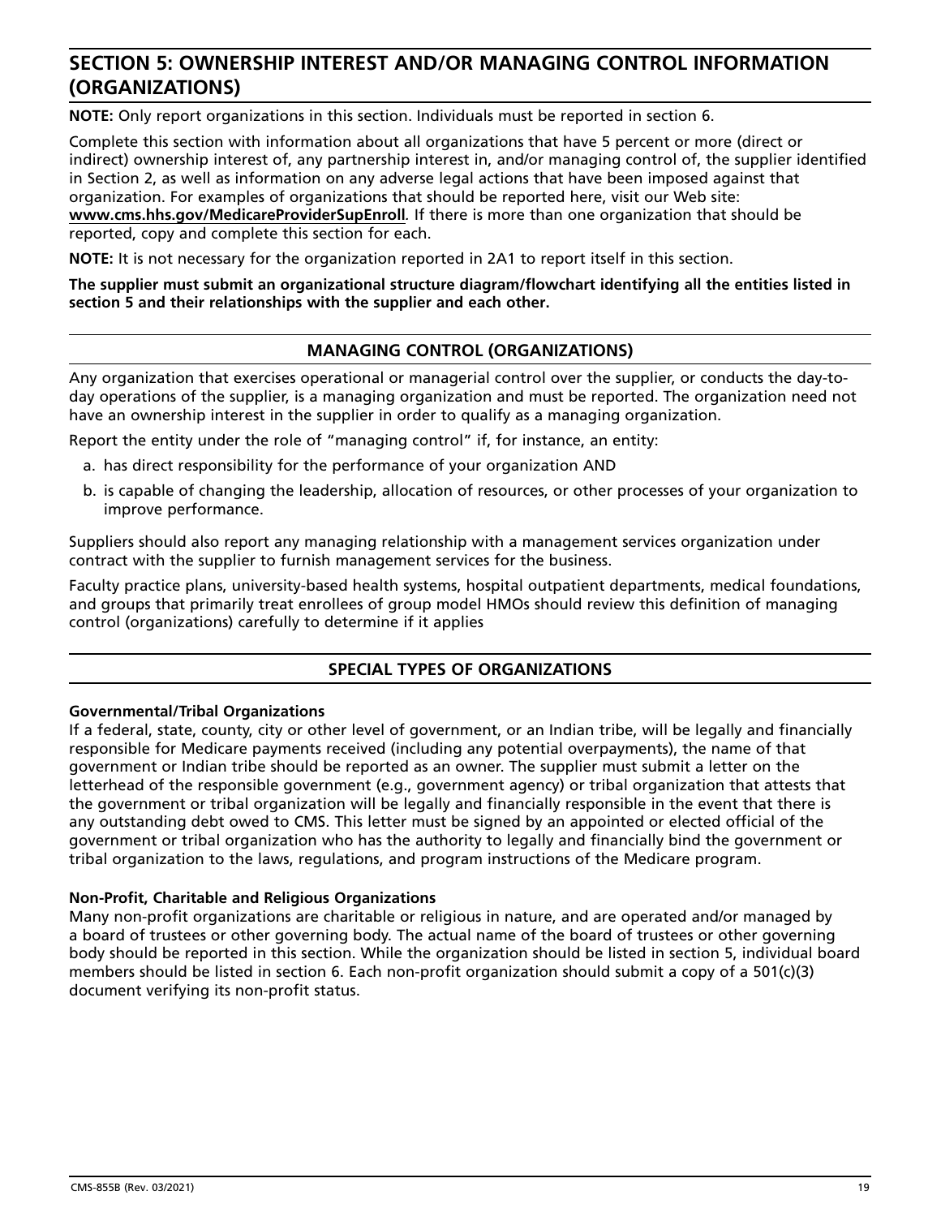## SECTION 5: OWNERSHIP INTEREST AND/OR MANAGING CONTROL INFORMATION (ORGANIZATIONS)

**NOTE:** Only report organizations in this section. Individuals must be reported in section 6.

Complete this section with information about all organizations that have 5 percent or more (direct or indirect) ownership interest of, any partnership interest in, and/or managing control of, the supplier identified in Section 2, as well as information on any adverse legal actions that have been imposed against that organization. For examples of organizations that should be reported here, visit our Web site: **www.cms.hhs.gov/MedicareProviderSupEnroll**. If there is more than one organization that should be reported, copy and complete this section for each.

**NOTE:** It is not necessary for the organization reported in 2A1 to report itself in this section.

**The supplier must submit an organizational structure diagram/flowchart identifying all the entities listed in section 5 and their relationships with the supplier and each other.**

### MANAGING CONTROL (ORGANIZATIONS)

Any organization that exercises operational or managerial control over the supplier, or conducts the day-to-day operations of the supplier, is a managing organization and must be reported. The organization need not have an ownership interest in the supplier in order to qualify as a managing organization.

Report the entity under the role of "managing control" if, for instance, an entity:

a. has direct responsibility for the performance of your organization AND
b. is capable of changing the leadership, allocation of resources, or other processes of your organization to improve performance.

Suppliers should also report any managing relationship with a management services organization under contract with the supplier to furnish management services for the business.

Faculty practice plans, university-based health systems, hospital outpatient departments, medical foundations, and groups that primarily treat enrollees of group model HMOs should review this definition of managing control (organizations) carefully to determine if it applies

### SPECIAL TYPES OF ORGANIZATIONS

**Governmental/Tribal Organizations**
If a federal, state, county, city or other level of government, or an Indian tribe, will be legally and financially responsible for Medicare payments received (including any potential overpayments), the name of that government or Indian tribe should be reported as an owner. The supplier must submit a letter on the letterhead of the responsible government (e.g., government agency) or tribal organization that attests that the government or tribal organization will be legally and financially responsible in the event that there is any outstanding debt owed to CMS. This letter must be signed by an appointed or elected official of the government or tribal organization who has the authority to legally and financially bind the government or tribal organization to the laws, regulations, and program instructions of the Medicare program.

**Non-Profit, Charitable and Religious Organizations**
Many non-profit organizations are charitable or religious in nature, and are operated and/or managed by a board of trustees or other governing body. The actual name of the board of trustees or other governing body should be reported in this section. While the organization should be listed in section 5, individual board members should be listed in section 6. Each non-profit organization should submit a copy of a 501(c)(3) document verifying its non-profit status.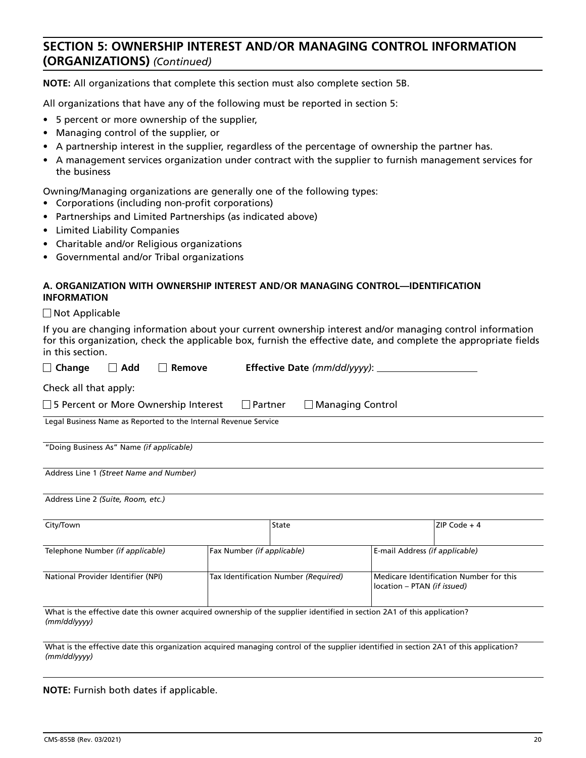## SECTION 5: OWNERSHIP INTEREST AND/OR MANAGING CONTROL INFORMATION (ORGANIZATIONS) *(Continued)*

**NOTE:** All organizations that complete this section must also complete section 5B.

All organizations that have any of the following must be reported in section 5:

- 5 percent or more ownership of the supplier,
- Managing control of the supplier, or
- A partnership interest in the supplier, regardless of the percentage of ownership the partner has.
- A management services organization under contract with the supplier to furnish management services for the business

Owning/Managing organizations are generally one of the following types:

- Corporations (including non-profit corporations)
- Partnerships and Limited Partnerships (as indicated above)
- Limited Liability Companies
- Charitable and/or Religious organizations
- Governmental and/or Tribal organizations

### A. ORGANIZATION WITH OWNERSHIP INTEREST AND/OR MANAGING CONTROL—IDENTIFICATION INFORMATION

☐ Not Applicable

If you are changing information about your current ownership interest and/or managing control information for this organization, check the applicable box, furnish the effective date, and complete the appropriate fields in this section.

☐ **Change** ☐ **Add** ☐ **Remove** **Effective Date** *(mm/dd/yyyy)*: ____________________

Check all that apply:

☐ 5 Percent or More Ownership Interest ☐ Partner ☐ Managing Control

| Legal Business Name as Reported to the Internal Revenue Service | | | |
|---|---|---|---|
| "Doing Business As" Name *(if applicable)* | | | |
| Address Line 1 *(Street Name and Number)* | | | |
| Address Line 2 *(Suite, Room, etc.)* | | | |
| City/Town | State | | ZIP Code + 4 |
| Telephone Number *(if applicable)* | Fax Number *(if applicable)* | E-mail Address *(if applicable)* | |
| National Provider Identifier (NPI) | Tax Identification Number *(Required)* | Medicare Identification Number for this location – PTAN *(if issued)* | |
| What is the effective date this owner acquired ownership of the supplier identified in section 2A1 of this application? *(mm/dd/yyyy)* | | | |
| What is the effective date this organization acquired managing control of the supplier identified in section 2A1 of this application? *(mm/dd/yyyy)* | | | |

**NOTE:** Furnish both dates if applicable.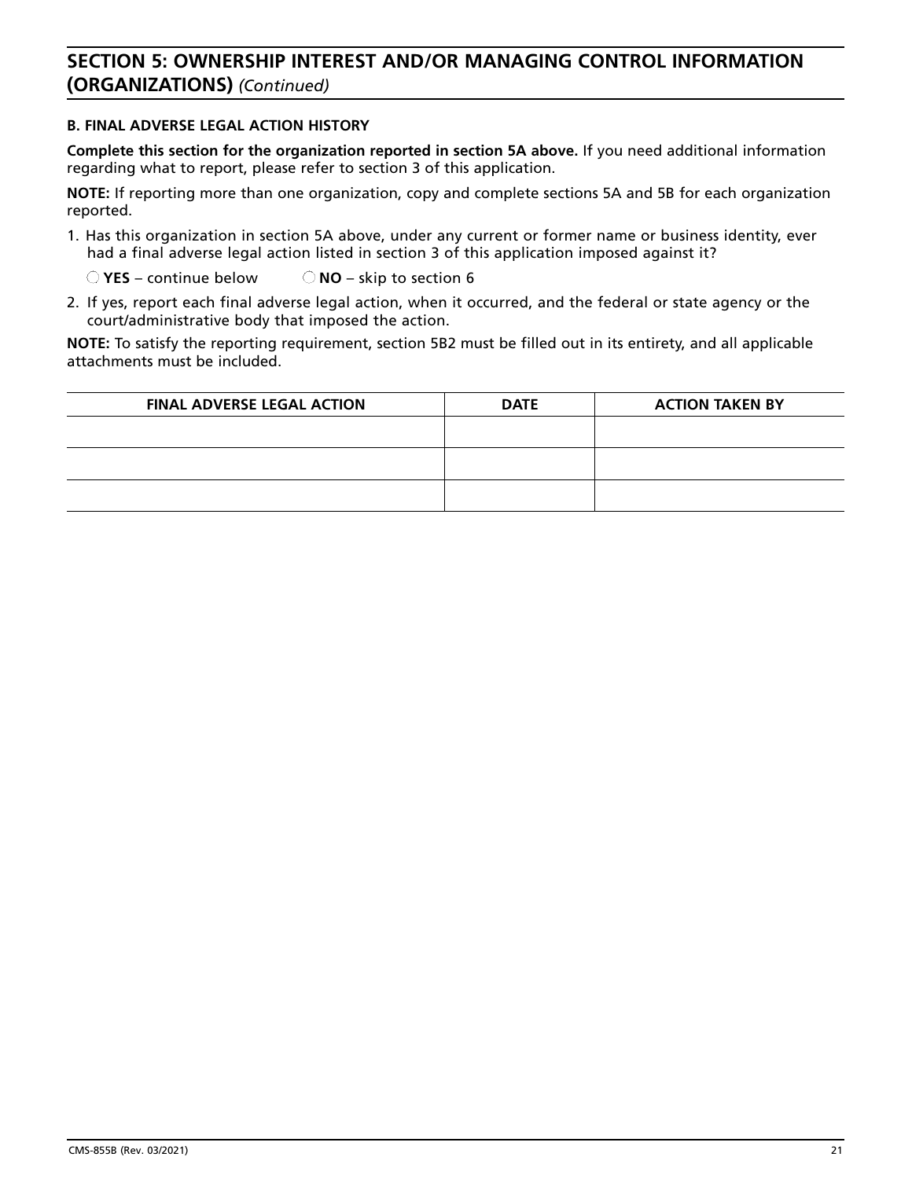## SECTION 5: OWNERSHIP INTEREST AND/OR MANAGING CONTROL INFORMATION (ORGANIZATIONS) *(Continued)*

### B. FINAL ADVERSE LEGAL ACTION HISTORY

**Complete this section for the organization reported in section 5A above.** If you need additional information regarding what to report, please refer to section 3 of this application.

**NOTE:** If reporting more than one organization, copy and complete sections 5A and 5B for each organization reported.

1. Has this organization in section 5A above, under any current or former name or business identity, ever had a final adverse legal action listed in section 3 of this application imposed against it?

   ◯ **YES** – continue below ◯ **NO** – skip to section 6

2. If yes, report each final adverse legal action, when it occurred, and the federal or state agency or the court/administrative body that imposed the action.

**NOTE:** To satisfy the reporting requirement, section 5B2 must be filled out in its entirety, and all applicable attachments must be included.

| FINAL ADVERSE LEGAL ACTION | DATE | ACTION TAKEN BY |
|---|---|---|
| | | |
| | | |
| | | |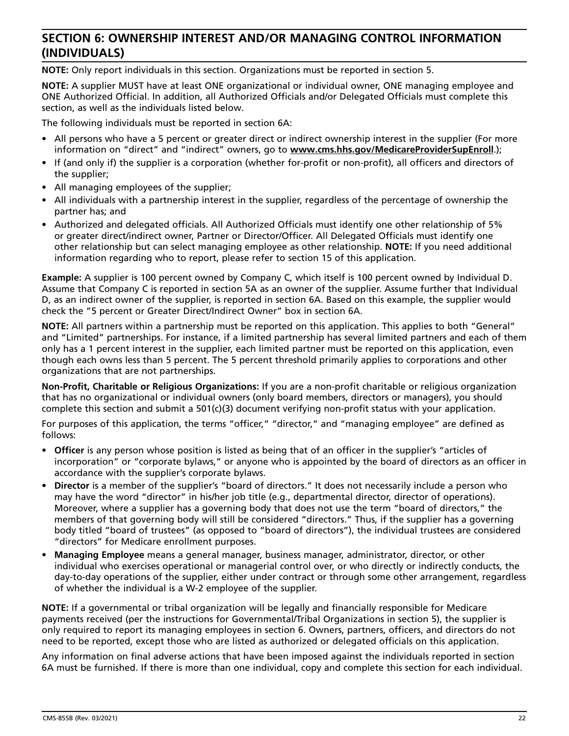## SECTION 6: OWNERSHIP INTEREST AND/OR MANAGING CONTROL INFORMATION (INDIVIDUALS)

**NOTE:** Only report individuals in this section. Organizations must be reported in section 5.

**NOTE:** A supplier MUST have at least ONE organizational or individual owner, ONE managing employee and ONE Authorized Official. In addition, all Authorized Officials and/or Delegated Officials must complete this section, as well as the individuals listed below.

The following individuals must be reported in section 6A:

- All persons who have a 5 percent or greater direct or indirect ownership interest in the supplier (For more information on "direct" and "indirect" owners, go to **www.cms.hhs.gov/MedicareProviderSupEnroll**.);
- If (and only if) the supplier is a corporation (whether for-profit or non-profit), all officers and directors of the supplier;
- All managing employees of the supplier;
- All individuals with a partnership interest in the supplier, regardless of the percentage of ownership the partner has; and
- Authorized and delegated officials. All Authorized Officials must identify one other relationship of 5% or greater direct/indirect owner, Partner or Director/Officer. All Delegated Officials must identify one other relationship but can select managing employee as other relationship. **NOTE:** If you need additional information regarding who to report, please refer to section 15 of this application.

**Example:** A supplier is 100 percent owned by Company C, which itself is 100 percent owned by Individual D. Assume that Company C is reported in section 5A as an owner of the supplier. Assume further that Individual D, as an indirect owner of the supplier, is reported in section 6A. Based on this example, the supplier would check the "5 percent or Greater Direct/Indirect Owner" box in section 6A.

**NOTE:** All partners within a partnership must be reported on this application. This applies to both "General" and "Limited" partnerships. For instance, if a limited partnership has several limited partners and each of them only has a 1 percent interest in the supplier, each limited partner must be reported on this application, even though each owns less than 5 percent. The 5 percent threshold primarily applies to corporations and other organizations that are not partnerships.

**Non-Profit, Charitable or Religious Organizations:** If you are a non-profit charitable or religious organization that has no organizational or individual owners (only board members, directors or managers), you should complete this section and submit a 501(c)(3) document verifying non-profit status with your application.

For purposes of this application, the terms "officer," "director," and "managing employee" are defined as follows:

- **Officer** is any person whose position is listed as being that of an officer in the supplier's "articles of incorporation" or "corporate bylaws," or anyone who is appointed by the board of directors as an officer in accordance with the supplier's corporate bylaws.
- **Director** is a member of the supplier's "board of directors." It does not necessarily include a person who may have the word "director" in his/her job title (e.g., departmental director, director of operations). Moreover, where a supplier has a governing body that does not use the term "board of directors," the members of that governing body will still be considered "directors." Thus, if the supplier has a governing body titled "board of trustees" (as opposed to "board of directors"), the individual trustees are considered "directors" for Medicare enrollment purposes.
- **Managing Employee** means a general manager, business manager, administrator, director, or other individual who exercises operational or managerial control over, or who directly or indirectly conducts, the day-to-day operations of the supplier, either under contract or through some other arrangement, regardless of whether the individual is a W-2 employee of the supplier.

**NOTE:** If a governmental or tribal organization will be legally and financially responsible for Medicare payments received (per the instructions for Governmental/Tribal Organizations in section 5), the supplier is only required to report its managing employees in section 6. Owners, partners, officers, and directors do not need to be reported, except those who are listed as authorized or delegated officials on this application.

Any information on final adverse actions that have been imposed against the individuals reported in section 6A must be furnished. If there is more than one individual, copy and complete this section for each individual.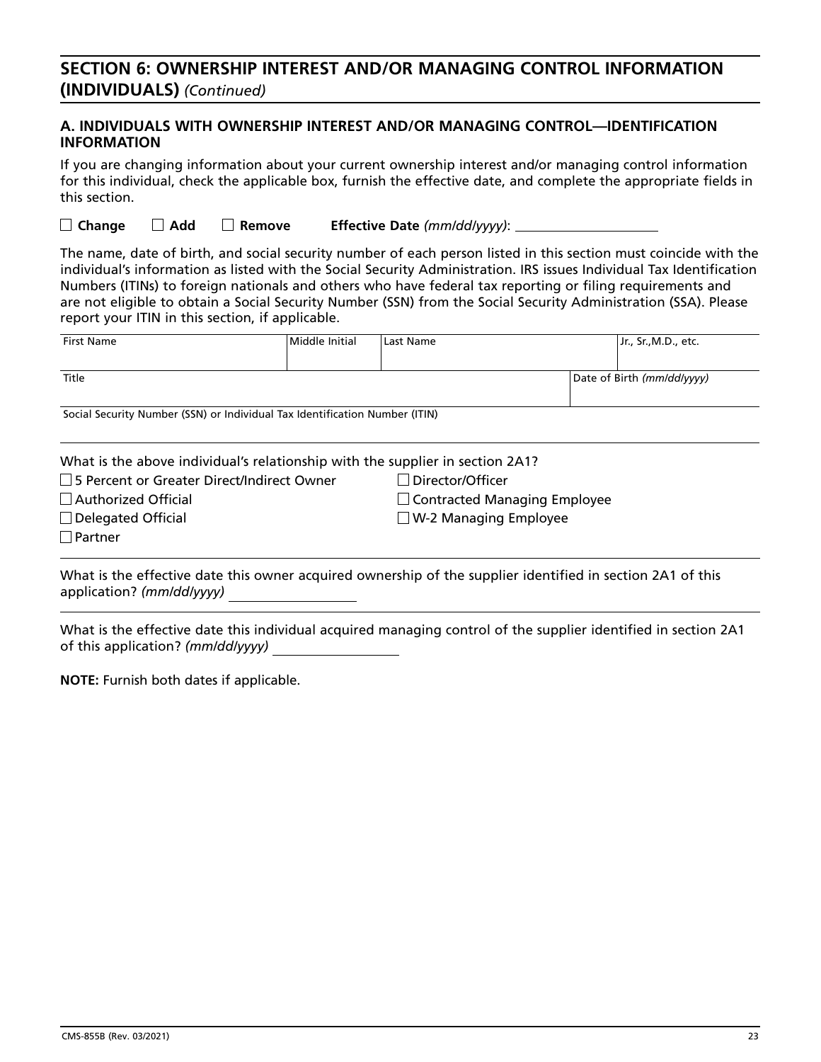## SECTION 6: OWNERSHIP INTEREST AND/OR MANAGING CONTROL INFORMATION (INDIVIDUALS) *(Continued)*

### A. INDIVIDUALS WITH OWNERSHIP INTEREST AND/OR MANAGING CONTROL—IDENTIFICATION INFORMATION

If you are changing information about your current ownership interest and/or managing control information for this individual, check the applicable box, furnish the effective date, and complete the appropriate fields in this section.

☐ **Change** ☐ **Add** ☐ **Remove** **Effective Date** *(mm/dd/yyyy)*: ____________________

The name, date of birth, and social security number of each person listed in this section must coincide with the individual's information as listed with the Social Security Administration. IRS issues Individual Tax Identification Numbers (ITINs) to foreign nationals and others who have federal tax reporting or filing requirements and are not eligible to obtain a Social Security Number (SSN) from the Social Security Administration (SSA). Please report your ITIN in this section, if applicable.

| First Name | Middle Initial | Last Name | Jr., Sr., M.D., etc. |
|---|---|---|---|
| | | | |

| Title | Date of Birth *(mm/dd/yyyy)* |
|---|---|
| | |

| Social Security Number (SSN) or Individual Tax Identification Number (ITIN) |
|---|
| |

What is the above individual's relationship with the supplier in section 2A1?

- ☐ 5 Percent or Greater Direct/Indirect Owner
- ☐ Authorized Official
- ☐ Delegated Official
- ☐ Partner
- ☐ Director/Officer
- ☐ Contracted Managing Employee
- ☐ W-2 Managing Employee

What is the effective date this owner acquired ownership of the supplier identified in section 2A1 of this application? *(mm/dd/yyyy)* ____________________

What is the effective date this individual acquired managing control of the supplier identified in section 2A1 of this application? *(mm/dd/yyyy)* ____________________

**NOTE:** Furnish both dates if applicable.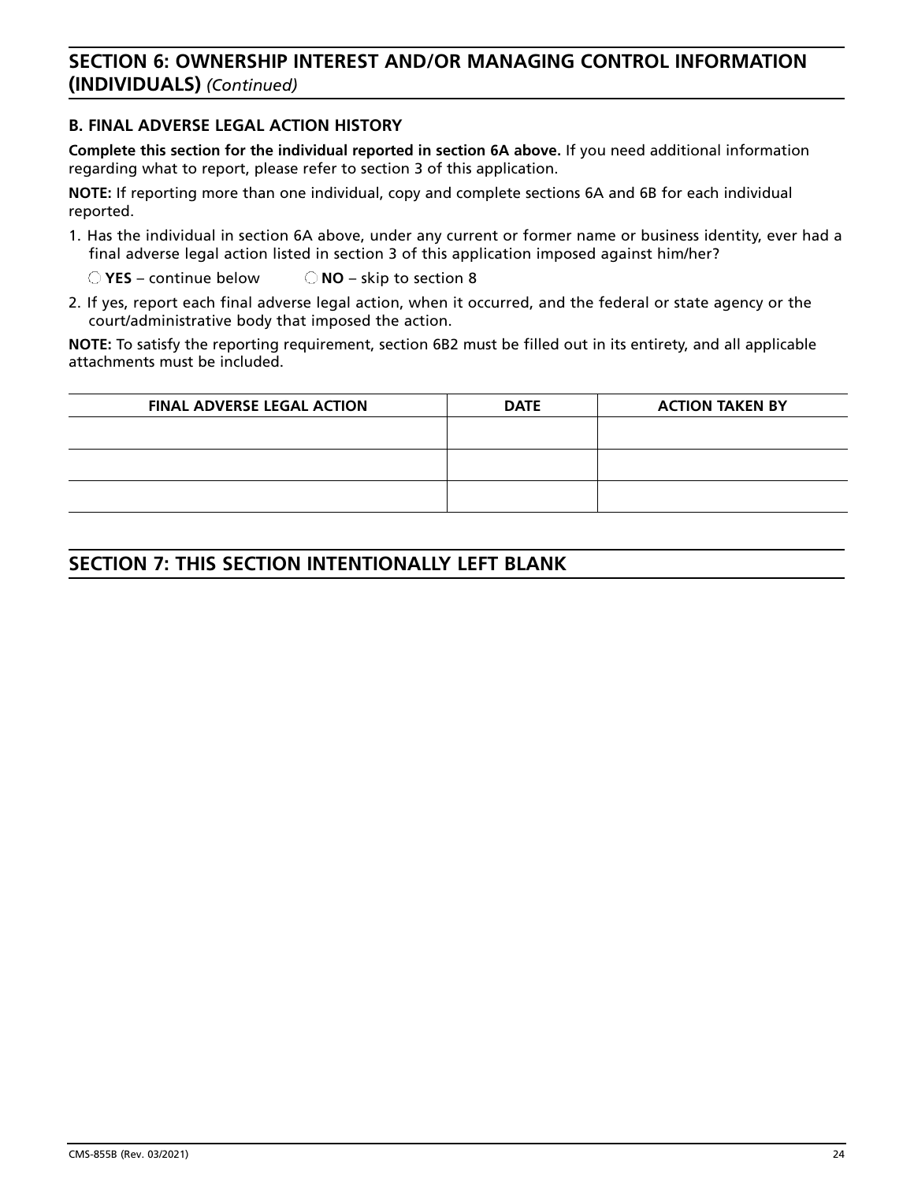## SECTION 6: OWNERSHIP INTEREST AND/OR MANAGING CONTROL INFORMATION (INDIVIDUALS) *(Continued)*

### B. FINAL ADVERSE LEGAL ACTION HISTORY

**Complete this section for the individual reported in section 6A above.** If you need additional information regarding what to report, please refer to section 3 of this application.

**NOTE:** If reporting more than one individual, copy and complete sections 6A and 6B for each individual reported.

1. Has the individual in section 6A above, under any current or former name or business identity, ever had a final adverse legal action listed in section 3 of this application imposed against him/her?

   ◯ **YES** – continue below ◯ **NO** – skip to section 8

2. If yes, report each final adverse legal action, when it occurred, and the federal or state agency or the court/administrative body that imposed the action.

**NOTE:** To satisfy the reporting requirement, section 6B2 must be filled out in its entirety, and all applicable attachments must be included.

| FINAL ADVERSE LEGAL ACTION | DATE | ACTION TAKEN BY |
| --- | --- | --- |
| | | |
| | | |
| | | |

## SECTION 7: THIS SECTION INTENTIONALLY LEFT BLANK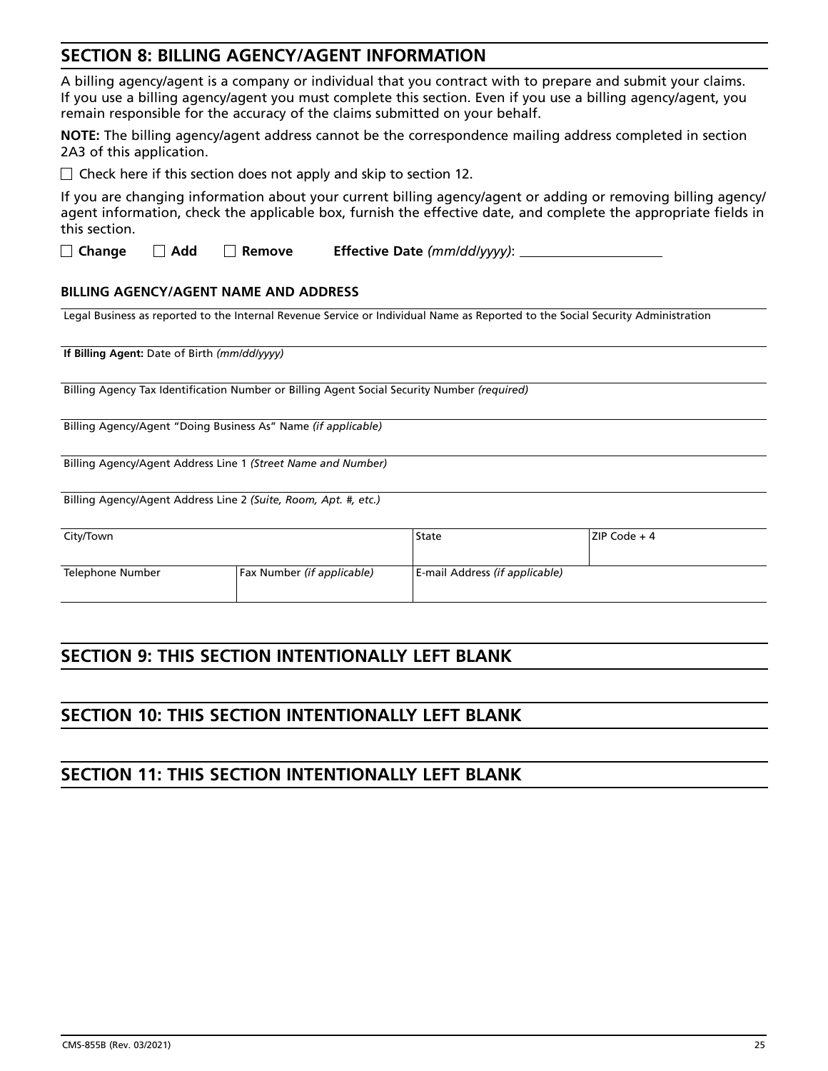## SECTION 8: BILLING AGENCY/AGENT INFORMATION

A billing agency/agent is a company or individual that you contract with to prepare and submit your claims. If you use a billing agency/agent you must complete this section. Even if you use a billing agency/agent, you remain responsible for the accuracy of the claims submitted on your behalf.

**NOTE:** The billing agency/agent address cannot be the correspondence mailing address completed in section 2A3 of this application.

☐ Check here if this section does not apply and skip to section 12.

If you are changing information about your current billing agency/agent or adding or removing billing agency/agent information, check the applicable box, furnish the effective date, and complete the appropriate fields in this section.

☐ **Change** ☐ **Add** ☐ **Remove** **Effective Date** *(mm/dd/yyyy)*: ____________________

### BILLING AGENCY/AGENT NAME AND ADDRESS

| Legal Business as reported to the Internal Revenue Service or Individual Name as Reported to the Social Security Administration | | | |
|---|---|---|---|
| | | | |
| **If Billing Agent:** Date of Birth *(mm/dd/yyyy)* | | | |
| | | | |
| Billing Agency Tax Identification Number or Billing Agent Social Security Number *(required)* | | | |
| | | | |
| Billing Agency/Agent "Doing Business As" Name *(if applicable)* | | | |
| | | | |
| Billing Agency/Agent Address Line 1 *(Street Name and Number)* | | | |
| | | | |
| Billing Agency/Agent Address Line 2 *(Suite, Room, Apt. #, etc.)* | | | |
| | | | |
| City/Town | | State | ZIP Code + 4 |
| | | | |
| Telephone Number | Fax Number *(if applicable)* | E-mail Address *(if applicable)* | |
| | | | |

## SECTION 9: THIS SECTION INTENTIONALLY LEFT BLANK

## SECTION 10: THIS SECTION INTENTIONALLY LEFT BLANK

## SECTION 11: THIS SECTION INTENTIONALLY LEFT BLANK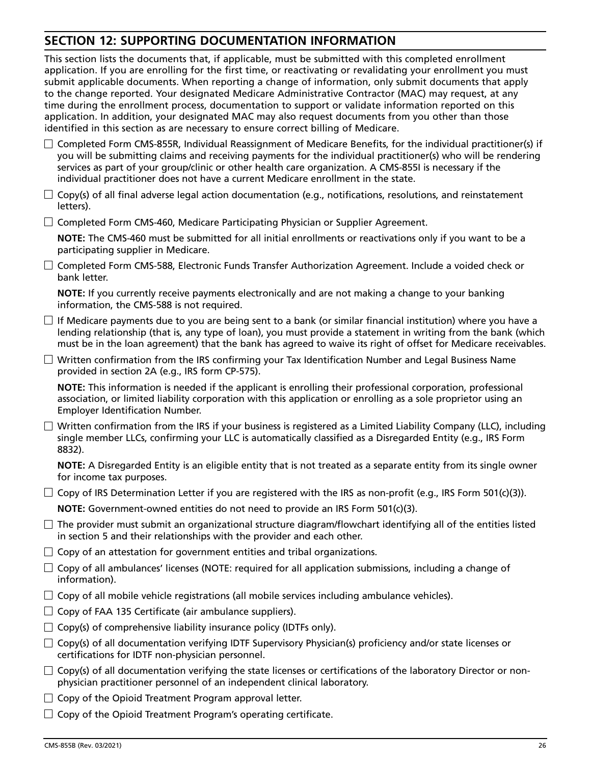## SECTION 12: SUPPORTING DOCUMENTATION INFORMATION

This section lists the documents that, if applicable, must be submitted with this completed enrollment application. If you are enrolling for the first time, or reactivating or revalidating your enrollment you must submit applicable documents. When reporting a change of information, only submit documents that apply to the change reported. Your designated Medicare Administrative Contractor (MAC) may request, at any time during the enrollment process, documentation to support or validate information reported on this application. In addition, your designated MAC may also request documents from you other than those identified in this section as are necessary to ensure correct billing of Medicare.

- ☐ Completed Form CMS-855R, Individual Reassignment of Medicare Benefits, for the individual practitioner(s) if you will be submitting claims and receiving payments for the individual practitioner(s) who will be rendering services as part of your group/clinic or other health care organization. A CMS-855I is necessary if the individual practitioner does not have a current Medicare enrollment in the state.
- ☐ Copy(s) of all final adverse legal action documentation (e.g., notifications, resolutions, and reinstatement letters).
- ☐ Completed Form CMS-460, Medicare Participating Physician or Supplier Agreement.

  **NOTE:** The CMS-460 must be submitted for all initial enrollments or reactivations only if you want to be a participating supplier in Medicare.
- ☐ Completed Form CMS-588, Electronic Funds Transfer Authorization Agreement. Include a voided check or bank letter.

  **NOTE:** If you currently receive payments electronically and are not making a change to your banking information, the CMS-588 is not required.
- ☐ If Medicare payments due to you are being sent to a bank (or similar financial institution) where you have a lending relationship (that is, any type of loan), you must provide a statement in writing from the bank (which must be in the loan agreement) that the bank has agreed to waive its right of offset for Medicare receivables.
- ☐ Written confirmation from the IRS confirming your Tax Identification Number and Legal Business Name provided in section 2A (e.g., IRS form CP-575).

  **NOTE:** This information is needed if the applicant is enrolling their professional corporation, professional association, or limited liability corporation with this application or enrolling as a sole proprietor using an Employer Identification Number.
- ☐ Written confirmation from the IRS if your business is registered as a Limited Liability Company (LLC), including single member LLCs, confirming your LLC is automatically classified as a Disregarded Entity (e.g., IRS Form 8832).

  **NOTE:** A Disregarded Entity is an eligible entity that is not treated as a separate entity from its single owner for income tax purposes.
- ☐ Copy of IRS Determination Letter if you are registered with the IRS as non-profit (e.g., IRS Form 501(c)(3)).

  **NOTE:** Government-owned entities do not need to provide an IRS Form 501(c)(3).
- ☐ The provider must submit an organizational structure diagram/flowchart identifying all of the entities listed in section 5 and their relationships with the provider and each other.
- ☐ Copy of an attestation for government entities and tribal organizations.
- ☐ Copy of all ambulances' licenses (NOTE: required for all application submissions, including a change of information).
- ☐ Copy of all mobile vehicle registrations (all mobile services including ambulance vehicles).
- ☐ Copy of FAA 135 Certificate (air ambulance suppliers).
- ☐ Copy(s) of comprehensive liability insurance policy (IDTFs only).
- ☐ Copy(s) of all documentation verifying IDTF Supervisory Physician(s) proficiency and/or state licenses or certifications for IDTF non-physician personnel.
- ☐ Copy(s) of all documentation verifying the state licenses or certifications of the laboratory Director or non-physician practitioner personnel of an independent clinical laboratory.
- ☐ Copy of the Opioid Treatment Program approval letter.
- ☐ Copy of the Opioid Treatment Program's operating certificate.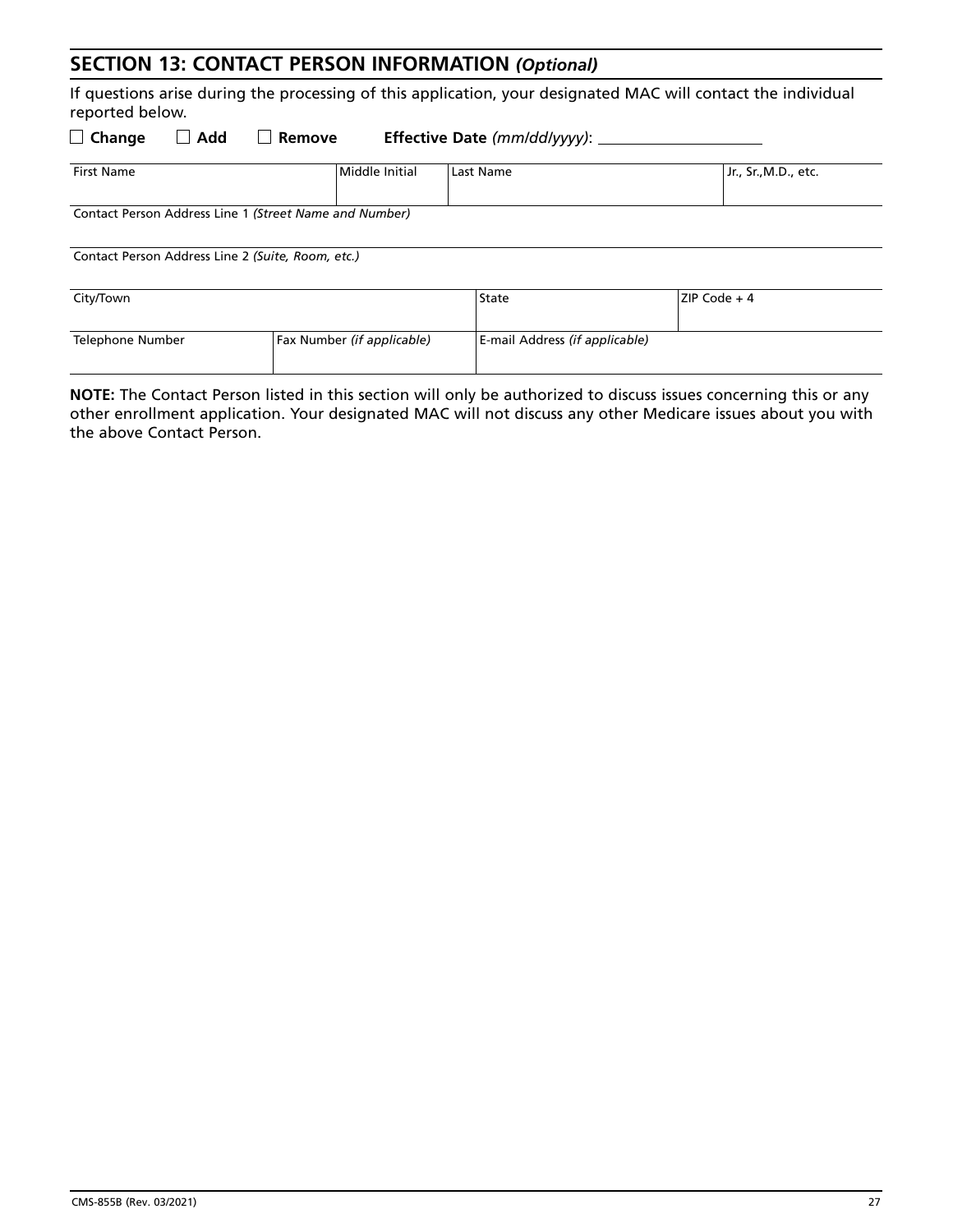## SECTION 13: CONTACT PERSON INFORMATION *(Optional)*

If questions arise during the processing of this application, your designated MAC will contact the individual reported below.

☐ **Change** ☐ **Add** ☐ **Remove** **Effective Date** *(mm/dd/yyyy)*: ___________________

| First Name | Middle Initial | Last Name | Jr., Sr., M.D., etc. |
|---|---|---|---|
| | | | |

| Contact Person Address Line 1 *(Street Name and Number)* |
|---|
| |

| Contact Person Address Line 2 *(Suite, Room, etc.)* |
|---|
| |

| City/Town | State | ZIP Code + 4 |
|---|---|---|
| | | |

| Telephone Number | Fax Number *(if applicable)* | E-mail Address *(if applicable)* |
|---|---|---|
| | | |

**NOTE:** The Contact Person listed in this section will only be authorized to discuss issues concerning this or any other enrollment application. Your designated MAC will not discuss any other Medicare issues about you with the above Contact Person.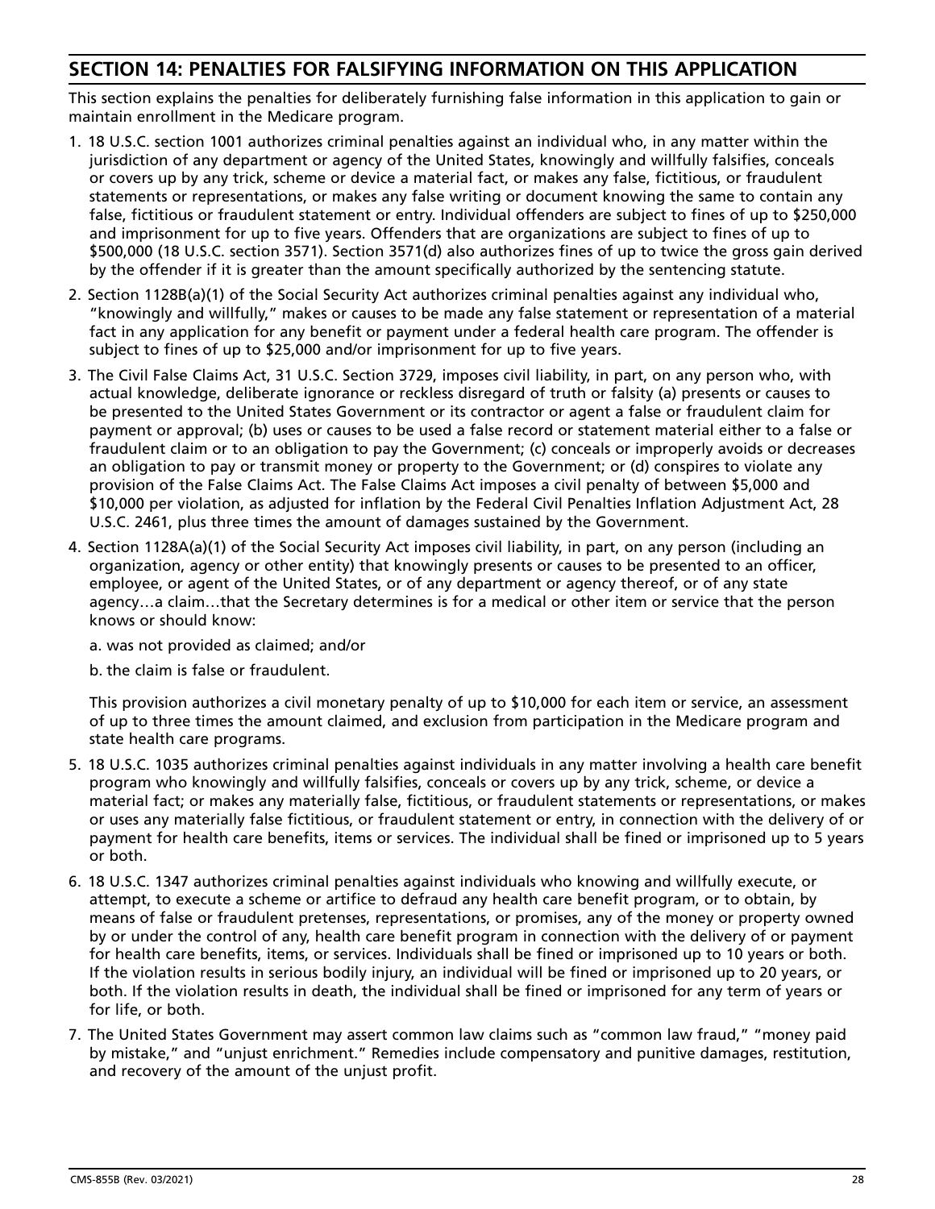## SECTION 14: PENALTIES FOR FALSIFYING INFORMATION ON THIS APPLICATION

This section explains the penalties for deliberately furnishing false information in this application to gain or maintain enrollment in the Medicare program.

1. 18 U.S.C. section 1001 authorizes criminal penalties against an individual who, in any matter within the jurisdiction of any department or agency of the United States, knowingly and willfully falsifies, conceals or covers up by any trick, scheme or device a material fact, or makes any false, fictitious, or fraudulent statements or representations, or makes any false writing or document knowing the same to contain any false, fictitious or fraudulent statement or entry. Individual offenders are subject to fines of up to $250,000 and imprisonment for up to five years. Offenders that are organizations are subject to fines of up to $500,000 (18 U.S.C. section 3571). Section 3571(d) also authorizes fines of up to twice the gross gain derived by the offender if it is greater than the amount specifically authorized by the sentencing statute.
2. Section 1128B(a)(1) of the Social Security Act authorizes criminal penalties against any individual who, "knowingly and willfully," makes or causes to be made any false statement or representation of a material fact in any application for any benefit or payment under a federal health care program. The offender is subject to fines of up to $25,000 and/or imprisonment for up to five years.
3. The Civil False Claims Act, 31 U.S.C. Section 3729, imposes civil liability, in part, on any person who, with actual knowledge, deliberate ignorance or reckless disregard of truth or falsity (a) presents or causes to be presented to the United States Government or its contractor or agent a false or fraudulent claim for payment or approval; (b) uses or causes to be used a false record or statement material either to a false or fraudulent claim or to an obligation to pay the Government; (c) conceals or improperly avoids or decreases an obligation to pay or transmit money or property to the Government; or (d) conspires to violate any provision of the False Claims Act. The False Claims Act imposes a civil penalty of between $5,000 and $10,000 per violation, as adjusted for inflation by the Federal Civil Penalties Inflation Adjustment Act, 28 U.S.C. 2461, plus three times the amount of damages sustained by the Government.
4. Section 1128A(a)(1) of the Social Security Act imposes civil liability, in part, on any person (including an organization, agency or other entity) that knowingly presents or causes to be presented to an officer, employee, or agent of the United States, or of any department or agency thereof, or of any state agency…a claim…that the Secretary determines is for a medical or other item or service that the person knows or should know:

   a. was not provided as claimed; and/or

   b. the claim is false or fraudulent.

   This provision authorizes a civil monetary penalty of up to $10,000 for each item or service, an assessment of up to three times the amount claimed, and exclusion from participation in the Medicare program and state health care programs.
5. 18 U.S.C. 1035 authorizes criminal penalties against individuals in any matter involving a health care benefit program who knowingly and willfully falsifies, conceals or covers up by any trick, scheme, or device a material fact; or makes any materially false, fictitious, or fraudulent statements or representations, or makes or uses any materially false fictitious, or fraudulent statement or entry, in connection with the delivery of or payment for health care benefits, items or services. The individual shall be fined or imprisoned up to 5 years or both.
6. 18 U.S.C. 1347 authorizes criminal penalties against individuals who knowing and willfully execute, or attempt, to execute a scheme or artifice to defraud any health care benefit program, or to obtain, by means of false or fraudulent pretenses, representations, or promises, any of the money or property owned by or under the control of any, health care benefit program in connection with the delivery of or payment for health care benefits, items, or services. Individuals shall be fined or imprisoned up to 10 years or both. If the violation results in serious bodily injury, an individual will be fined or imprisoned up to 20 years, or both. If the violation results in death, the individual shall be fined or imprisoned for any term of years or for life, or both.
7. The United States Government may assert common law claims such as "common law fraud," "money paid by mistake," and "unjust enrichment." Remedies include compensatory and punitive damages, restitution, and recovery of the amount of the unjust profit.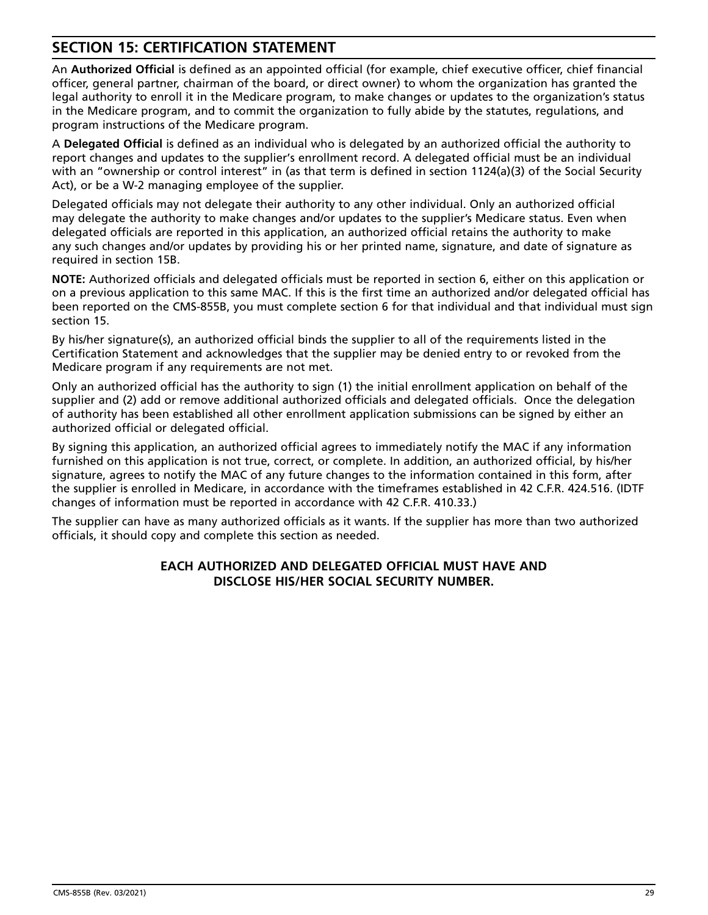## SECTION 15: CERTIFICATION STATEMENT

An **Authorized Official** is defined as an appointed official (for example, chief executive officer, chief financial officer, general partner, chairman of the board, or direct owner) to whom the organization has granted the legal authority to enroll it in the Medicare program, to make changes or updates to the organization's status in the Medicare program, and to commit the organization to fully abide by the statutes, regulations, and program instructions of the Medicare program.

A **Delegated Official** is defined as an individual who is delegated by an authorized official the authority to report changes and updates to the supplier's enrollment record. A delegated official must be an individual with an "ownership or control interest" in (as that term is defined in section 1124(a)(3) of the Social Security Act), or be a W-2 managing employee of the supplier.

Delegated officials may not delegate their authority to any other individual. Only an authorized official may delegate the authority to make changes and/or updates to the supplier's Medicare status. Even when delegated officials are reported in this application, an authorized official retains the authority to make any such changes and/or updates by providing his or her printed name, signature, and date of signature as required in section 15B.

**NOTE:** Authorized officials and delegated officials must be reported in section 6, either on this application or on a previous application to this same MAC. If this is the first time an authorized and/or delegated official has been reported on the CMS-855B, you must complete section 6 for that individual and that individual must sign section 15.

By his/her signature(s), an authorized official binds the supplier to all of the requirements listed in the Certification Statement and acknowledges that the supplier may be denied entry to or revoked from the Medicare program if any requirements are not met.

Only an authorized official has the authority to sign (1) the initial enrollment application on behalf of the supplier and (2) add or remove additional authorized officials and delegated officials. Once the delegation of authority has been established all other enrollment application submissions can be signed by either an authorized official or delegated official.

By signing this application, an authorized official agrees to immediately notify the MAC if any information furnished on this application is not true, correct, or complete. In addition, an authorized official, by his/her signature, agrees to notify the MAC of any future changes to the information contained in this form, after the supplier is enrolled in Medicare, in accordance with the timeframes established in 42 C.F.R. 424.516. (IDTF changes of information must be reported in accordance with 42 C.F.R. 410.33.)

The supplier can have as many authorized officials as it wants. If the supplier has more than two authorized officials, it should copy and complete this section as needed.

**EACH AUTHORIZED AND DELEGATED OFFICIAL MUST HAVE AND DISCLOSE HIS/HER SOCIAL SECURITY NUMBER.**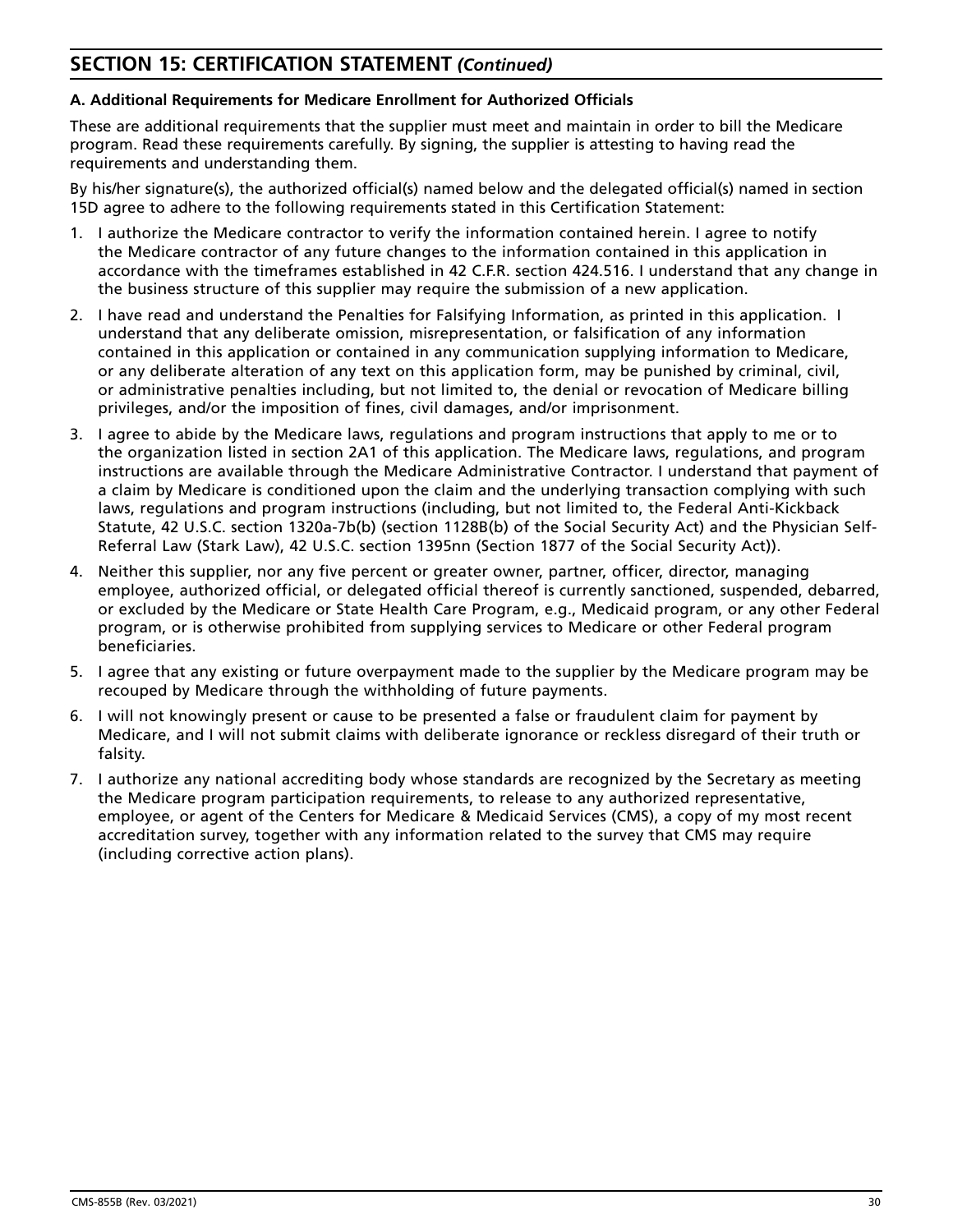## SECTION 15: CERTIFICATION STATEMENT *(Continued)*

### A. Additional Requirements for Medicare Enrollment for Authorized Officials

These are additional requirements that the supplier must meet and maintain in order to bill the Medicare program. Read these requirements carefully. By signing, the supplier is attesting to having read the requirements and understanding them.

By his/her signature(s), the authorized official(s) named below and the delegated official(s) named in section 15D agree to adhere to the following requirements stated in this Certification Statement:

1. I authorize the Medicare contractor to verify the information contained herein. I agree to notify the Medicare contractor of any future changes to the information contained in this application in accordance with the timeframes established in 42 C.F.R. section 424.516. I understand that any change in the business structure of this supplier may require the submission of a new application.
2. I have read and understand the Penalties for Falsifying Information, as printed in this application. I understand that any deliberate omission, misrepresentation, or falsification of any information contained in this application or contained in any communication supplying information to Medicare, or any deliberate alteration of any text on this application form, may be punished by criminal, civil, or administrative penalties including, but not limited to, the denial or revocation of Medicare billing privileges, and/or the imposition of fines, civil damages, and/or imprisonment.
3. I agree to abide by the Medicare laws, regulations and program instructions that apply to me or to the organization listed in section 2A1 of this application. The Medicare laws, regulations, and program instructions are available through the Medicare Administrative Contractor. I understand that payment of a claim by Medicare is conditioned upon the claim and the underlying transaction complying with such laws, regulations and program instructions (including, but not limited to, the Federal Anti-Kickback Statute, 42 U.S.C. section 1320a-7b(b) (section 1128B(b) of the Social Security Act) and the Physician Self-Referral Law (Stark Law), 42 U.S.C. section 1395nn (Section 1877 of the Social Security Act)).
4. Neither this supplier, nor any five percent or greater owner, partner, officer, director, managing employee, authorized official, or delegated official thereof is currently sanctioned, suspended, debarred, or excluded by the Medicare or State Health Care Program, e.g., Medicaid program, or any other Federal program, or is otherwise prohibited from supplying services to Medicare or other Federal program beneficiaries.
5. I agree that any existing or future overpayment made to the supplier by the Medicare program may be recouped by Medicare through the withholding of future payments.
6. I will not knowingly present or cause to be presented a false or fraudulent claim for payment by Medicare, and I will not submit claims with deliberate ignorance or reckless disregard of their truth or falsity.
7. I authorize any national accrediting body whose standards are recognized by the Secretary as meeting the Medicare program participation requirements, to release to any authorized representative, employee, or agent of the Centers for Medicare & Medicaid Services (CMS), a copy of my most recent accreditation survey, together with any information related to the survey that CMS may require (including corrective action plans).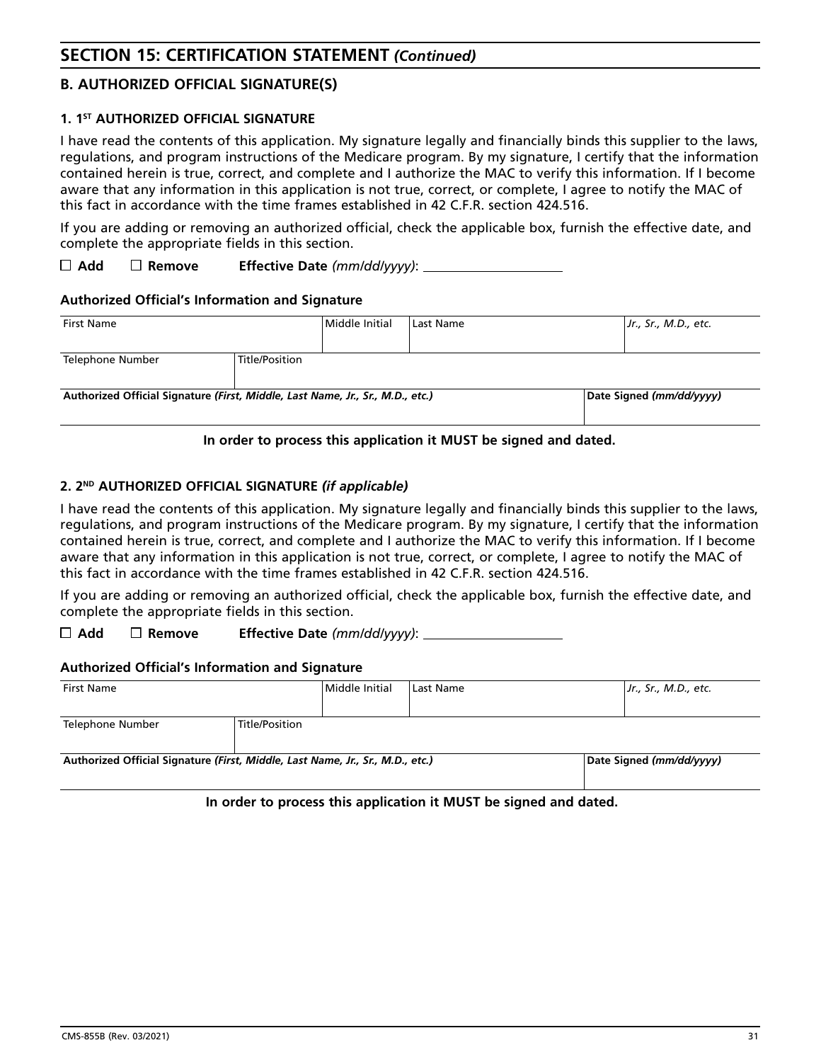## SECTION 15: CERTIFICATION STATEMENT *(Continued)*

### B. AUTHORIZED OFFICIAL SIGNATURE(S)

#### 1. 1ST AUTHORIZED OFFICIAL SIGNATURE

I have read the contents of this application. My signature legally and financially binds this supplier to the laws, regulations, and program instructions of the Medicare program. By my signature, I certify that the information contained herein is true, correct, and complete and I authorize the MAC to verify this information. If I become aware that any information in this application is not true, correct, or complete, I agree to notify the MAC of this fact in accordance with the time frames established in 42 C.F.R. section 424.516.

If you are adding or removing an authorized official, check the applicable box, furnish the effective date, and complete the appropriate fields in this section.

☐ **Add** ☐ **Remove** **Effective Date** *(mm/dd/yyyy)*: ____________________

**Authorized Official's Information and Signature**

| First Name | | Middle Initial | Last Name | *Jr., Sr., M.D., etc.* |
|---|---|---|---|---|
| Telephone Number | Title/Position | | | |
| **Authorized Official Signature** ***(First, Middle, Last Name, Jr., Sr., M.D., etc.)*** | | | | **Date Signed** ***(mm/dd/yyyy)*** |

**In order to process this application it MUST be signed and dated.**

#### 2. 2ND AUTHORIZED OFFICIAL SIGNATURE *(if applicable)*

I have read the contents of this application. My signature legally and financially binds this supplier to the laws, regulations, and program instructions of the Medicare program. By my signature, I certify that the information contained herein is true, correct, and complete and I authorize the MAC to verify this information. If I become aware that any information in this application is not true, correct, or complete, I agree to notify the MAC of this fact in accordance with the time frames established in 42 C.F.R. section 424.516.

If you are adding or removing an authorized official, check the applicable box, furnish the effective date, and complete the appropriate fields in this section.

☐ **Add** ☐ **Remove** **Effective Date** *(mm/dd/yyyy)*: ____________________

**Authorized Official's Information and Signature**

| First Name | | Middle Initial | Last Name | *Jr., Sr., M.D., etc.* |
|---|---|---|---|---|
| Telephone Number | Title/Position | | | |
| **Authorized Official Signature** ***(First, Middle, Last Name, Jr., Sr., M.D., etc.)*** | | | | **Date Signed** ***(mm/dd/yyyy)*** |

**In order to process this application it MUST be signed and dated.**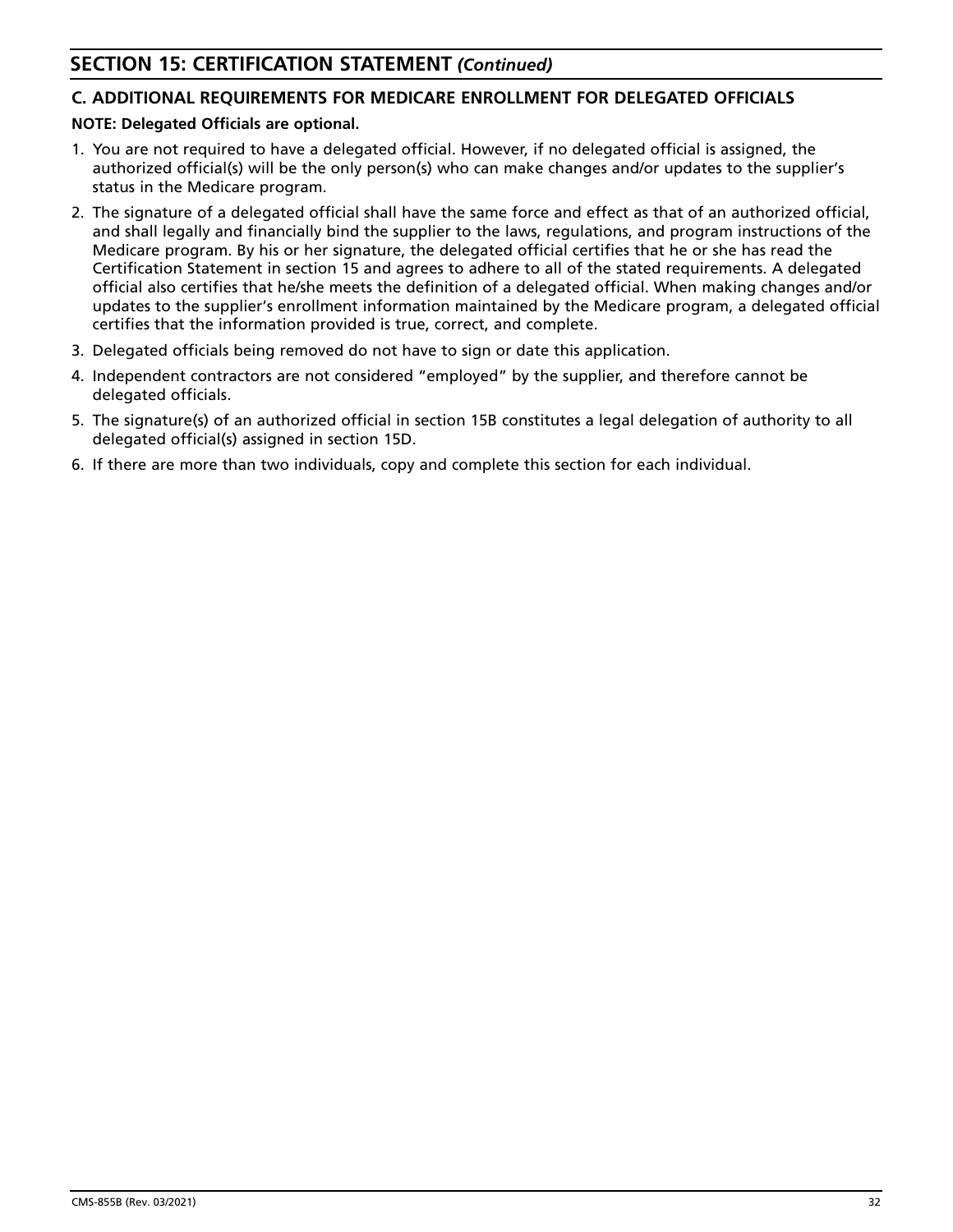## SECTION 15: CERTIFICATION STATEMENT *(Continued)*

### C. ADDITIONAL REQUIREMENTS FOR MEDICARE ENROLLMENT FOR DELEGATED OFFICIALS

**NOTE: Delegated Officials are optional.**

1. You are not required to have a delegated official. However, if no delegated official is assigned, the authorized official(s) will be the only person(s) who can make changes and/or updates to the supplier's status in the Medicare program.
2. The signature of a delegated official shall have the same force and effect as that of an authorized official, and shall legally and financially bind the supplier to the laws, regulations, and program instructions of the Medicare program. By his or her signature, the delegated official certifies that he or she has read the Certification Statement in section 15 and agrees to adhere to all of the stated requirements. A delegated official also certifies that he/she meets the definition of a delegated official. When making changes and/or updates to the supplier's enrollment information maintained by the Medicare program, a delegated official certifies that the information provided is true, correct, and complete.
3. Delegated officials being removed do not have to sign or date this application.
4. Independent contractors are not considered "employed" by the supplier, and therefore cannot be delegated officials.
5. The signature(s) of an authorized official in section 15B constitutes a legal delegation of authority to all delegated official(s) assigned in section 15D.
6. If there are more than two individuals, copy and complete this section for each individual.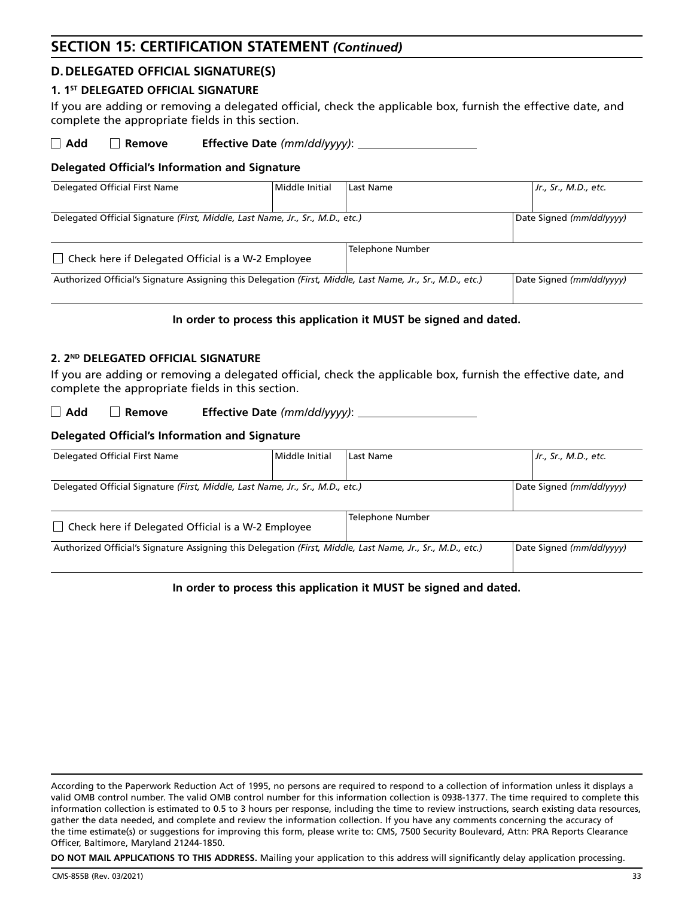## SECTION 15: CERTIFICATION STATEMENT *(Continued)*

### D. DELEGATED OFFICIAL SIGNATURE(S)

#### 1. 1ST DELEGATED OFFICIAL SIGNATURE

If you are adding or removing a delegated official, check the applicable box, furnish the effective date, and complete the appropriate fields in this section.

☐ **Add** ☐ **Remove** **Effective Date** *(mm/dd/yyyy)*: ____________________

**Delegated Official's Information and Signature**

| Delegated Official First Name | Middle Initial | Last Name | *Jr., Sr., M.D., etc.* |
|---|---|---|---|
| | | | |
| Delegated Official Signature *(First, Middle, Last Name, Jr., Sr., M.D., etc.)* | | | Date Signed *(mm/dd/yyyy)* |
| | | | |
| ☐ Check here if Delegated Official is a W-2 Employee | | Telephone Number | |
| Authorized Official's Signature Assigning this Delegation *(First, Middle, Last Name, Jr., Sr., M.D., etc.)* | | | Date Signed *(mm/dd/yyyy)* |
| | | | |

**In order to process this application it MUST be signed and dated.**

#### 2. 2ND DELEGATED OFFICIAL SIGNATURE

If you are adding or removing a delegated official, check the applicable box, furnish the effective date, and complete the appropriate fields in this section.

☐ **Add** ☐ **Remove** **Effective Date** *(mm/dd/yyyy)*: ____________________

**Delegated Official's Information and Signature**

| Delegated Official First Name | Middle Initial | Last Name | *Jr., Sr., M.D., etc.* |
|---|---|---|---|
| | | | |
| Delegated Official Signature *(First, Middle, Last Name, Jr., Sr., M.D., etc.)* | | | Date Signed *(mm/dd/yyyy)* |
| | | | |
| ☐ Check here if Delegated Official is a W-2 Employee | | Telephone Number | |
| Authorized Official's Signature Assigning this Delegation *(First, Middle, Last Name, Jr., Sr., M.D., etc.)* | | | Date Signed *(mm/dd/yyyy)* |
| | | | |

**In order to process this application it MUST be signed and dated.**

According to the Paperwork Reduction Act of 1995, no persons are required to respond to a collection of information unless it displays a valid OMB control number. The valid OMB control number for this information collection is 0938-1377. The time required to complete this information collection is estimated to 0.5 to 3 hours per response, including the time to review instructions, search existing data resources, gather the data needed, and complete and review the information collection. If you have any comments concerning the accuracy of the time estimate(s) or suggestions for improving this form, please write to: CMS, 7500 Security Boulevard, Attn: PRA Reports Clearance Officer, Baltimore, Maryland 21244-1850.

**DO NOT MAIL APPLICATIONS TO THIS ADDRESS.** Mailing your application to this address will significantly delay application processing.

CMS-855B (Rev. 03/2021)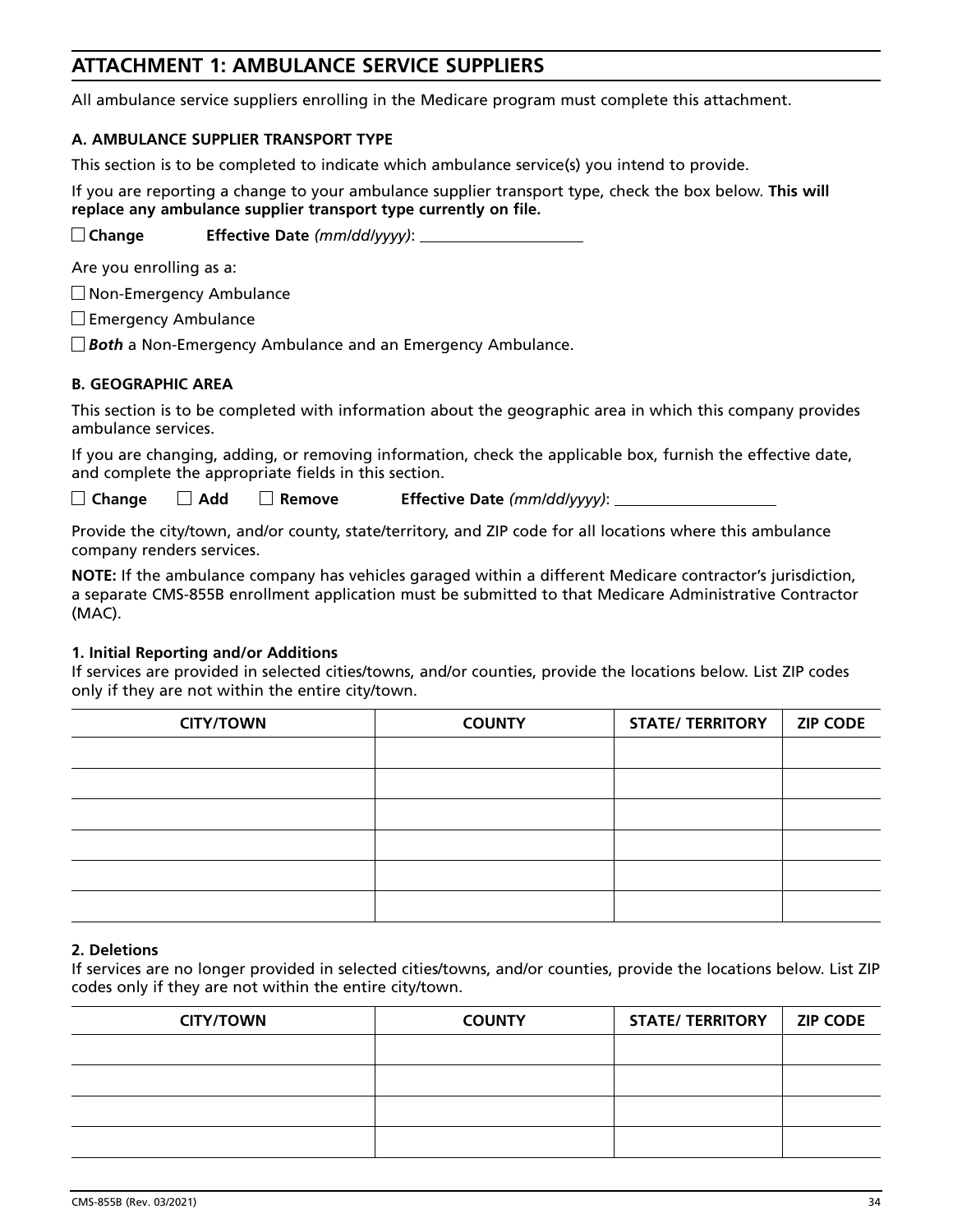## ATTACHMENT 1: AMBULANCE SERVICE SUPPLIERS

All ambulance service suppliers enrolling in the Medicare program must complete this attachment.

### A. AMBULANCE SUPPLIER TRANSPORT TYPE

This section is to be completed to indicate which ambulance service(s) you intend to provide.

If you are reporting a change to your ambulance supplier transport type, check the box below. **This will replace any ambulance supplier transport type currently on file.**

☐ **Change** **Effective Date** *(mm/dd/yyyy)*: ____________________

Are you enrolling as a:

☐ Non-Emergency Ambulance

☐ Emergency Ambulance

☐ ***Both*** a Non-Emergency Ambulance and an Emergency Ambulance.

### B. GEOGRAPHIC AREA

This section is to be completed with information about the geographic area in which this company provides ambulance services.

If you are changing, adding, or removing information, check the applicable box, furnish the effective date, and complete the appropriate fields in this section.

☐ **Change** ☐ **Add** ☐ **Remove** **Effective Date** *(mm/dd/yyyy)*: ____________________

Provide the city/town, and/or county, state/territory, and ZIP code for all locations where this ambulance company renders services.

**NOTE:** If the ambulance company has vehicles garaged within a different Medicare contractor's jurisdiction, a separate CMS-855B enrollment application must be submitted to that Medicare Administrative Contractor (MAC).

**1. Initial Reporting and/or Additions**

If services are provided in selected cities/towns, and/or counties, provide the locations below. List ZIP codes only if they are not within the entire city/town.

| CITY/TOWN | COUNTY | STATE/ TERRITORY | ZIP CODE |
|---|---|---|---|
| | | | |
| | | | |
| | | | |
| | | | |
| | | | |
| | | | |

**2. Deletions**

If services are no longer provided in selected cities/towns, and/or counties, provide the locations below. List ZIP codes only if they are not within the entire city/town.

| CITY/TOWN | COUNTY | STATE/ TERRITORY | ZIP CODE |
|---|---|---|---|
| | | | |
| | | | |
| | | | |
| | | | |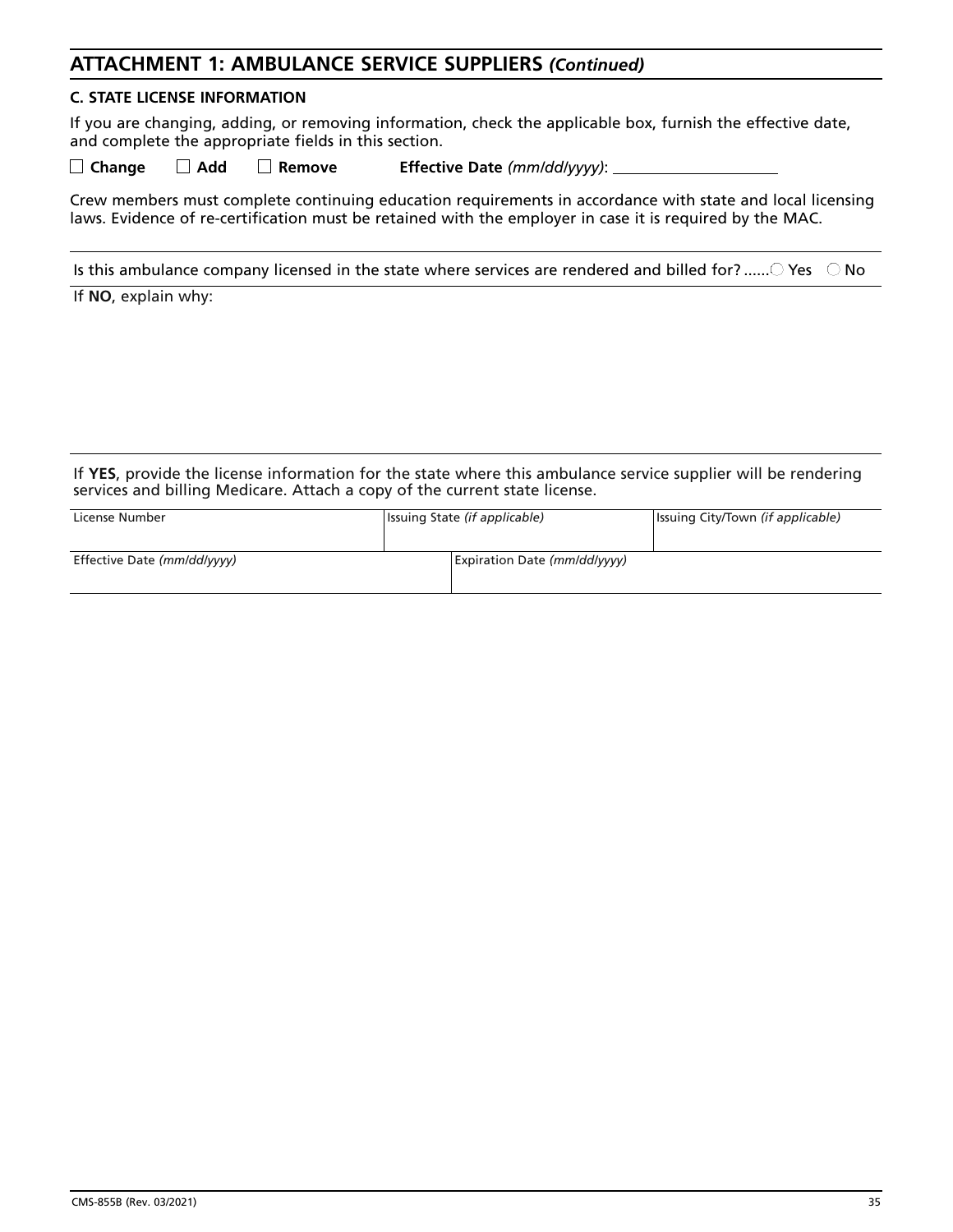## ATTACHMENT 1: AMBULANCE SERVICE SUPPLIERS *(Continued)*

### C. STATE LICENSE INFORMATION

If you are changing, adding, or removing information, check the applicable box, furnish the effective date, and complete the appropriate fields in this section.

☐ **Change** ☐ **Add** ☐ **Remove** **Effective Date** *(mm/dd/yyyy)*: ____________________

Crew members must complete continuing education requirements in accordance with state and local licensing laws. Evidence of re-certification must be retained with the employer in case it is required by the MAC.

Is this ambulance company licensed in the state where services are rendered and billed for? ...... ○ Yes ○ No

If **NO**, explain why:

If **YES**, provide the license information for the state where this ambulance service supplier will be rendering services and billing Medicare. Attach a copy of the current state license.

| License Number | Issuing State *(if applicable)* | Issuing City/Town *(if applicable)* |
|---|---|---|
| | | |

| Effective Date *(mm/dd/yyyy)* | Expiration Date *(mm/dd/yyyy)* |
|---|---|
| | |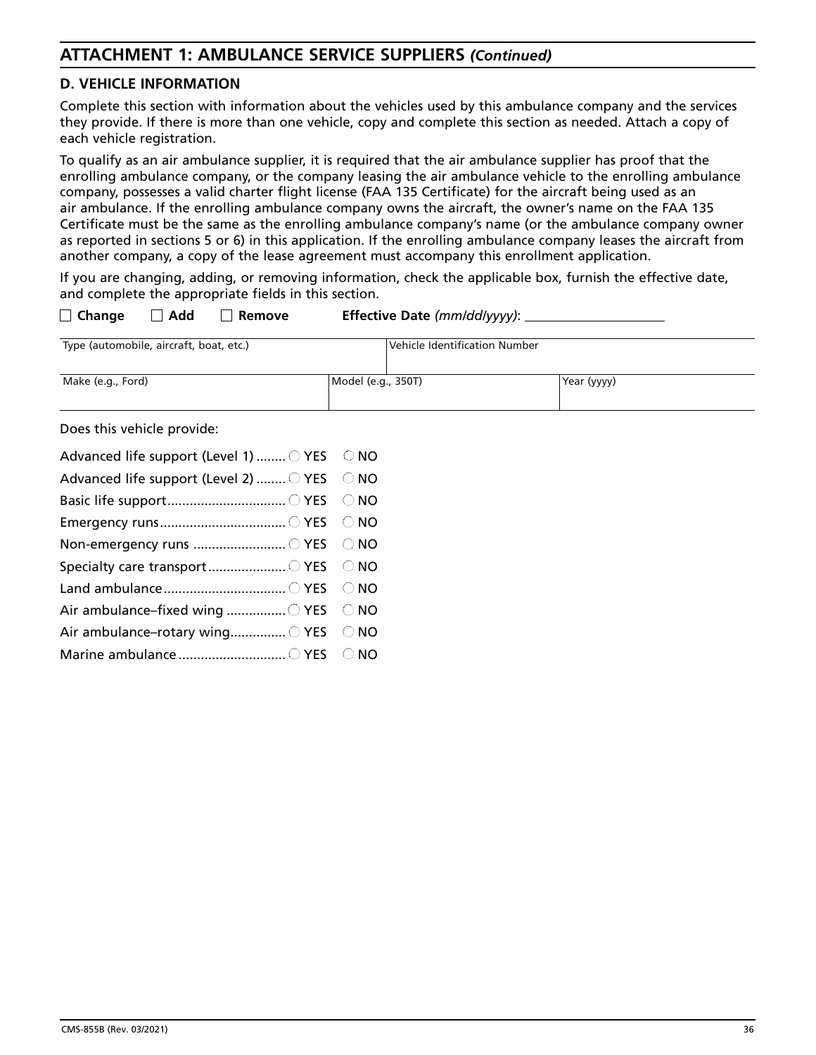## ATTACHMENT 1: AMBULANCE SERVICE SUPPLIERS *(Continued)*

### D. VEHICLE INFORMATION

Complete this section with information about the vehicles used by this ambulance company and the services they provide. If there is more than one vehicle, copy and complete this section as needed. Attach a copy of each vehicle registration.

To qualify as an air ambulance supplier, it is required that the air ambulance supplier has proof that the enrolling ambulance company, or the company leasing the air ambulance vehicle to the enrolling ambulance company, possesses a valid charter flight license (FAA 135 Certificate) for the aircraft being used as an air ambulance. If the enrolling ambulance company owns the aircraft, the owner's name on the FAA 135 Certificate must be the same as the enrolling ambulance company's name (or the ambulance company owner as reported in sections 5 or 6) in this application. If the enrolling ambulance company leases the aircraft from another company, a copy of the lease agreement must accompany this enrollment application.

If you are changing, adding, or removing information, check the applicable box, furnish the effective date, and complete the appropriate fields in this section.

☐ **Change** ☐ **Add** ☐ **Remove** **Effective Date** *(mm/dd/yyyy)*: ____________________

| Type (automobile, aircraft, boat, etc.) | | Vehicle Identification Number |
|---|---|---|
| | | |

| Make (e.g., Ford) | Model (e.g., 350T) | Year (yyyy) |
|---|---|---|
| | | |

Does this vehicle provide:

| | | |
|---|---|---|
| Advanced life support (Level 1) | ○ YES | ○ NO |
| Advanced life support (Level 2) | ○ YES | ○ NO |
| Basic life support | ○ YES | ○ NO |
| Emergency runs | ○ YES | ○ NO |
| Non-emergency runs | ○ YES | ○ NO |
| Specialty care transport | ○ YES | ○ NO |
| Land ambulance | ○ YES | ○ NO |
| Air ambulance–fixed wing | ○ YES | ○ NO |
| Air ambulance–rotary wing | ○ YES | ○ NO |
| Marine ambulance | ○ YES | ○ NO |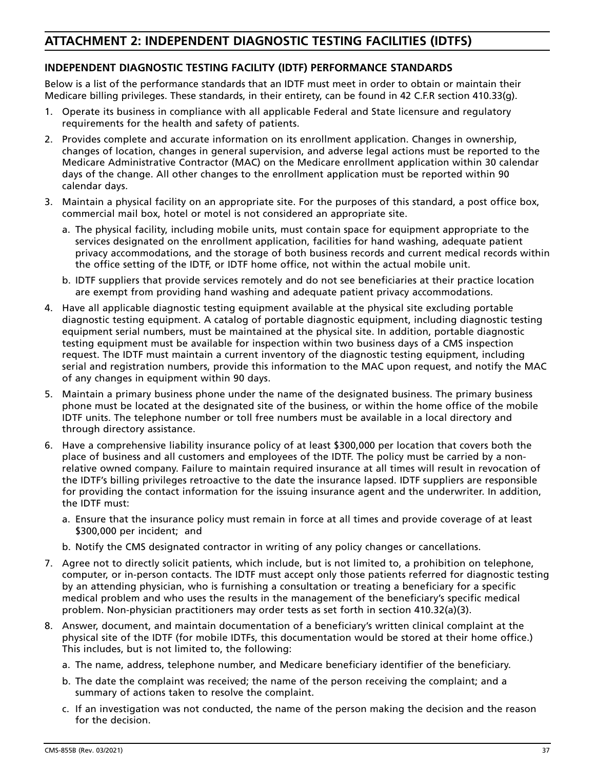## ATTACHMENT 2: INDEPENDENT DIAGNOSTIC TESTING FACILITIES (IDTFS)

### INDEPENDENT DIAGNOSTIC TESTING FACILITY (IDTF) PERFORMANCE STANDARDS

Below is a list of the performance standards that an IDTF must meet in order to obtain or maintain their Medicare billing privileges. These standards, in their entirety, can be found in 42 C.F.R section 410.33(g).

1. Operate its business in compliance with all applicable Federal and State licensure and regulatory requirements for the health and safety of patients.
2. Provides complete and accurate information on its enrollment application. Changes in ownership, changes of location, changes in general supervision, and adverse legal actions must be reported to the Medicare Administrative Contractor (MAC) on the Medicare enrollment application within 30 calendar days of the change. All other changes to the enrollment application must be reported within 90 calendar days.
3. Maintain a physical facility on an appropriate site. For the purposes of this standard, a post office box, commercial mail box, hotel or motel is not considered an appropriate site.
   a. The physical facility, including mobile units, must contain space for equipment appropriate to the services designated on the enrollment application, facilities for hand washing, adequate patient privacy accommodations, and the storage of both business records and current medical records within the office setting of the IDTF, or IDTF home office, not within the actual mobile unit.
   b. IDTF suppliers that provide services remotely and do not see beneficiaries at their practice location are exempt from providing hand washing and adequate patient privacy accommodations.
4. Have all applicable diagnostic testing equipment available at the physical site excluding portable diagnostic testing equipment. A catalog of portable diagnostic equipment, including diagnostic testing equipment serial numbers, must be maintained at the physical site. In addition, portable diagnostic testing equipment must be available for inspection within two business days of a CMS inspection request. The IDTF must maintain a current inventory of the diagnostic testing equipment, including serial and registration numbers, provide this information to the MAC upon request, and notify the MAC of any changes in equipment within 90 days.
5. Maintain a primary business phone under the name of the designated business. The primary business phone must be located at the designated site of the business, or within the home office of the mobile IDTF units. The telephone number or toll free numbers must be available in a local directory and through directory assistance.
6. Have a comprehensive liability insurance policy of at least $300,000 per location that covers both the place of business and all customers and employees of the IDTF. The policy must be carried by a non-relative owned company. Failure to maintain required insurance at all times will result in revocation of the IDTF's billing privileges retroactive to the date the insurance lapsed. IDTF suppliers are responsible for providing the contact information for the issuing insurance agent and the underwriter. In addition, the IDTF must:
   a. Ensure that the insurance policy must remain in force at all times and provide coverage of at least $300,000 per incident; and
   b. Notify the CMS designated contractor in writing of any policy changes or cancellations.
7. Agree not to directly solicit patients, which include, but is not limited to, a prohibition on telephone, computer, or in-person contacts. The IDTF must accept only those patients referred for diagnostic testing by an attending physician, who is furnishing a consultation or treating a beneficiary for a specific medical problem and who uses the results in the management of the beneficiary's specific medical problem. Non-physician practitioners may order tests as set forth in section 410.32(a)(3).
8. Answer, document, and maintain documentation of a beneficiary's written clinical complaint at the physical site of the IDTF (for mobile IDTFs, this documentation would be stored at their home office.) This includes, but is not limited to, the following:
   a. The name, address, telephone number, and Medicare beneficiary identifier of the beneficiary.
   b. The date the complaint was received; the name of the person receiving the complaint; and a summary of actions taken to resolve the complaint.
   c. If an investigation was not conducted, the name of the person making the decision and the reason for the decision.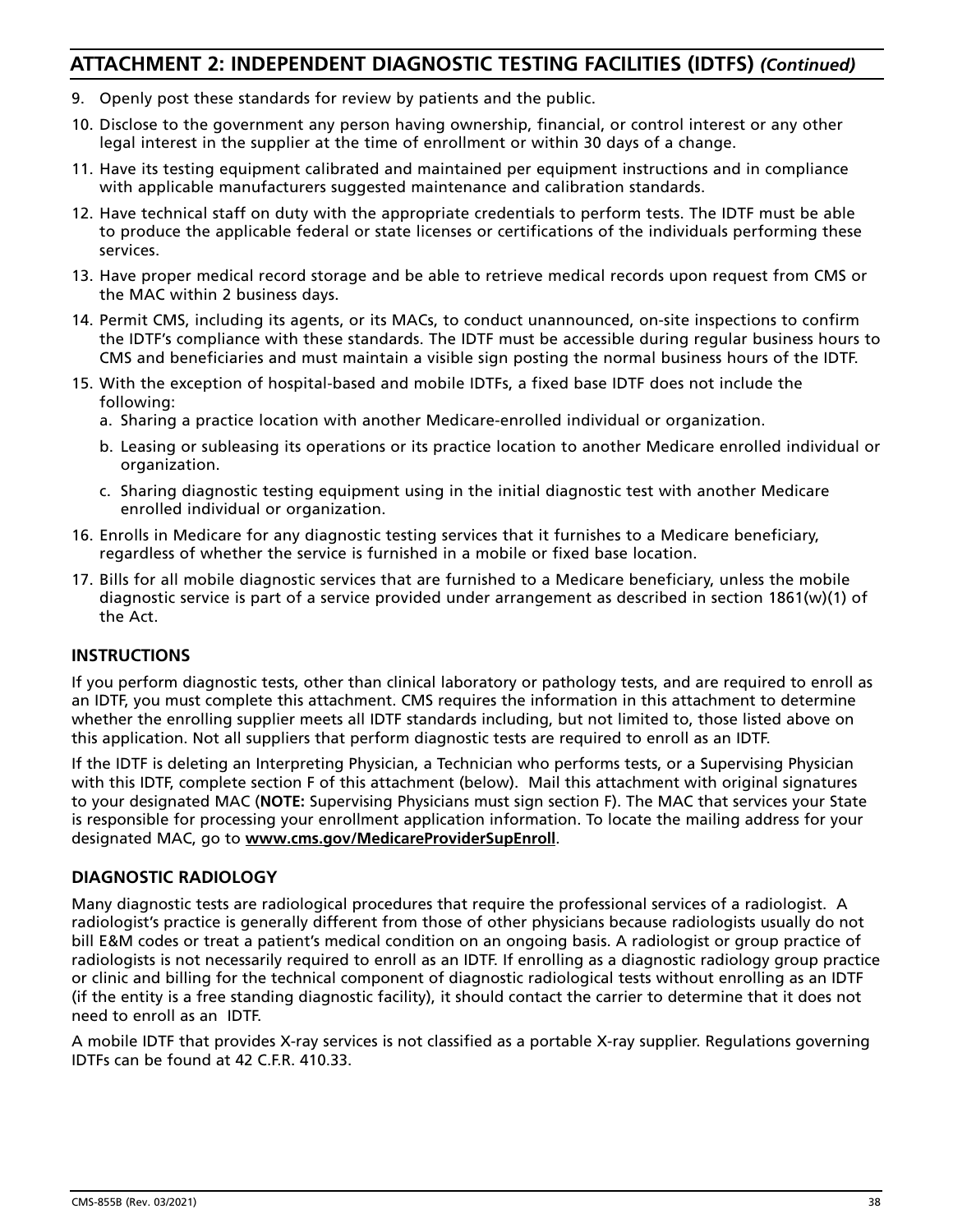## ATTACHMENT 2: INDEPENDENT DIAGNOSTIC TESTING FACILITIES (IDTFS) *(Continued)*

9. Openly post these standards for review by patients and the public.
10. Disclose to the government any person having ownership, financial, or control interest or any other legal interest in the supplier at the time of enrollment or within 30 days of a change.
11. Have its testing equipment calibrated and maintained per equipment instructions and in compliance with applicable manufacturers suggested maintenance and calibration standards.
12. Have technical staff on duty with the appropriate credentials to perform tests. The IDTF must be able to produce the applicable federal or state licenses or certifications of the individuals performing these services.
13. Have proper medical record storage and be able to retrieve medical records upon request from CMS or the MAC within 2 business days.
14. Permit CMS, including its agents, or its MACs, to conduct unannounced, on-site inspections to confirm the IDTF's compliance with these standards. The IDTF must be accessible during regular business hours to CMS and beneficiaries and must maintain a visible sign posting the normal business hours of the IDTF.
15. With the exception of hospital-based and mobile IDTFs, a fixed base IDTF does not include the following:
    a. Sharing a practice location with another Medicare-enrolled individual or organization.
    b. Leasing or subleasing its operations or its practice location to another Medicare enrolled individual or organization.
    c. Sharing diagnostic testing equipment using in the initial diagnostic test with another Medicare enrolled individual or organization.
16. Enrolls in Medicare for any diagnostic testing services that it furnishes to a Medicare beneficiary, regardless of whether the service is furnished in a mobile or fixed base location.
17. Bills for all mobile diagnostic services that are furnished to a Medicare beneficiary, unless the mobile diagnostic service is part of a service provided under arrangement as described in section 1861(w)(1) of the Act.

### INSTRUCTIONS

If you perform diagnostic tests, other than clinical laboratory or pathology tests, and are required to enroll as an IDTF, you must complete this attachment. CMS requires the information in this attachment to determine whether the enrolling supplier meets all IDTF standards including, but not limited to, those listed above on this application. Not all suppliers that perform diagnostic tests are required to enroll as an IDTF.

If the IDTF is deleting an Interpreting Physician, a Technician who performs tests, or a Supervising Physician with this IDTF, complete section F of this attachment (below). Mail this attachment with original signatures to your designated MAC (**NOTE:** Supervising Physicians must sign section F). The MAC that services your State is responsible for processing your enrollment application information. To locate the mailing address for your designated MAC, go to **www.cms.gov/MedicareProviderSupEnroll**.

### DIAGNOSTIC RADIOLOGY

Many diagnostic tests are radiological procedures that require the professional services of a radiologist. A radiologist's practice is generally different from those of other physicians because radiologists usually do not bill E&M codes or treat a patient's medical condition on an ongoing basis. A radiologist or group practice of radiologists is not necessarily required to enroll as an IDTF. If enrolling as a diagnostic radiology group practice or clinic and billing for the technical component of diagnostic radiological tests without enrolling as an IDTF (if the entity is a free standing diagnostic facility), it should contact the carrier to determine that it does not need to enroll as an IDTF.

A mobile IDTF that provides X-ray services is not classified as a portable X-ray supplier. Regulations governing IDTFs can be found at 42 C.F.R. 410.33.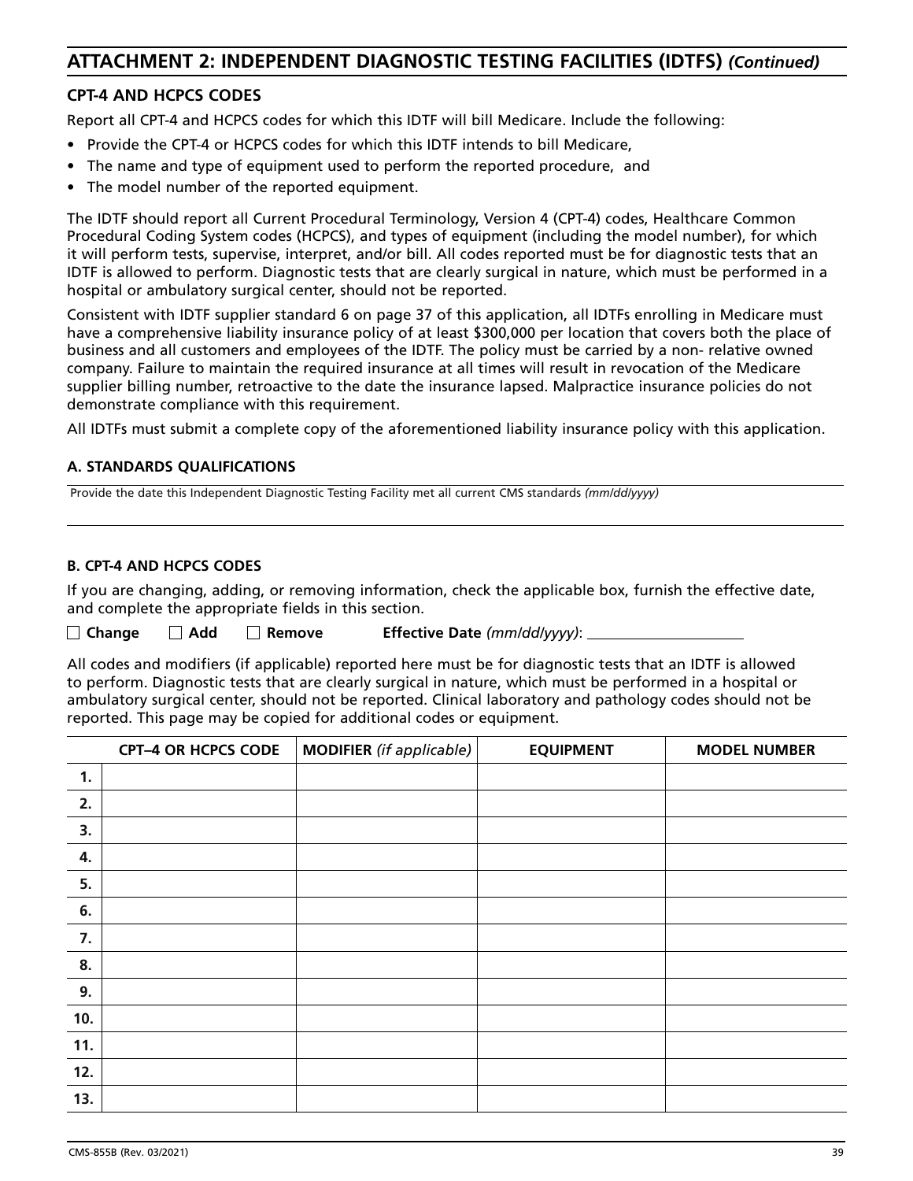## ATTACHMENT 2: INDEPENDENT DIAGNOSTIC TESTING FACILITIES (IDTFS) *(Continued)*

### CPT-4 AND HCPCS CODES

Report all CPT-4 and HCPCS codes for which this IDTF will bill Medicare. Include the following:

- Provide the CPT-4 or HCPCS codes for which this IDTF intends to bill Medicare,
- The name and type of equipment used to perform the reported procedure, and
- The model number of the reported equipment.

The IDTF should report all Current Procedural Terminology, Version 4 (CPT-4) codes, Healthcare Common Procedural Coding System codes (HCPCS), and types of equipment (including the model number), for which it will perform tests, supervise, interpret, and/or bill. All codes reported must be for diagnostic tests that an IDTF is allowed to perform. Diagnostic tests that are clearly surgical in nature, which must be performed in a hospital or ambulatory surgical center, should not be reported.

Consistent with IDTF supplier standard 6 on page 37 of this application, all IDTFs enrolling in Medicare must have a comprehensive liability insurance policy of at least $300,000 per location that covers both the place of business and all customers and employees of the IDTF. The policy must be carried by a non- relative owned company. Failure to maintain the required insurance at all times will result in revocation of the Medicare supplier billing number, retroactive to the date the insurance lapsed. Malpractice insurance policies do not demonstrate compliance with this requirement.

All IDTFs must submit a complete copy of the aforementioned liability insurance policy with this application.

#### A. STANDARDS QUALIFICATIONS

Provide the date this Independent Diagnostic Testing Facility met all current CMS standards *(mm/dd/yyyy)*

#### B. CPT-4 AND HCPCS CODES

If you are changing, adding, or removing information, check the applicable box, furnish the effective date, and complete the appropriate fields in this section.

☐ **Change** ☐ **Add** ☐ **Remove** **Effective Date** *(mm/dd/yyyy)*: ____________________

All codes and modifiers (if applicable) reported here must be for diagnostic tests that an IDTF is allowed to perform. Diagnostic tests that are clearly surgical in nature, which must be performed in a hospital or ambulatory surgical center, should not be reported. Clinical laboratory and pathology codes should not be reported. This page may be copied for additional codes or equipment.

| | CPT–4 OR HCPCS CODE | MODIFIER *(if applicable)* | EQUIPMENT | MODEL NUMBER |
|---|---|---|---|---|
| 1. | | | | |
| 2. | | | | |
| 3. | | | | |
| 4. | | | | |
| 5. | | | | |
| 6. | | | | |
| 7. | | | | |
| 8. | | | | |
| 9. | | | | |
| 10. | | | | |
| 11. | | | | |
| 12. | | | | |
| 13. | | | | |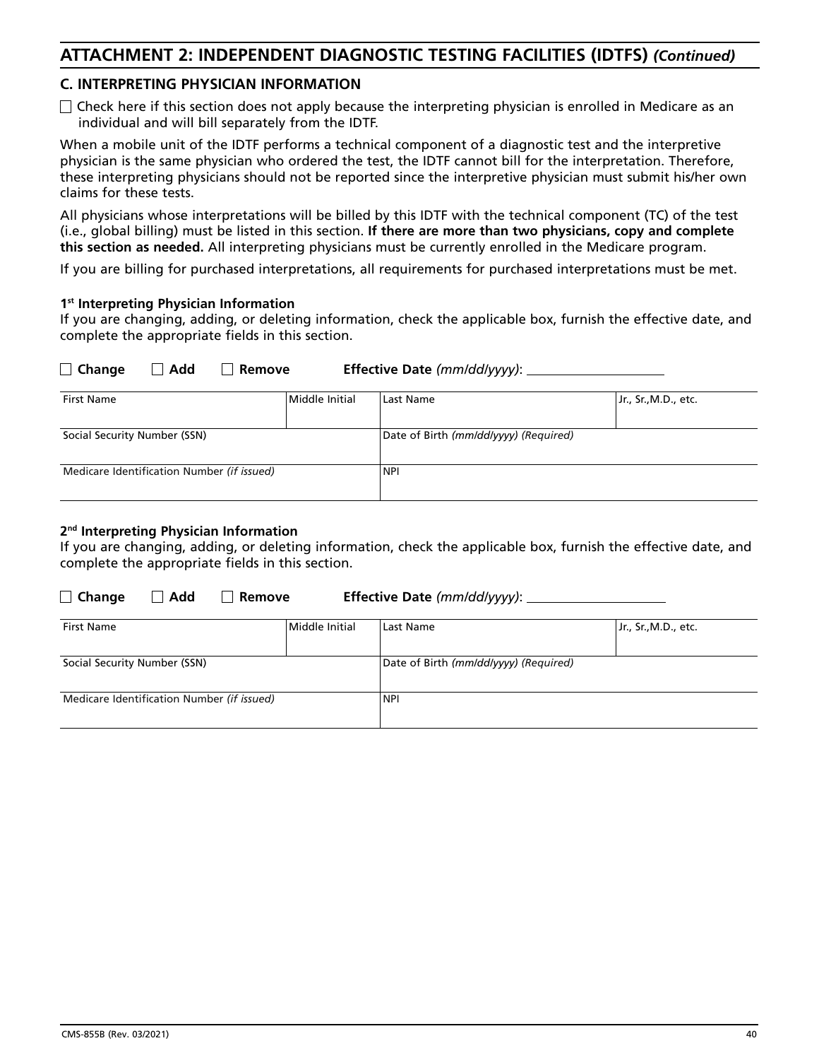## ATTACHMENT 2: INDEPENDENT DIAGNOSTIC TESTING FACILITIES (IDTFS) *(Continued)*

### C. INTERPRETING PHYSICIAN INFORMATION

☐ Check here if this section does not apply because the interpreting physician is enrolled in Medicare as an individual and will bill separately from the IDTF.

When a mobile unit of the IDTF performs a technical component of a diagnostic test and the interpretive physician is the same physician who ordered the test, the IDTF cannot bill for the interpretation. Therefore, these interpreting physicians should not be reported since the interpretive physician must submit his/her own claims for these tests.

All physicians whose interpretations will be billed by this IDTF with the technical component (TC) of the test (i.e., global billing) must be listed in this section. **If there are more than two physicians, copy and complete this section as needed.** All interpreting physicians must be currently enrolled in the Medicare program.

If you are billing for purchased interpretations, all requirements for purchased interpretations must be met.

**1st Interpreting Physician Information**

If you are changing, adding, or deleting information, check the applicable box, furnish the effective date, and complete the appropriate fields in this section.

☐ **Change** ☐ **Add** ☐ **Remove** **Effective Date** *(mm/dd/yyyy)*: ____________________

| First Name | Middle Initial | Last Name | Jr., Sr., M.D., etc. |
|---|---|---|---|
| | | | |

| Social Security Number (SSN) | Date of Birth *(mm/dd/yyyy) (Required)* |
|---|---|
| | |

| Medicare Identification Number *(if issued)* | NPI |
|---|---|
| | |

**2nd Interpreting Physician Information**

If you are changing, adding, or deleting information, check the applicable box, furnish the effective date, and complete the appropriate fields in this section.

☐ **Change** ☐ **Add** ☐ **Remove** **Effective Date** *(mm/dd/yyyy)*: ____________________

| First Name | Middle Initial | Last Name | Jr., Sr., M.D., etc. |
|---|---|---|---|
| | | | |

| Social Security Number (SSN) | Date of Birth *(mm/dd/yyyy) (Required)* |
|---|---|
| | |

| Medicare Identification Number *(if issued)* | NPI |
|---|---|
| | |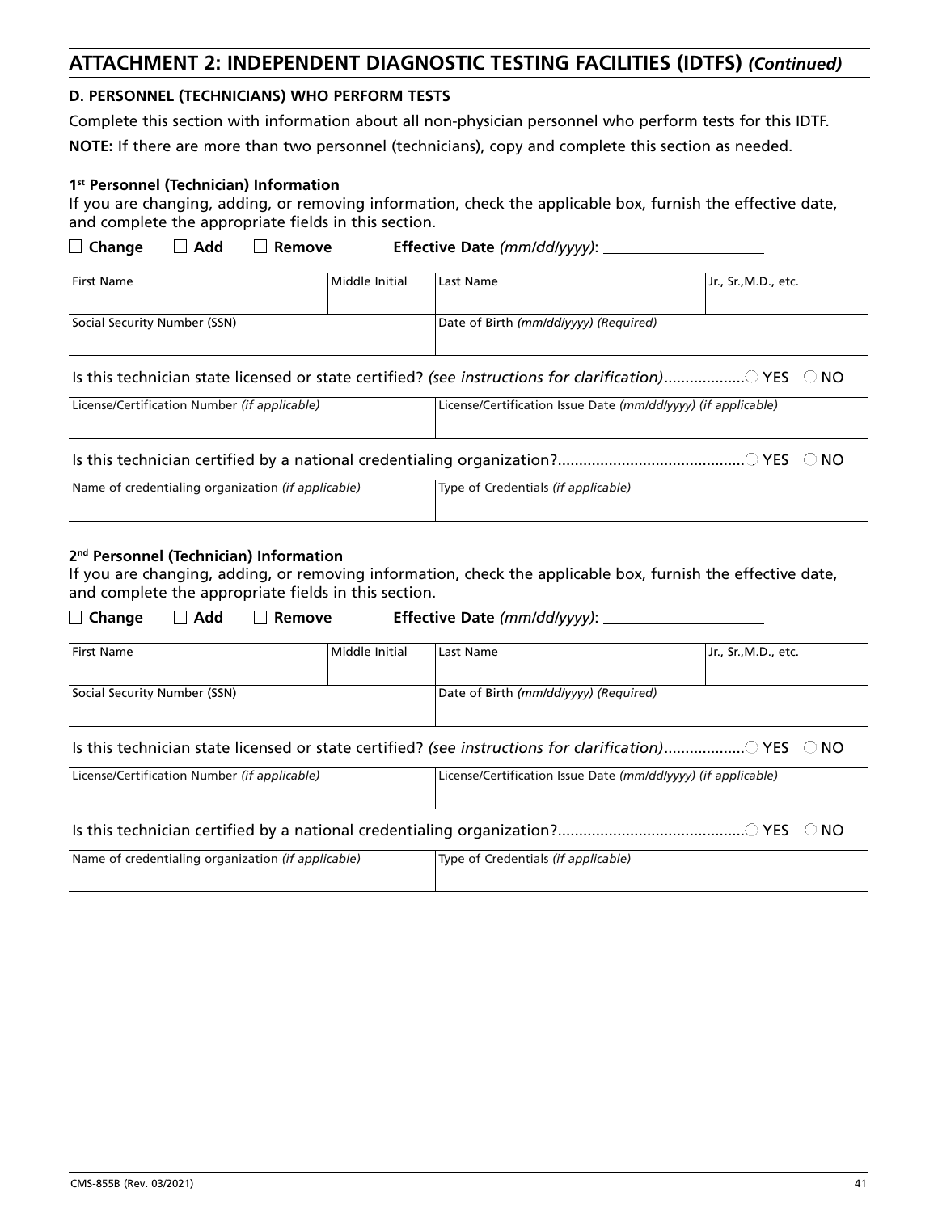## ATTACHMENT 2: INDEPENDENT DIAGNOSTIC TESTING FACILITIES (IDTFS) *(Continued)*

### D. PERSONNEL (TECHNICIANS) WHO PERFORM TESTS

Complete this section with information about all non-physician personnel who perform tests for this IDTF.

**NOTE:** If there are more than two personnel (technicians), copy and complete this section as needed.

#### 1st Personnel (Technician) Information

If you are changing, adding, or removing information, check the applicable box, furnish the effective date, and complete the appropriate fields in this section.

☐ **Change** ☐ **Add** ☐ **Remove** **Effective Date** *(mm/dd/yyyy)*: ____________________

| First Name | Middle Initial | Last Name | Jr., Sr., M.D., etc. |
|---|---|---|---|
| | | | |

| Social Security Number (SSN) | Date of Birth *(mm/dd/yyyy) (Required)* |
|---|---|
| | |

Is this technician state licensed or state certified? *(see instructions for clarification)*.................. ○ YES ○ NO

| License/Certification Number *(if applicable)* | License/Certification Issue Date *(mm/dd/yyyy) (if applicable)* |
|---|---|
| | |

Is this technician certified by a national credentialing organization?........................................... ○ YES ○ NO

| Name of credentialing organization *(if applicable)* | Type of Credentials *(if applicable)* |
|---|---|
| | |

#### 2nd Personnel (Technician) Information

If you are changing, adding, or removing information, check the applicable box, furnish the effective date, and complete the appropriate fields in this section.

☐ **Change** ☐ **Add** ☐ **Remove** **Effective Date** *(mm/dd/yyyy)*: ____________________

| First Name | Middle Initial | Last Name | Jr., Sr., M.D., etc. |
|---|---|---|---|
| | | | |

| Social Security Number (SSN) | Date of Birth *(mm/dd/yyyy) (Required)* |
|---|---|
| | |

Is this technician state licensed or state certified? *(see instructions for clarification)*.................. ○ YES ○ NO

| License/Certification Number *(if applicable)* | License/Certification Issue Date *(mm/dd/yyyy) (if applicable)* |
|---|---|
| | |

Is this technician certified by a national credentialing organization?........................................... ○ YES ○ NO

| Name of credentialing organization *(if applicable)* | Type of Credentials *(if applicable)* |
|---|---|
| | |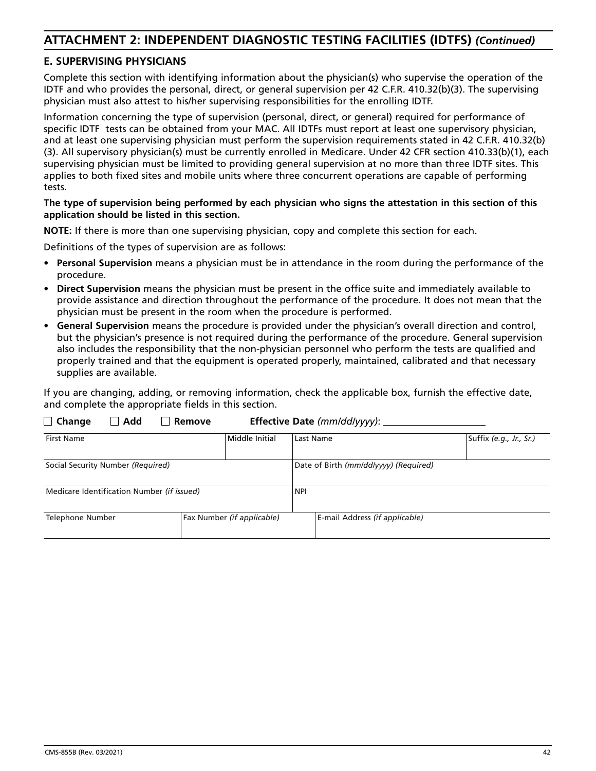## ATTACHMENT 2: INDEPENDENT DIAGNOSTIC TESTING FACILITIES (IDTFS) *(Continued)*

### E. SUPERVISING PHYSICIANS

Complete this section with identifying information about the physician(s) who supervise the operation of the IDTF and who provides the personal, direct, or general supervision per 42 C.F.R. 410.32(b)(3). The supervising physician must also attest to his/her supervising responsibilities for the enrolling IDTF.

Information concerning the type of supervision (personal, direct, or general) required for performance of specific IDTF tests can be obtained from your MAC. All IDTFs must report at least one supervisory physician, and at least one supervising physician must perform the supervision requirements stated in 42 C.F.R. 410.32(b)(3). All supervisory physician(s) must be currently enrolled in Medicare. Under 42 CFR section 410.33(b)(1), each supervising physician must be limited to providing general supervision at no more than three IDTF sites. This applies to both fixed sites and mobile units where three concurrent operations are capable of performing tests.

**The type of supervision being performed by each physician who signs the attestation in this section of this application should be listed in this section.**

**NOTE:** If there is more than one supervising physician, copy and complete this section for each.

Definitions of the types of supervision are as follows:

- **Personal Supervision** means a physician must be in attendance in the room during the performance of the procedure.
- **Direct Supervision** means the physician must be present in the office suite and immediately available to provide assistance and direction throughout the performance of the procedure. It does not mean that the physician must be present in the room when the procedure is performed.
- **General Supervision** means the procedure is provided under the physician's overall direction and control, but the physician's presence is not required during the performance of the procedure. General supervision also includes the responsibility that the non-physician personnel who perform the tests are qualified and properly trained and that the equipment is operated properly, maintained, calibrated and that necessary supplies are available.

If you are changing, adding, or removing information, check the applicable box, furnish the effective date, and complete the appropriate fields in this section.

☐ **Change** ☐ **Add** ☐ **Remove** **Effective Date** *(mm/dd/yyyy)*: ____________________

| First Name | | Middle Initial | Last Name | | Suffix *(e.g., Jr., Sr.)* |
|---|---|---|---|---|---|
| | | | | | |
| Social Security Number *(Required)* | | | Date of Birth *(mm/dd/yyyy) (Required)* | | |
| | | | | | |
| Medicare Identification Number *(if issued)* | | | NPI | | |
| | | | | | |
| Telephone Number | Fax Number *(if applicable)* | | | E-mail Address *(if applicable)* | |
| | | | | | |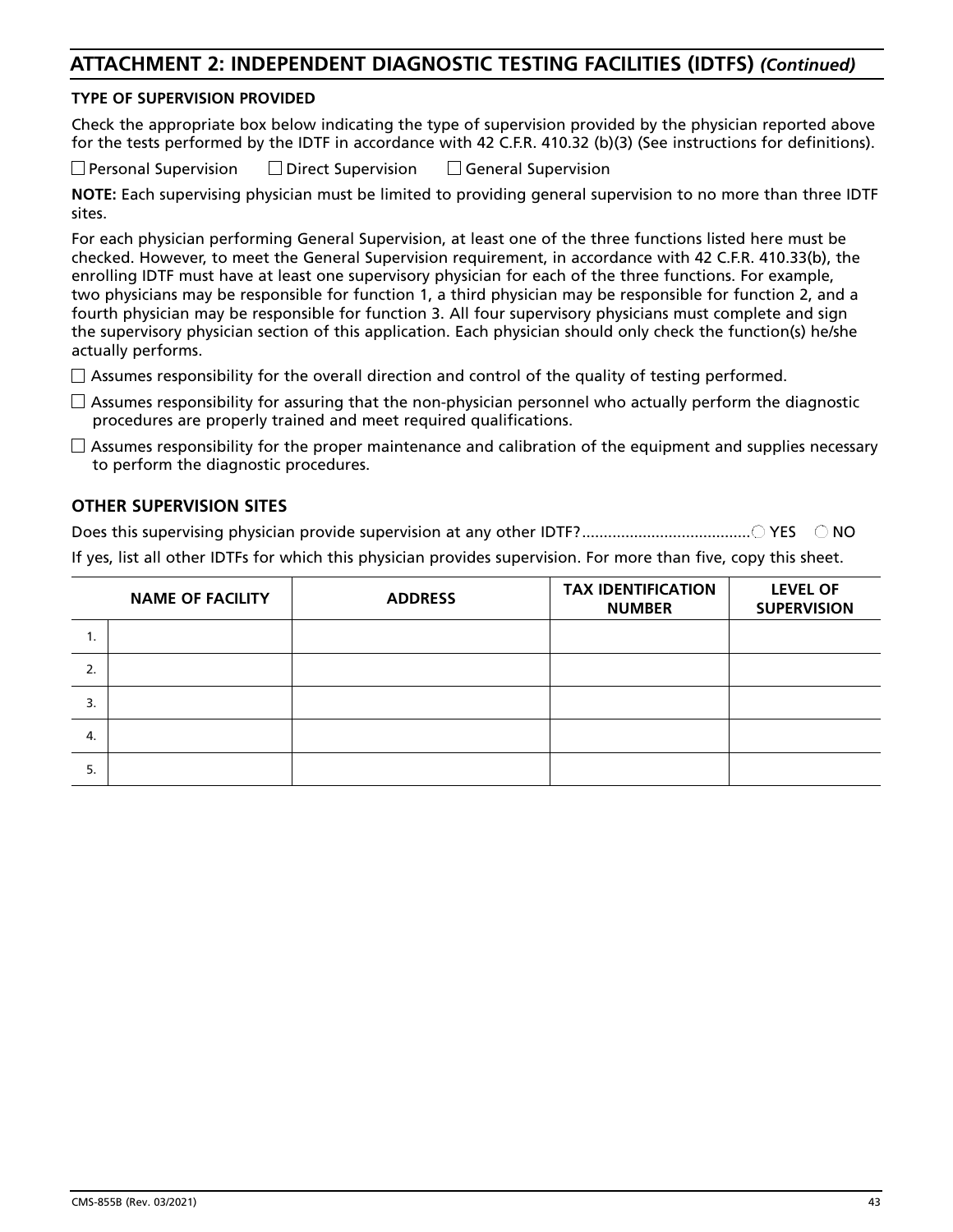## ATTACHMENT 2: INDEPENDENT DIAGNOSTIC TESTING FACILITIES (IDTFS) *(Continued)*

**TYPE OF SUPERVISION PROVIDED**

Check the appropriate box below indicating the type of supervision provided by the physician reported above for the tests performed by the IDTF in accordance with 42 C.F.R. 410.32 (b)(3) (See instructions for definitions).

☐ Personal Supervision ☐ Direct Supervision ☐ General Supervision

**NOTE:** Each supervising physician must be limited to providing general supervision to no more than three IDTF sites.

For each physician performing General Supervision, at least one of the three functions listed here must be checked. However, to meet the General Supervision requirement, in accordance with 42 C.F.R. 410.33(b), the enrolling IDTF must have at least one supervisory physician for each of the three functions. For example, two physicians may be responsible for function 1, a third physician may be responsible for function 2, and a fourth physician may be responsible for function 3. All four supervisory physicians must complete and sign the supervisory physician section of this application. Each physician should only check the function(s) he/she actually performs.

☐ Assumes responsibility for the overall direction and control of the quality of testing performed.

☐ Assumes responsibility for assuring that the non-physician personnel who actually perform the diagnostic procedures are properly trained and meet required qualifications.

☐ Assumes responsibility for the proper maintenance and calibration of the equipment and supplies necessary to perform the diagnostic procedures.

### OTHER SUPERVISION SITES

Does this supervising physician provide supervision at any other IDTF?....................................... ○ YES ○ NO

If yes, list all other IDTFs for which this physician provides supervision. For more than five, copy this sheet.

| | NAME OF FACILITY | ADDRESS | TAX IDENTIFICATION NUMBER | LEVEL OF SUPERVISION |
|---|---|---|---|---|
| 1. | | | | |
| 2. | | | | |
| 3. | | | | |
| 4. | | | | |
| 5. | | | | |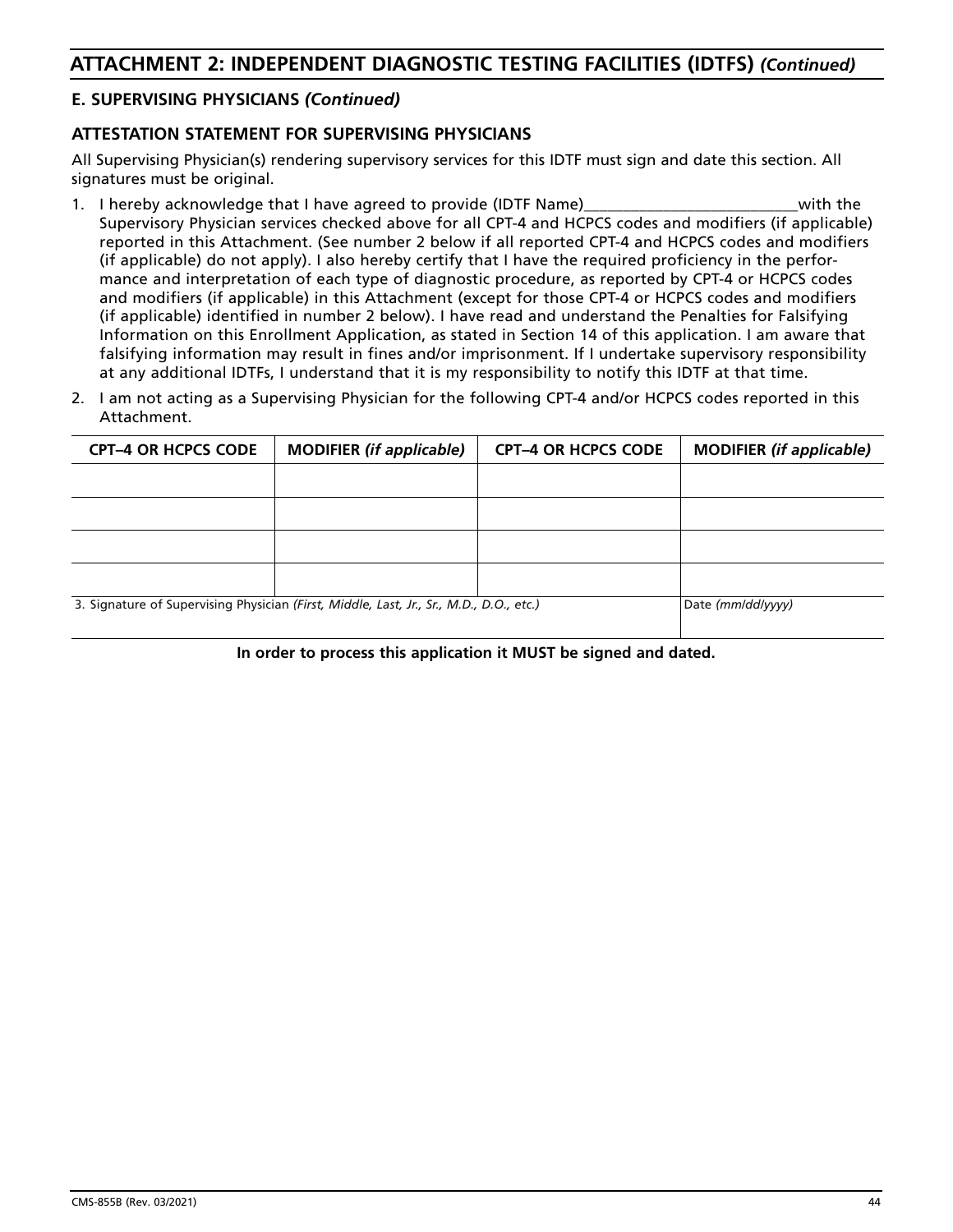## ATTACHMENT 2: INDEPENDENT DIAGNOSTIC TESTING FACILITIES (IDTFS) *(Continued)*

### E. SUPERVISING PHYSICIANS *(Continued)*

### ATTESTATION STATEMENT FOR SUPERVISING PHYSICIANS

All Supervising Physician(s) rendering supervisory services for this IDTF must sign and date this section. All signatures must be original.

1. I hereby acknowledge that I have agreed to provide (IDTF Name)___________________________with the Supervisory Physician services checked above for all CPT-4 and HCPCS codes and modifiers (if applicable) reported in this Attachment. (See number 2 below if all reported CPT-4 and HCPCS codes and modifiers (if applicable) do not apply). I also hereby certify that I have the required proficiency in the performance and interpretation of each type of diagnostic procedure, as reported by CPT-4 or HCPCS codes and modifiers (if applicable) in this Attachment (except for those CPT-4 or HCPCS codes and modifiers (if applicable) identified in number 2 below). I have read and understand the Penalties for Falsifying Information on this Enrollment Application, as stated in Section 14 of this application. I am aware that falsifying information may result in fines and/or imprisonment. If I undertake supervisory responsibility at any additional IDTFs, I understand that it is my responsibility to notify this IDTF at that time.
2. I am not acting as a Supervising Physician for the following CPT-4 and/or HCPCS codes reported in this Attachment.

| CPT–4 OR HCPCS CODE | MODIFIER *(if applicable)* | CPT–4 OR HCPCS CODE | MODIFIER *(if applicable)* |
|---|---|---|---|
| | | | |
| | | | |
| | | | |
| | | | |

| 3. Signature of Supervising Physician *(First, Middle, Last, Jr., Sr., M.D., D.O., etc.)* | Date *(mm/dd/yyyy)* |
|---|---|
| | |

**In order to process this application it MUST be signed and dated.**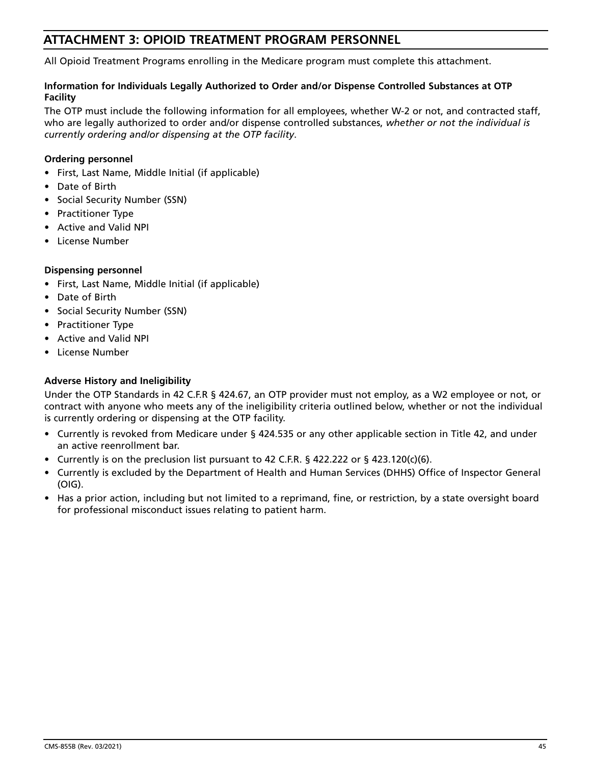## ATTACHMENT 3: OPIOID TREATMENT PROGRAM PERSONNEL

All Opioid Treatment Programs enrolling in the Medicare program must complete this attachment.

**Information for Individuals Legally Authorized to Order and/or Dispense Controlled Substances at OTP Facility**

The OTP must include the following information for all employees, whether W-2 or not, and contracted staff, who are legally authorized to order and/or dispense controlled substances, *whether or not the individual is currently ordering and/or dispensing at the OTP facility*.

**Ordering personnel**

- First, Last Name, Middle Initial (if applicable)
- Date of Birth
- Social Security Number (SSN)
- Practitioner Type
- Active and Valid NPI
- License Number

**Dispensing personnel**

- First, Last Name, Middle Initial (if applicable)
- Date of Birth
- Social Security Number (SSN)
- Practitioner Type
- Active and Valid NPI
- License Number

**Adverse History and Ineligibility**

Under the OTP Standards in 42 C.F.R § 424.67, an OTP provider must not employ, as a W2 employee or not, or contract with anyone who meets any of the ineligibility criteria outlined below, whether or not the individual is currently ordering or dispensing at the OTP facility.

- Currently is revoked from Medicare under § 424.535 or any other applicable section in Title 42, and under an active reenrollment bar.
- Currently is on the preclusion list pursuant to 42 C.F.R. § 422.222 or § 423.120(c)(6).
- Currently is excluded by the Department of Health and Human Services (DHHS) Office of Inspector General (OIG).
- Has a prior action, including but not limited to a reprimand, fine, or restriction, by a state oversight board for professional misconduct issues relating to patient harm.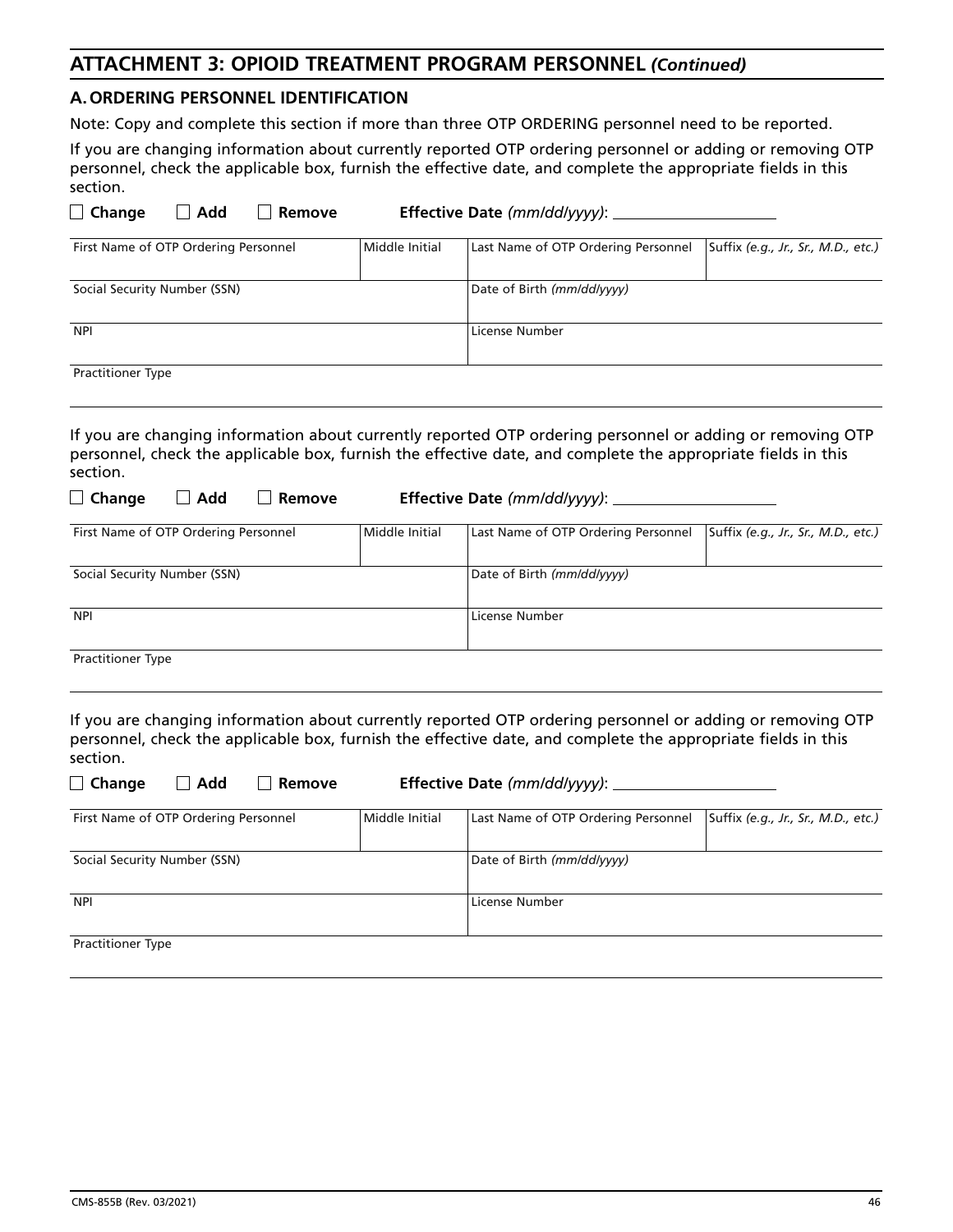## ATTACHMENT 3: OPIOID TREATMENT PROGRAM PERSONNEL *(Continued)*

### A. ORDERING PERSONNEL IDENTIFICATION

Note: Copy and complete this section if more than three OTP ORDERING personnel need to be reported.

If you are changing information about currently reported OTP ordering personnel or adding or removing OTP personnel, check the applicable box, furnish the effective date, and complete the appropriate fields in this section.

☐ **Change** ☐ **Add** ☐ **Remove** **Effective Date** *(mm/dd/yyyy)*: ____________

| First Name of OTP Ordering Personnel | Middle Initial | Last Name of OTP Ordering Personnel | Suffix *(e.g., Jr., Sr., M.D., etc.)* |
|---|---|---|---|
| | | | |

| Social Security Number (SSN) | Date of Birth *(mm/dd/yyyy)* |
|---|---|
| | |

| NPI | License Number |
|---|---|
| | |

| Practitioner Type |
|---|
| |

If you are changing information about currently reported OTP ordering personnel or adding or removing OTP personnel, check the applicable box, furnish the effective date, and complete the appropriate fields in this section.

☐ **Change** ☐ **Add** ☐ **Remove** **Effective Date** *(mm/dd/yyyy)*: ____________

| First Name of OTP Ordering Personnel | Middle Initial | Last Name of OTP Ordering Personnel | Suffix *(e.g., Jr., Sr., M.D., etc.)* |
|---|---|---|---|
| | | | |

| Social Security Number (SSN) | Date of Birth *(mm/dd/yyyy)* |
|---|---|
| | |

| NPI | License Number |
|---|---|
| | |

| Practitioner Type |
|---|
| |

If you are changing information about currently reported OTP ordering personnel or adding or removing OTP personnel, check the applicable box, furnish the effective date, and complete the appropriate fields in this section.

☐ **Change** ☐ **Add** ☐ **Remove** **Effective Date** *(mm/dd/yyyy)*: ____________

| First Name of OTP Ordering Personnel | Middle Initial | Last Name of OTP Ordering Personnel | Suffix *(e.g., Jr., Sr., M.D., etc.)* |
|---|---|---|---|
| | | | |

| Social Security Number (SSN) | Date of Birth *(mm/dd/yyyy)* |
|---|---|
| | |

| NPI | License Number |
|---|---|
| | |

| Practitioner Type |
|---|
| |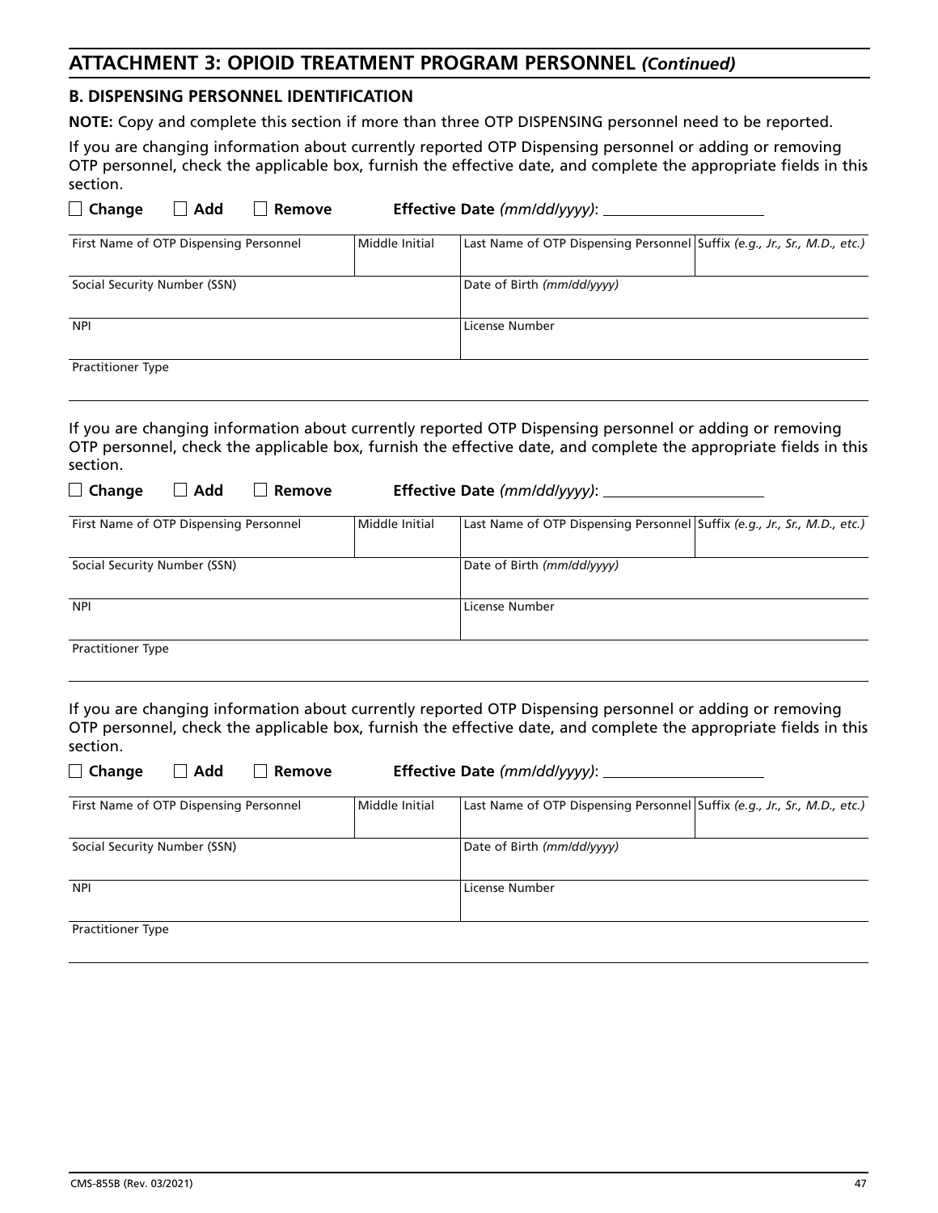## ATTACHMENT 3: OPIOID TREATMENT PROGRAM PERSONNEL *(Continued)*

### B. DISPENSING PERSONNEL IDENTIFICATION

**NOTE:** Copy and complete this section if more than three OTP DISPENSING personnel need to be reported.

If you are changing information about currently reported OTP Dispensing personnel or adding or removing OTP personnel, check the applicable box, furnish the effective date, and complete the appropriate fields in this section.

☐ **Change** ☐ **Add** ☐ **Remove** **Effective Date** *(mm/dd/yyyy)*: ____________________

| First Name of OTP Dispensing Personnel | Middle Initial | Last Name of OTP Dispensing Personnel | Suffix *(e.g., Jr., Sr., M.D., etc.)* |
|---|---|---|---|
| | | | |

| Social Security Number (SSN) | Date of Birth *(mm/dd/yyyy)* |
|---|---|
| | |

| NPI | License Number |
|---|---|
| | |

| Practitioner Type |
|---|
| |

If you are changing information about currently reported OTP Dispensing personnel or adding or removing OTP personnel, check the applicable box, furnish the effective date, and complete the appropriate fields in this section.

☐ **Change** ☐ **Add** ☐ **Remove** **Effective Date** *(mm/dd/yyyy)*: ____________________

| First Name of OTP Dispensing Personnel | Middle Initial | Last Name of OTP Dispensing Personnel | Suffix *(e.g., Jr., Sr., M.D., etc.)* |
|---|---|---|---|
| | | | |

| Social Security Number (SSN) | Date of Birth *(mm/dd/yyyy)* |
|---|---|
| | |

| NPI | License Number |
|---|---|
| | |

| Practitioner Type |
|---|
| |

If you are changing information about currently reported OTP Dispensing personnel or adding or removing OTP personnel, check the applicable box, furnish the effective date, and complete the appropriate fields in this section.

☐ **Change** ☐ **Add** ☐ **Remove** **Effective Date** *(mm/dd/yyyy)*: ____________________

| First Name of OTP Dispensing Personnel | Middle Initial | Last Name of OTP Dispensing Personnel | Suffix *(e.g., Jr., Sr., M.D., etc.)* |
|---|---|---|---|
| | | | |

| Social Security Number (SSN) | Date of Birth *(mm/dd/yyyy)* |
|---|---|
| | |

| NPI | License Number |
|---|---|
| | |

| Practitioner Type |
|---|
| |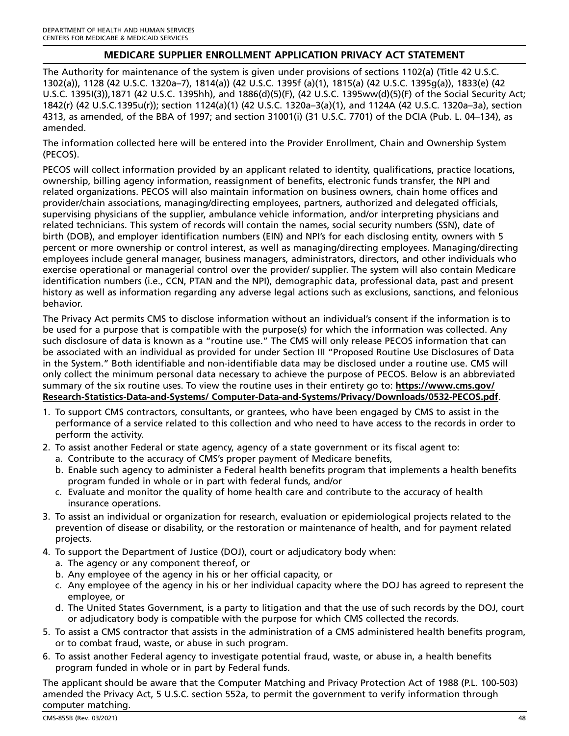DEPARTMENT OF HEALTH AND HUMAN SERVICES
CENTERS FOR MEDICARE & MEDICAID SERVICES

## MEDICARE SUPPLIER ENROLLMENT APPLICATION PRIVACY ACT STATEMENT

The Authority for maintenance of the system is given under provisions of sections 1102(a) (Title 42 U.S.C. 1302(a)), 1128 (42 U.S.C. 1320a–7), 1814(a)) (42 U.S.C. 1395f (a)(1), 1815(a) (42 U.S.C. 1395g(a)), 1833(e) (42 U.S.C. 1395l(3)),1871 (42 U.S.C. 1395hh), and 1886(d)(5)(F), (42 U.S.C. 1395ww(d)(5)(F) of the Social Security Act; 1842(r) (42 U.S.C.1395u(r)); section 1124(a)(1) (42 U.S.C. 1320a–3(a)(1), and 1124A (42 U.S.C. 1320a–3a), section 4313, as amended, of the BBA of 1997; and section 31001(i) (31 U.S.C. 7701) of the DCIA (Pub. L. 04–134), as amended.

The information collected here will be entered into the Provider Enrollment, Chain and Ownership System (PECOS).

PECOS will collect information provided by an applicant related to identity, qualifications, practice locations, ownership, billing agency information, reassignment of benefits, electronic funds transfer, the NPI and related organizations. PECOS will also maintain information on business owners, chain home offices and provider/chain associations, managing/directing employees, partners, authorized and delegated officials, supervising physicians of the supplier, ambulance vehicle information, and/or interpreting physicians and related technicians. This system of records will contain the names, social security numbers (SSN), date of birth (DOB), and employer identification numbers (EIN) and NPI's for each disclosing entity, owners with 5 percent or more ownership or control interest, as well as managing/directing employees. Managing/directing employees include general manager, business managers, administrators, directors, and other individuals who exercise operational or managerial control over the provider/ supplier. The system will also contain Medicare identification numbers (i.e., CCN, PTAN and the NPI), demographic data, professional data, past and present history as well as information regarding any adverse legal actions such as exclusions, sanctions, and felonious behavior.

The Privacy Act permits CMS to disclose information without an individual's consent if the information is to be used for a purpose that is compatible with the purpose(s) for which the information was collected. Any such disclosure of data is known as a "routine use." The CMS will only release PECOS information that can be associated with an individual as provided for under Section III "Proposed Routine Use Disclosures of Data in the System." Both identifiable and non-identifiable data may be disclosed under a routine use. CMS will only collect the minimum personal data necessary to achieve the purpose of PECOS. Below is an abbreviated summary of the six routine uses. To view the routine uses in their entirety go to: **https://www.cms.gov/Research-Statistics-Data-and-Systems/ Computer-Data-and-Systems/Privacy/Downloads/0532-PECOS.pdf**.

1. To support CMS contractors, consultants, or grantees, who have been engaged by CMS to assist in the performance of a service related to this collection and who need to have access to the records in order to perform the activity.
2. To assist another Federal or state agency, agency of a state government or its fiscal agent to:
   a. Contribute to the accuracy of CMS's proper payment of Medicare benefits,
   b. Enable such agency to administer a Federal health benefits program that implements a health benefits program funded in whole or in part with federal funds, and/or
   c. Evaluate and monitor the quality of home health care and contribute to the accuracy of health insurance operations.
3. To assist an individual or organization for research, evaluation or epidemiological projects related to the prevention of disease or disability, or the restoration or maintenance of health, and for payment related projects.
4. To support the Department of Justice (DOJ), court or adjudicatory body when:
   a. The agency or any component thereof, or
   b. Any employee of the agency in his or her official capacity, or
   c. Any employee of the agency in his or her individual capacity where the DOJ has agreed to represent the employee, or
   d. The United States Government, is a party to litigation and that the use of such records by the DOJ, court or adjudicatory body is compatible with the purpose for which CMS collected the records.
5. To assist a CMS contractor that assists in the administration of a CMS administered health benefits program, or to combat fraud, waste, or abuse in such program.
6. To assist another Federal agency to investigate potential fraud, waste, or abuse in, a health benefits program funded in whole or in part by Federal funds.

The applicant should be aware that the Computer Matching and Privacy Protection Act of 1988 (P.L. 100-503) amended the Privacy Act, 5 U.S.C. section 552a, to permit the government to verify information through computer matching.

CMS-855B (Rev. 03/2021)